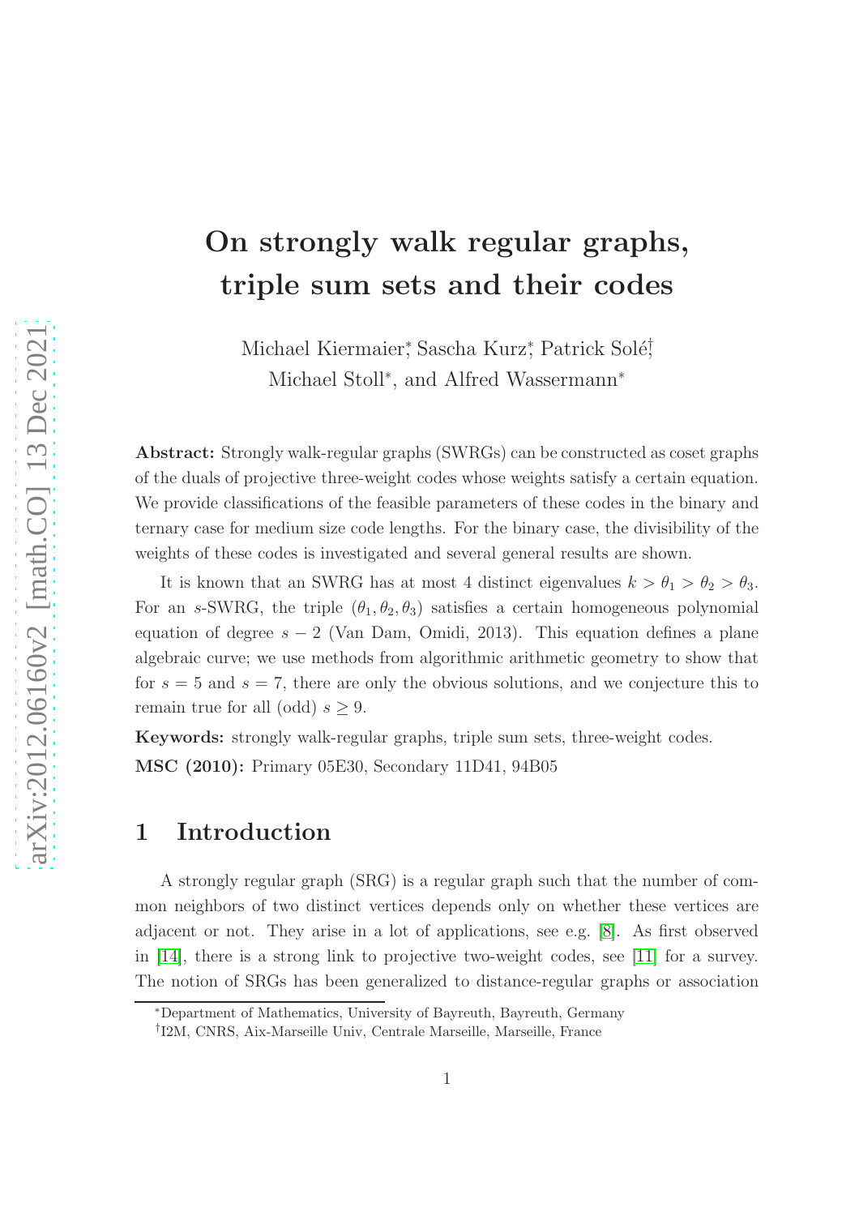# On strongly walk regular graphs, triple sum sets and their codes

Michael Kiermaier[\*], Sascha Kurz[\*], Patrick Solé[†], Michael Stoll[\*], and Alfred Wassermann[\*]

**Abstract:** Strongly walk-regular graphs (SWRGs) can be constructed as coset graphs of the duals of projective three-weight codes whose weights satisfy a certain equation. We provide classifications of the feasible parameters of these codes in the binary and ternary case for medium size code lengths. For the binary case, the divisibility of the weights of these codes is investigated and several general results are shown.

It is known that an SWRG has at most 4 distinct eigenvalues $k > \theta_1 > \theta_2 > \theta_3$. For an $s$-SWRG, the triple $(\theta_1, \theta_2, \theta_3)$ satisfies a certain homogeneous polynomial equation of degree $s - 2$ (Van Dam, Omidi, 2013). This equation defines a plane algebraic curve; we use methods from algorithmic arithmetic geometry to show that for $s = 5$ and $s = 7$, there are only the obvious solutions, and we conjecture this to remain true for all (odd) $s \geq 9$.

**Keywords:** strongly walk-regular graphs, triple sum sets, three-weight codes.

**MSC (2010):** Primary 05E30, Secondary 11D41, 94B05

## 1 Introduction

A strongly regular graph (SRG) is a regular graph such that the number of common neighbors of two distinct vertices depends only on whether these vertices are adjacent or not. They arise in a lot of applications, see e.g. [8]. As first observed in [14], there is a strong link to projective two-weight codes, see [11] for a survey. The notion of SRGs has been generalized to distance-regular graphs or association

[\*]Department of Mathematics, University of Bayreuth, Bayreuth, Germany

[†]I2M, CNRS, Aix-Marseille Univ, Centrale Marseille, Marseille, France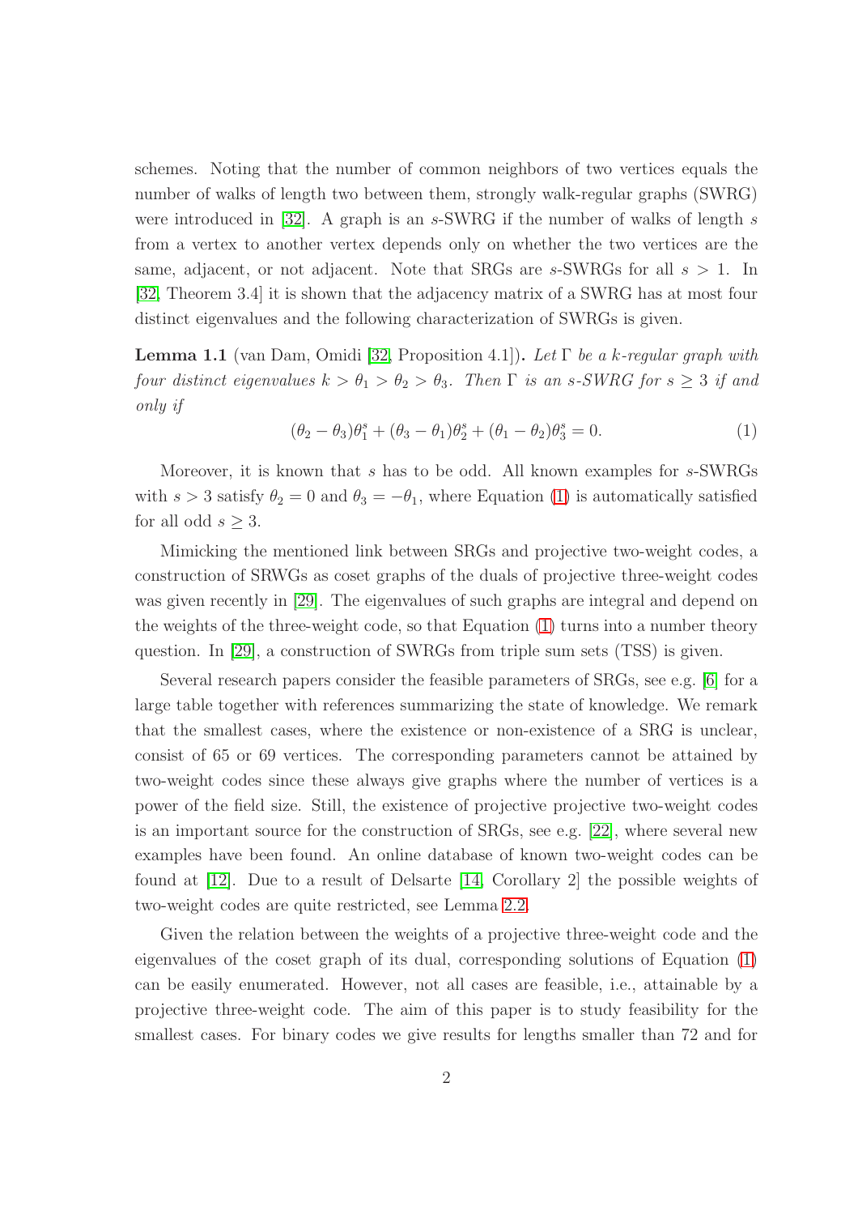schemes. Noting that the number of common neighbors of two vertices equals the number of walks of length two between them, strongly walk-regular graphs (SWRG) were introduced in [32]. A graph is an $s$-SWRG if the number of walks of length $s$ from a vertex to another vertex depends only on whether the two vertices are the same, adjacent, or not adjacent. Note that SRGs are $s$-SWRGs for all $s > 1$. In [32, Theorem 3.4] it is shown that the adjacency matrix of a SWRG has at most four distinct eigenvalues and the following characterization of SWRGs is given.

**Lemma 1.1** (van Dam, Omidi [32, Proposition 4.1])**.** *Let $\Gamma$ be a $k$-regular graph with four distinct eigenvalues $k > \theta_1 > \theta_2 > \theta_3$. Then $\Gamma$ is an $s$-SWRG for $s \geq 3$ if and only if*

$$(\theta_2 - \theta_3)\theta_1^s + (\theta_3 - \theta_1)\theta_2^s + (\theta_1 - \theta_2)\theta_3^s = 0. \qquad (1)$$

Moreover, it is known that $s$ has to be odd. All known examples for $s$-SWRGs with $s > 3$ satisfy $\theta_2 = 0$ and $\theta_3 = -\theta_1$, where Equation (1) is automatically satisfied for all odd $s \geq 3$.

Mimicking the mentioned link between SRGs and projective two-weight codes, a construction of SRWGs as coset graphs of the duals of projective three-weight codes was given recently in [29]. The eigenvalues of such graphs are integral and depend on the weights of the three-weight code, so that Equation (1) turns into a number theory question. In [29], a construction of SWRGs from triple sum sets (TSS) is given.

Several research papers consider the feasible parameters of SRGs, see e.g. [6] for a large table together with references summarizing the state of knowledge. We remark that the smallest cases, where the existence or non-existence of a SRG is unclear, consist of 65 or 69 vertices. The corresponding parameters cannot be attained by two-weight codes since these always give graphs where the number of vertices is a power of the field size. Still, the existence of projective projective two-weight codes is an important source for the construction of SRGs, see e.g. [22], where several new examples have been found. An online database of known two-weight codes can be found at [12]. Due to a result of Delsarte [14, Corollary 2] the possible weights of two-weight codes are quite restricted, see Lemma 2.2.

Given the relation between the weights of a projective three-weight code and the eigenvalues of the coset graph of its dual, corresponding solutions of Equation (1) can be easily enumerated. However, not all cases are feasible, i.e., attainable by a projective three-weight code. The aim of this paper is to study feasibility for the smallest cases. For binary codes we give results for lengths smaller than 72 and for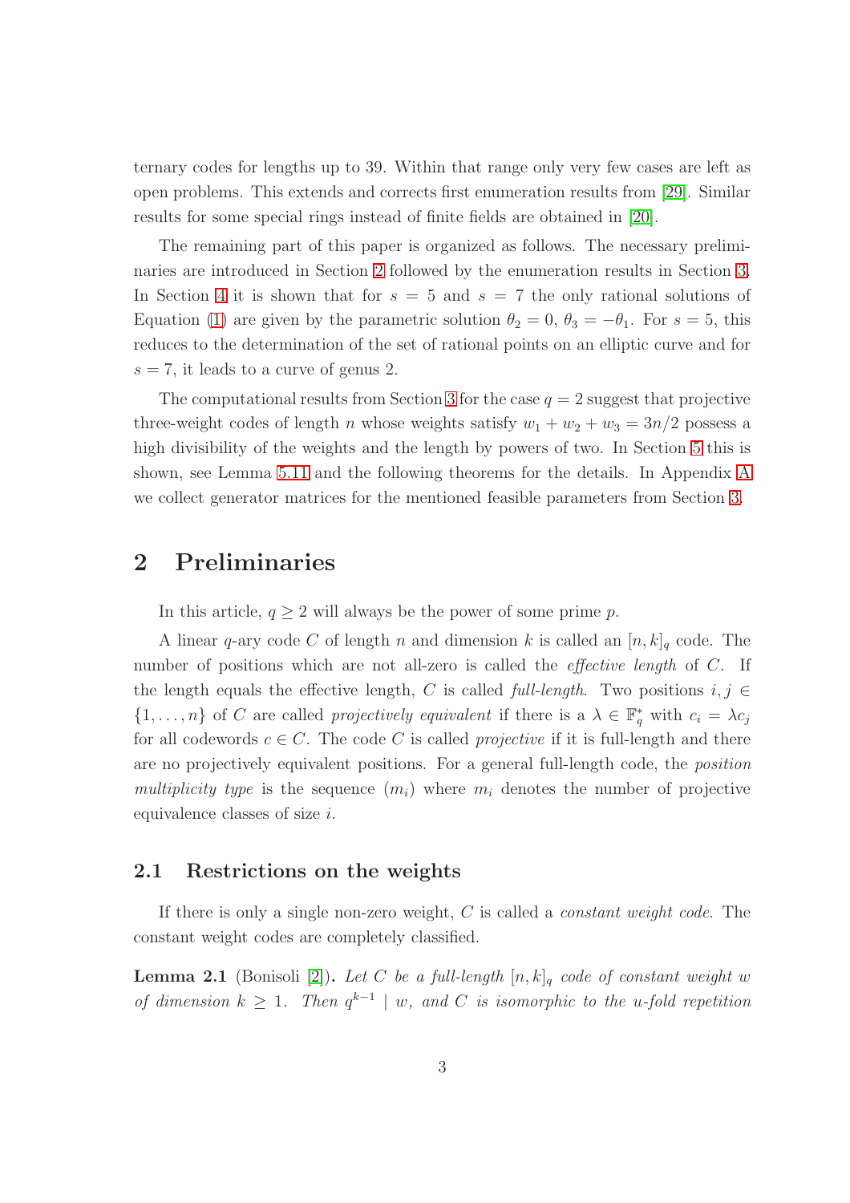ternary codes for lengths up to 39. Within that range only very few cases are left as open problems. This extends and corrects first enumeration results from [29]. Similar results for some special rings instead of finite fields are obtained in [20].

The remaining part of this paper is organized as follows. The necessary preliminaries are introduced in Section 2 followed by the enumeration results in Section 3. In Section 4 it is shown that for $s = 5$ and $s = 7$ the only rational solutions of Equation (1) are given by the parametric solution $\theta_2 = 0$, $\theta_3 = -\theta_1$. For $s = 5$, this reduces to the determination of the set of rational points on an elliptic curve and for $s = 7$, it leads to a curve of genus 2.

The computational results from Section 3 for the case $q = 2$ suggest that projective three-weight codes of length $n$ whose weights satisfy $w_1 + w_2 + w_3 = 3n/2$ possess a high divisibility of the weights and the length by powers of two. In Section 5 this is shown, see Lemma 5.11 and the following theorems for the details. In Appendix A we collect generator matrices for the mentioned feasible parameters from Section 3.

## 2 Preliminaries

In this article, $q \geq 2$ will always be the power of some prime $p$.

A linear $q$-ary code $C$ of length $n$ and dimension $k$ is called an $[n, k]_q$ code. The number of positions which are not all-zero is called the *effective length* of $C$. If the length equals the effective length, $C$ is called *full-length*. Two positions $i, j \in \{1, \ldots, n\}$ of $C$ are called *projectively equivalent* if there is a $\lambda \in \mathbb{F}_q^*$ with $c_i = \lambda c_j$ for all codewords $c \in C$. The code $C$ is called *projective* if it is full-length and there are no projectively equivalent positions. For a general full-length code, the *position multiplicity type* is the sequence $(m_i)$ where $m_i$ denotes the number of projective equivalence classes of size $i$.

### 2.1 Restrictions on the weights

If there is only a single non-zero weight, $C$ is called a *constant weight code*. The constant weight codes are completely classified.

**Lemma 2.1** (Bonisoli [2]). *Let $C$ be a full-length $[n, k]_q$ code of constant weight $w$ of dimension $k \geq 1$. Then $q^{k-1} \mid w$, and $C$ is isomorphic to the $u$-fold repetition*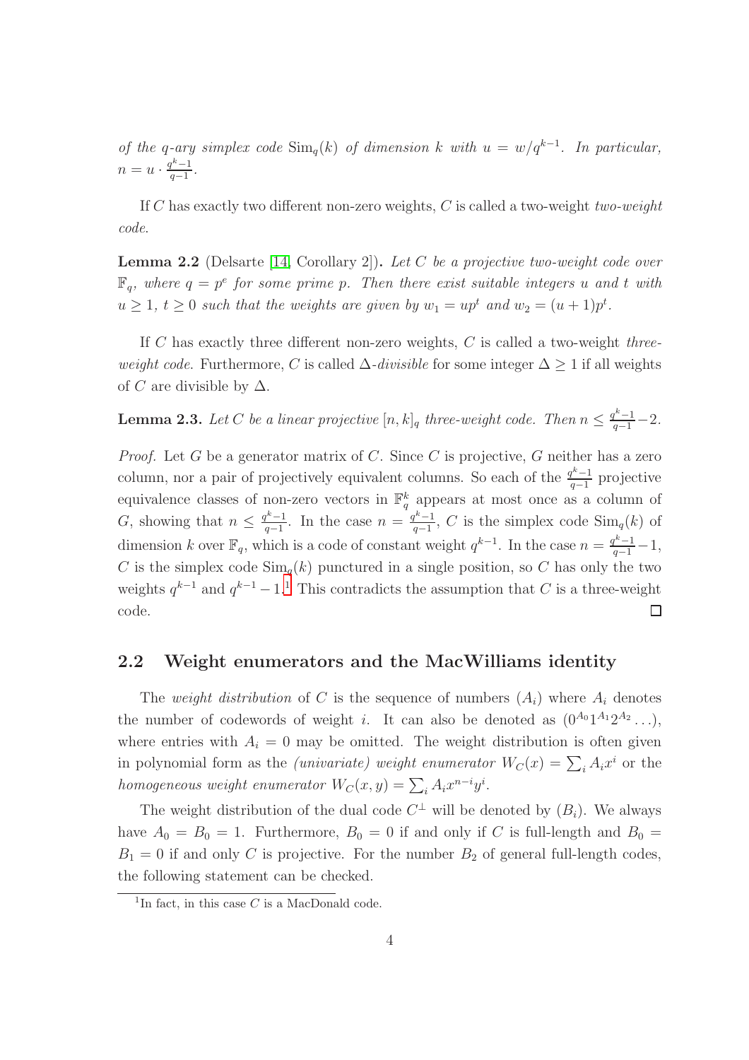*of the q-ary simplex code* $\mathrm{Sim}_q(k)$ *of dimension* $k$ *with* $u = w/q^{k-1}$*. In particular,* $n = u \cdot \frac{q^k-1}{q-1}$*.*

If $C$ has exactly two different non-zero weights, $C$ is called a two-weight *two-weight code*.

**Lemma 2.2** (Delsarte [14, Corollary 2])**.** *Let* $C$ *be a projective two-weight code over* $\mathbb{F}_q$*, where* $q = p^e$ *for some prime* $p$*. Then there exist suitable integers* $u$ *and* $t$ *with* $u \geq 1$*,* $t \geq 0$ *such that the weights are given by* $w_1 = up^t$ *and* $w_2 = (u+1)p^t$*.*

If $C$ has exactly three different non-zero weights, $C$ is called a two-weight *three-weight code*. Furthermore, $C$ is called $\Delta$*-divisible* for some integer $\Delta \geq 1$ if all weights of $C$ are divisible by $\Delta$.

**Lemma 2.3.** *Let* $C$ *be a linear projective* $[n, k]_q$ *three-weight code. Then* $n \leq \frac{q^k-1}{q-1} - 2$*.*

*Proof.* Let $G$ be a generator matrix of $C$. Since $C$ is projective, $G$ neither has a zero column, nor a pair of projectively equivalent columns. So each of the $\frac{q^k-1}{q-1}$ projective equivalence classes of non-zero vectors in $\mathbb{F}_q^k$ appears at most once as a column of $G$, showing that $n \leq \frac{q^k-1}{q-1}$. In the case $n = \frac{q^k-1}{q-1}$, $C$ is the simplex code $\mathrm{Sim}_q(k)$ of dimension $k$ over $\mathbb{F}_q$, which is a code of constant weight $q^{k-1}$. In the case $n = \frac{q^k-1}{q-1} - 1$, $C$ is the simplex code $\mathrm{Sim}_q(k)$ punctured in a single position, so $C$ has only the two weights $q^{k-1}$ and $q^{k-1} - 1$.[1] This contradicts the assumption that $C$ is a three-weight code. □

## 2.2 Weight enumerators and the MacWilliams identity

The *weight distribution* of $C$ is the sequence of numbers $(A_i)$ where $A_i$ denotes the number of codewords of weight $i$. It can also be denoted as $(0^{A_0}1^{A_1}2^{A_2}\ldots)$, where entries with $A_i = 0$ may be omitted. The weight distribution is often given in polynomial form as the *(univariate) weight enumerator* $W_C(x) = \sum_i A_i x^i$ or the *homogeneous weight enumerator* $W_C(x, y) = \sum_i A_i x^{n-i} y^i$.

The weight distribution of the dual code $C^\perp$ will be denoted by $(B_i)$. We always have $A_0 = B_0 = 1$. Furthermore, $B_0 = 0$ if and only if $C$ is full-length and $B_0 = B_1 = 0$ if and only $C$ is projective. For the number $B_2$ of general full-length codes, the following statement can be checked.

[1] In fact, in this case $C$ is a MacDonald code.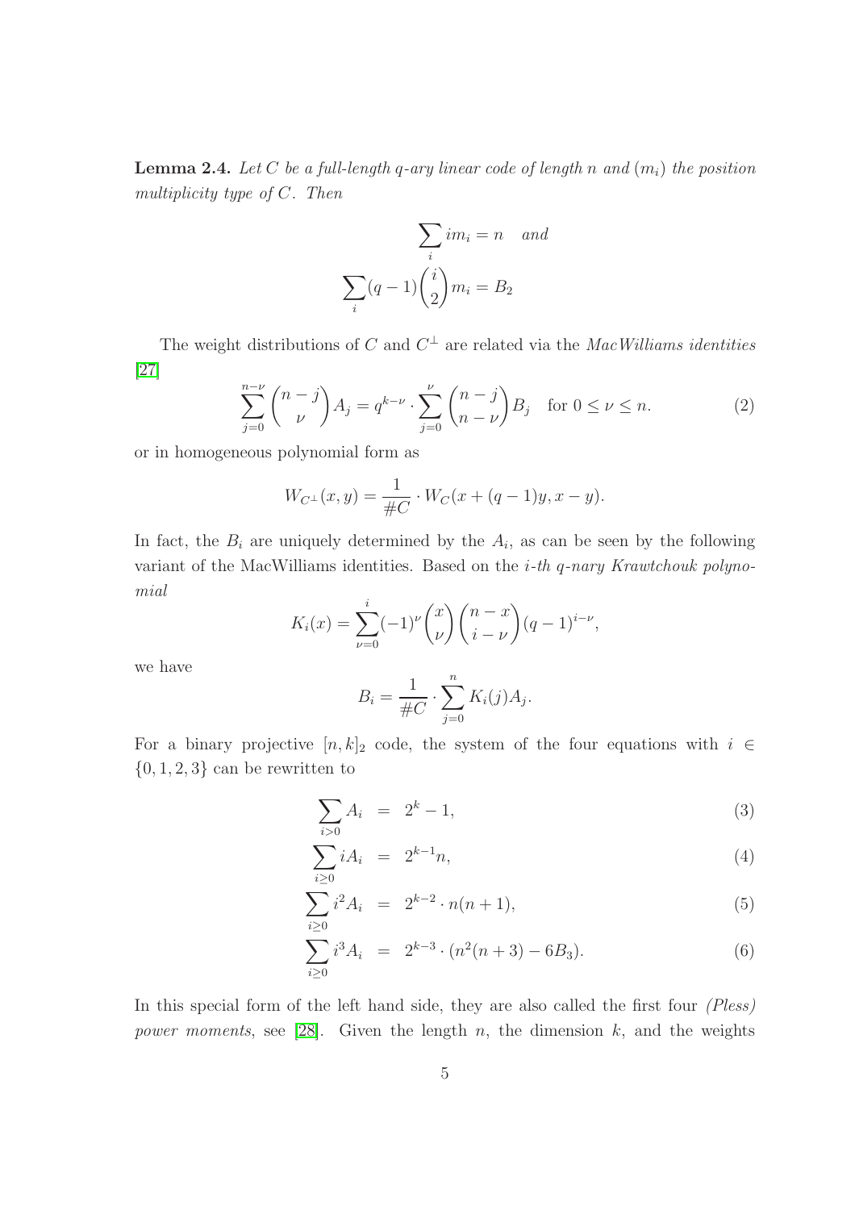**Lemma 2.4.** *Let $C$ be a full-length $q$-ary linear code of length $n$ and $(m_i)$ the position multiplicity type of $C$. Then*

$$\sum_i i m_i = n \quad \text{and}$$

$$\sum_i (q-1)\binom{i}{2} m_i = B_2$$

The weight distributions of $C$ and $C^\perp$ are related via the *MacWilliams identities* [27]

$$\sum_{j=0}^{n-\nu} \binom{n-j}{\nu} A_j = q^{k-\nu} \cdot \sum_{j=0}^{\nu} \binom{n-j}{n-\nu} B_j \quad \text{for } 0 \le \nu \le n. \tag{2}$$

or in homogeneous polynomial form as

$$W_{C^\perp}(x,y) = \frac{1}{\#C} \cdot W_C(x+(q-1)y, x-y).$$

In fact, the $B_i$ are uniquely determined by the $A_i$, as can be seen by the following variant of the MacWilliams identities. Based on the *$i$-th $q$-nary Krawtchouk polynomial*

$$K_i(x) = \sum_{\nu=0}^{i} (-1)^\nu \binom{x}{\nu} \binom{n-x}{i-\nu} (q-1)^{i-\nu},$$

we have

$$B_i = \frac{1}{\#C} \cdot \sum_{j=0}^{n} K_i(j) A_j.$$

For a binary projective $[n,k]_2$ code, the system of the four equations with $i \in \{0,1,2,3\}$ can be rewritten to

$$\sum_{i>0} A_i = 2^k - 1, \tag{3}$$

$$\sum_{i \ge 0} i A_i = 2^{k-1} n, \tag{4}$$

$$\sum_{i \ge 0} i^2 A_i = 2^{k-2} \cdot n(n+1), \tag{5}$$

$$\sum_{i \ge 0} i^3 A_i = 2^{k-3} \cdot (n^2(n+3) - 6B_3). \tag{6}$$

In this special form of the left hand side, they are also called the first four *(Pless) power moments*, see [28]. Given the length $n$, the dimension $k$, and the weights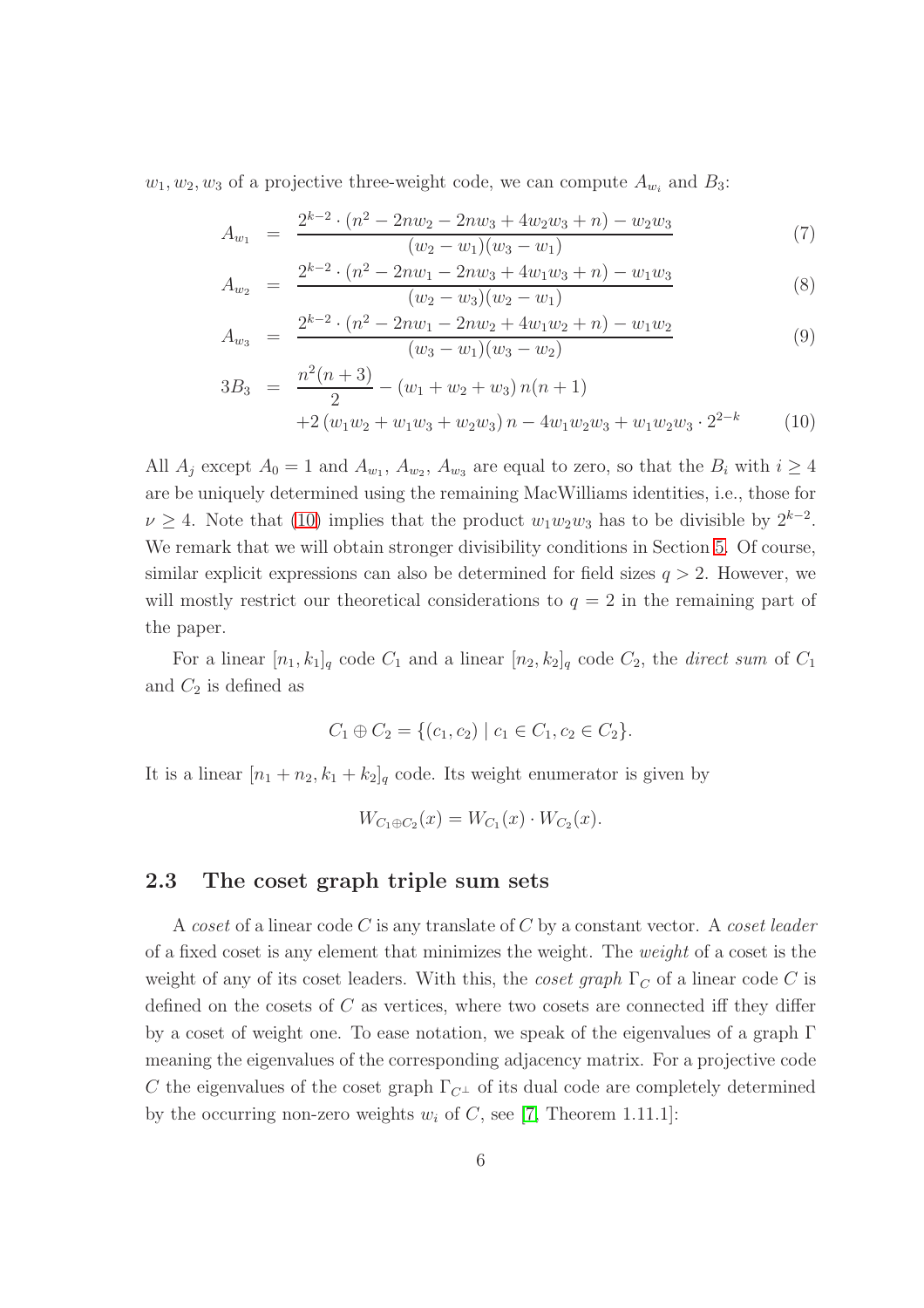$w_1, w_2, w_3$ of a projective three-weight code, we can compute $A_{w_i}$ and $B_3$:

$$A_{w_1} = \frac{2^{k-2} \cdot (n^2 - 2nw_2 - 2nw_3 + 4w_2w_3 + n) - w_2w_3}{(w_2 - w_1)(w_3 - w_1)} \qquad (7)$$

$$A_{w_2} = \frac{2^{k-2} \cdot (n^2 - 2nw_1 - 2nw_3 + 4w_1w_3 + n) - w_1w_3}{(w_2 - w_3)(w_2 - w_1)} \qquad (8)$$

$$A_{w_3} = \frac{2^{k-2} \cdot (n^2 - 2nw_1 - 2nw_2 + 4w_1w_2 + n) - w_1w_2}{(w_3 - w_1)(w_3 - w_2)} \qquad (9)$$

$$3B_3 = \frac{n^2(n+3)}{2} - (w_1 + w_2 + w_3)\, n(n+1) + 2\,(w_1w_2 + w_1w_3 + w_2w_3)\, n - 4w_1w_2w_3 + w_1w_2w_3 \cdot 2^{2-k} \qquad (10)$$

All $A_j$ except $A_0 = 1$ and $A_{w_1}$, $A_{w_2}$, $A_{w_3}$ are equal to zero, so that the $B_i$ with $i \geq 4$ are be uniquely determined using the remaining MacWilliams identities, i.e., those for $\nu \geq 4$. Note that (10) implies that the product $w_1w_2w_3$ has to be divisible by $2^{k-2}$. We remark that we will obtain stronger divisibility conditions in Section 5. Of course, similar explicit expressions can also be determined for field sizes $q > 2$. However, we will mostly restrict our theoretical considerations to $q = 2$ in the remaining part of the paper.

For a linear $[n_1, k_1]_q$ code $C_1$ and a linear $[n_2, k_2]_q$ code $C_2$, the *direct sum* of $C_1$ and $C_2$ is defined as

$$C_1 \oplus C_2 = \{(c_1, c_2) \mid c_1 \in C_1, c_2 \in C_2\}.$$

It is a linear $[n_1 + n_2, k_1 + k_2]_q$ code. Its weight enumerator is given by

$$W_{C_1 \oplus C_2}(x) = W_{C_1}(x) \cdot W_{C_2}(x).$$

### 2.3 The coset graph triple sum sets

A *coset* of a linear code $C$ is any translate of $C$ by a constant vector. A *coset leader* of a fixed coset is any element that minimizes the weight. The *weight* of a coset is the weight of any of its coset leaders. With this, the *coset graph* $\Gamma_C$ of a linear code $C$ is defined on the cosets of $C$ as vertices, where two cosets are connected iff they differ by a coset of weight one. To ease notation, we speak of the eigenvalues of a graph $\Gamma$ meaning the eigenvalues of the corresponding adjacency matrix. For a projective code $C$ the eigenvalues of the coset graph $\Gamma_{C^\perp}$ of its dual code are completely determined by the occurring non-zero weights $w_i$ of $C$, see [7, Theorem 1.11.1]: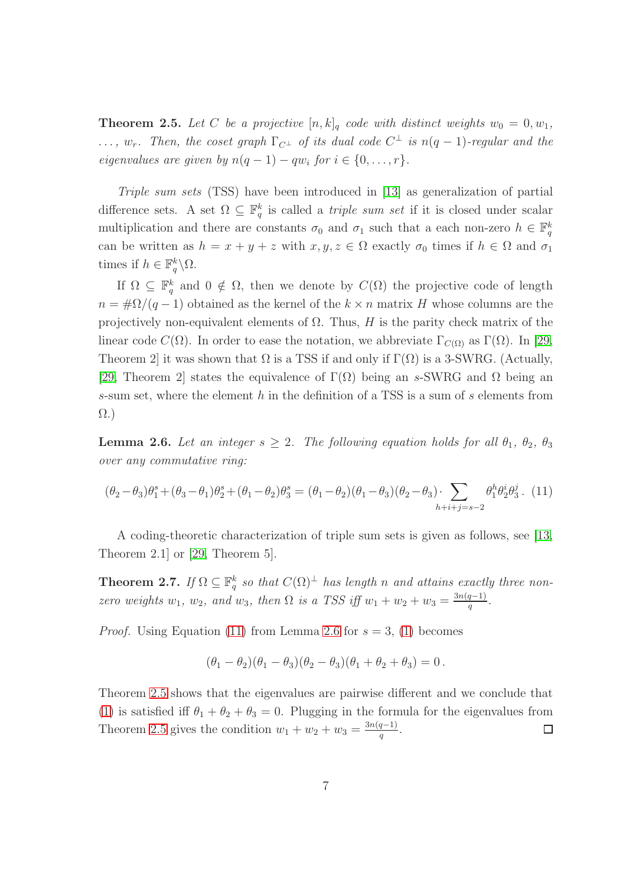**Theorem 2.5.** *Let $C$ be a projective $[n, k]_q$ code with distinct weights $w_0 = 0, w_1, \ldots, w_r$. Then, the coset graph $\Gamma_{C^\perp}$ of its dual code $C^\perp$ is $n(q-1)$-regular and the eigenvalues are given by $n(q-1) - qw_i$ for $i \in \{0, \ldots, r\}$.*

*Triple sum sets* (TSS) have been introduced in [13] as generalization of partial difference sets. A set $\Omega \subseteq \mathbb{F}_q^k$ is called a *triple sum set* if it is closed under scalar multiplication and there are constants $\sigma_0$ and $\sigma_1$ such that a each non-zero $h \in \mathbb{F}_q^k$ can be written as $h = x + y + z$ with $x, y, z \in \Omega$ exactly $\sigma_0$ times if $h \in \Omega$ and $\sigma_1$ times if $h \in \mathbb{F}_q^k \backslash \Omega$.

If $\Omega \subseteq \mathbb{F}_q^k$ and $0 \notin \Omega$, then we denote by $C(\Omega)$ the projective code of length $n = \#\Omega/(q-1)$ obtained as the kernel of the $k \times n$ matrix $H$ whose columns are the projectively non-equivalent elements of $\Omega$. Thus, $H$ is the parity check matrix of the linear code $C(\Omega)$. In order to ease the notation, we abbreviate $\Gamma_{C(\Omega)}$ as $\Gamma(\Omega)$. In [29, Theorem 2] it was shown that $\Omega$ is a TSS if and only if $\Gamma(\Omega)$ is a 3-SWRG. (Actually, [29, Theorem 2] states the equivalence of $\Gamma(\Omega)$ being an $s$-SWRG and $\Omega$ being an $s$-sum set, where the element $h$ in the definition of a TSS is a sum of $s$ elements from $\Omega$.)

**Lemma 2.6.** *Let an integer $s \geq 2$. The following equation holds for all $\theta_1$, $\theta_2$, $\theta_3$ over any commutative ring:*

$$(\theta_2-\theta_3)\theta_1^s+(\theta_3-\theta_1)\theta_2^s+(\theta_1-\theta_2)\theta_3^s = (\theta_1-\theta_2)(\theta_1-\theta_3)(\theta_2-\theta_3)\cdot \sum_{h+i+j=s-2} \theta_1^h\theta_2^i\theta_3^j\,. \quad (11)$$

A coding-theoretic characterization of triple sum sets is given as follows, see [13, Theorem 2.1] or [29, Theorem 5].

**Theorem 2.7.** *If $\Omega \subseteq \mathbb{F}_q^k$ so that $C(\Omega)^\perp$ has length $n$ and attains exactly three non-zero weights $w_1$, $w_2$, and $w_3$, then $\Omega$ is a TSS iff $w_1 + w_2 + w_3 = \frac{3n(q-1)}{q}$.*

*Proof.* Using Equation (11) from Lemma 2.6 for $s = 3$, (1) becomes

$$(\theta_1 - \theta_2)(\theta_1 - \theta_3)(\theta_2 - \theta_3)(\theta_1 + \theta_2 + \theta_3) = 0\,.$$

Theorem 2.5 shows that the eigenvalues are pairwise different and we conclude that (1) is satisfied iff $\theta_1 + \theta_2 + \theta_3 = 0$. Plugging in the formula for the eigenvalues from Theorem 2.5 gives the condition $w_1 + w_2 + w_3 = \frac{3n(q-1)}{q}$. □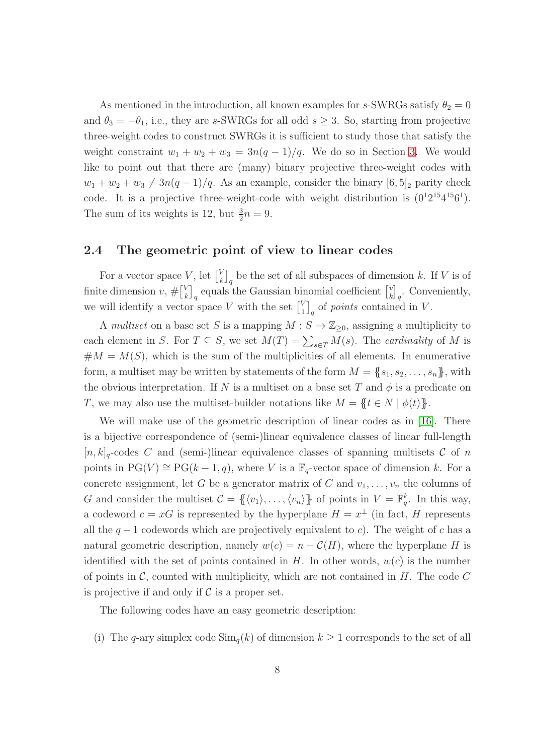As mentioned in the introduction, all known examples for $s$-SWRGs satisfy $\theta_2 = 0$ and $\theta_3 = -\theta_1$, i.e., they are $s$-SWRGs for all odd $s \geq 3$. So, starting from projective three-weight codes to construct SWRGs it is sufficient to study those that satisfy the weight constraint $w_1 + w_2 + w_3 = 3n(q-1)/q$. We do so in Section 3. We would like to point out that there are (many) binary projective three-weight codes with $w_1 + w_2 + w_3 \neq 3n(q-1)/q$. As an example, consider the binary $[6,5]_2$ parity check code. It is a projective three-weight-code with weight distribution is $(0^1 2^{15} 4^{15} 6^1)$. The sum of its weights is 12, but $\frac{3}{2}n = 9$.

### 2.4 The geometric point of view to linear codes

For a vector space $V$, let $\begin{bmatrix} V \\ k \end{bmatrix}_q$ be the set of all subspaces of dimension $k$. If $V$ is of finite dimension $v$, $\#\begin{bmatrix} V \\ k \end{bmatrix}_q$ equals the Gaussian binomial coefficient $\begin{bmatrix} v \\ k \end{bmatrix}_q$. Conveniently, we will identify a vector space $V$ with the set $\begin{bmatrix} V \\ 1 \end{bmatrix}_q$ of *points* contained in $V$.

A *multiset* on a base set $S$ is a mapping $M : S \to \mathbb{Z}_{\geq 0}$, assigning a multiplicity to each element in $S$. For $T \subseteq S$, we set $M(T) = \sum_{s \in T} M(s)$. The *cardinality* of $M$ is $\#M = M(S)$, which is the sum of the multiplicities of all elements. In enumerative form, a multiset may be written by statements of the form $M = \{\!\{s_1, s_2, \ldots, s_n\}\!\}$, with the obvious interpretation. If $N$ is a multiset on a base set $T$ and $\phi$ is a predicate on $T$, we may also use the multiset-builder notations like $M = \{\!\{t \in N \mid \phi(t)\}\!\}$.

We will make use of the geometric description of linear codes as in [16]. There is a bijective correspondence of (semi-)linear equivalence classes of linear full-length $[n,k]_q$-codes $C$ and (semi-)linear equivalence classes of spanning multisets $\mathcal{C}$ of $n$ points in $\mathrm{PG}(V) \cong \mathrm{PG}(k-1,q)$, where $V$ is a $\mathbb{F}_q$-vector space of dimension $k$. For a concrete assignment, let $G$ be a generator matrix of $C$ and $v_1, \ldots, v_n$ the columns of $G$ and consider the multiset $\mathcal{C} = \{\!\{\langle v_1 \rangle, \ldots, \langle v_n \rangle\}\!\}$ of points in $V = \mathbb{F}_q^k$. In this way, a codeword $c = xG$ is represented by the hyperplane $H = x^\perp$ (in fact, $H$ represents all the $q-1$ codewords which are projectively equivalent to $c$). The weight of $c$ has a natural geometric description, namely $w(c) = n - \mathcal{C}(H)$, where the hyperplane $H$ is identified with the set of points contained in $H$. In other words, $w(c)$ is the number of points in $\mathcal{C}$, counted with multiplicity, which are not contained in $H$. The code $C$ is projective if and only if $\mathcal{C}$ is a proper set.

The following codes have an easy geometric description:

(i) The $q$-ary simplex code $\mathrm{Sim}_q(k)$ of dimension $k \geq 1$ corresponds to the set of all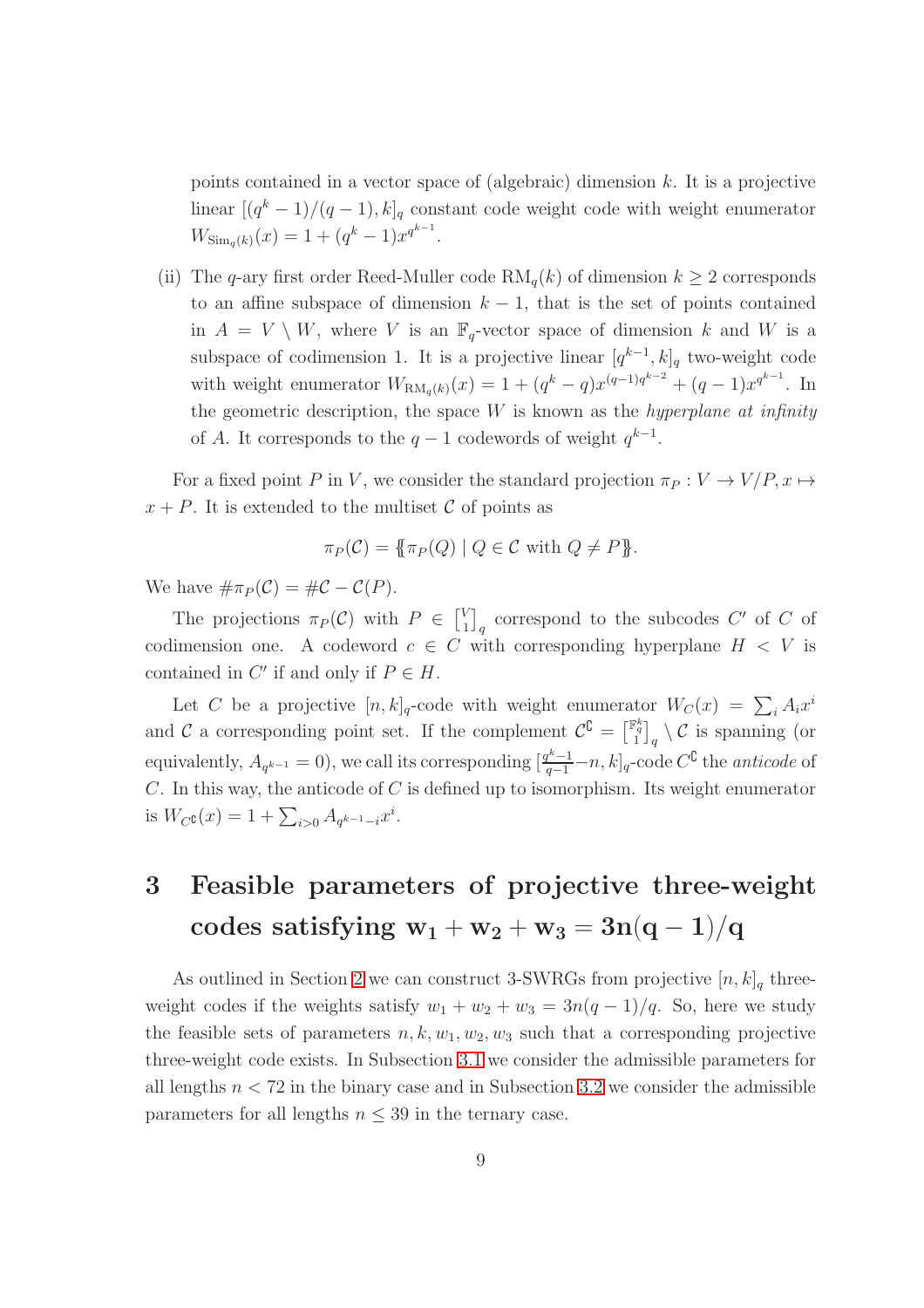points contained in a vector space of (algebraic) dimension $k$. It is a projective linear $[(q^k-1)/(q-1), k]_q$ constant code weight code with weight enumerator $W_{\mathrm{Sim}_q(k)}(x) = 1 + (q^k-1)x^{q^{k-1}}$.

(ii) The $q$-ary first order Reed-Muller code $\mathrm{RM}_q(k)$ of dimension $k \geq 2$ corresponds to an affine subspace of dimension $k-1$, that is the set of points contained in $A = V \setminus W$, where $V$ is an $\mathbb{F}_q$-vector space of dimension $k$ and $W$ is a subspace of codimension 1. It is a projective linear $[q^{k-1}, k]_q$ two-weight code with weight enumerator $W_{\mathrm{RM}_q(k)}(x) = 1 + (q^k - q)x^{(q-1)q^{k-2}} + (q-1)x^{q^{k-1}}$. In the geometric description, the space $W$ is known as the *hyperplane at infinity* of $A$. It corresponds to the $q-1$ codewords of weight $q^{k-1}$.

For a fixed point $P$ in $V$, we consider the standard projection $\pi_P : V \to V/P, x \mapsto x + P$. It is extended to the multiset $\mathcal{C}$ of points as

$$\pi_P(\mathcal{C}) = \{\!\{\pi_P(Q) \mid Q \in \mathcal{C} \text{ with } Q \neq P\}\!\}.$$

We have $\#\pi_P(\mathcal{C}) = \#\mathcal{C} - \mathcal{C}(P)$.

The projections $\pi_P(\mathcal{C})$ with $P \in \begin{bmatrix} V \\ 1 \end{bmatrix}_q$ correspond to the subcodes $C'$ of $C$ of codimension one. A codeword $c \in C$ with corresponding hyperplane $H < V$ is contained in $C'$ if and only if $P \in H$.

Let $C$ be a projective $[n, k]_q$-code with weight enumerator $W_C(x) = \sum_i A_i x^i$ and $\mathcal{C}$ a corresponding point set. If the complement $\mathcal{C}^{\complement} = \begin{bmatrix} \mathbb{F}_q^k \\ 1 \end{bmatrix}_q \setminus \mathcal{C}$ is spanning (or equivalently, $A_{q^{k-1}} = 0$), we call its corresponding $[\frac{q^k-1}{q-1} - n, k]_q$-code $C^{\complement}$ the *anticode* of $C$. In this way, the anticode of $C$ is defined up to isomorphism. Its weight enumerator is $W_{C^{\complement}}(x) = 1 + \sum_{i>0} A_{q^{k-1}-i} x^i$.

# 3 Feasible parameters of projective three-weight codes satisfying $\mathbf{w_1 + w_2 + w_3 = 3n(q-1)/q}$

As outlined in Section 2 we can construct 3-SWRGs from projective $[n, k]_q$ three-weight codes if the weights satisfy $w_1 + w_2 + w_3 = 3n(q-1)/q$. So, here we study the feasible sets of parameters $n, k, w_1, w_2, w_3$ such that a corresponding projective three-weight code exists. In Subsection 3.1 we consider the admissible parameters for all lengths $n < 72$ in the binary case and in Subsection 3.2 we consider the admissible parameters for all lengths $n \leq 39$ in the ternary case.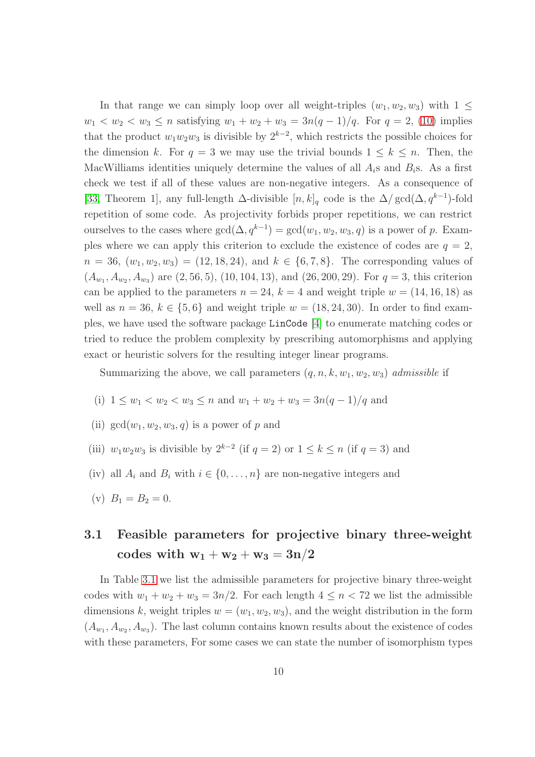In that range we can simply loop over all weight-triples $(w_1, w_2, w_3)$ with $1 \le w_1 < w_2 < w_3 \le n$ satisfying $w_1 + w_2 + w_3 = 3n(q-1)/q$. For $q = 2$, (10) implies that the product $w_1 w_2 w_3$ is divisible by $2^{k-2}$, which restricts the possible choices for the dimension $k$. For $q = 3$ we may use the trivial bounds $1 \le k \le n$. Then, the MacWilliams identities uniquely determine the values of all $A_i$s and $B_i$s. As a first check we test if all of these values are non-negative integers. As a consequence of [33, Theorem 1], any full-length $\Delta$-divisible $[n, k]_q$ code is the $\Delta / \gcd(\Delta, q^{k-1})$-fold repetition of some code. As projectivity forbids proper repetitions, we can restrict ourselves to the cases where $\gcd(\Delta, q^{k-1}) = \gcd(w_1, w_2, w_3, q)$ is a power of $p$. Examples where we can apply this criterion to exclude the existence of codes are $q = 2$, $n = 36$, $(w_1, w_2, w_3) = (12, 18, 24)$, and $k \in \{6, 7, 8\}$. The corresponding values of $(A_{w_1}, A_{w_2}, A_{w_3})$ are $(2, 56, 5)$, $(10, 104, 13)$, and $(26, 200, 29)$. For $q = 3$, this criterion can be applied to the parameters $n = 24$, $k = 4$ and weight triple $w = (14, 16, 18)$ as well as $n = 36$, $k \in \{5, 6\}$ and weight triple $w = (18, 24, 30)$. In order to find examples, we have used the software package LinCode [4] to enumerate matching codes or tried to reduce the problem complexity by prescribing automorphisms and applying exact or heuristic solvers for the resulting integer linear programs.

Summarizing the above, we call parameters $(q, n, k, w_1, w_2, w_3)$ *admissible* if

(i) $1 \le w_1 < w_2 < w_3 \le n$ and $w_1 + w_2 + w_3 = 3n(q-1)/q$ and

(ii) $\gcd(w_1, w_2, w_3, q)$ is a power of $p$ and

(iii) $w_1 w_2 w_3$ is divisible by $2^{k-2}$ (if $q = 2$) or $1 \le k \le n$ (if $q = 3$) and

(iv) all $A_i$ and $B_i$ with $i \in \{0, \ldots, n\}$ are non-negative integers and

(v) $B_1 = B_2 = 0$.

## 3.1 Feasible parameters for projective binary three-weight codes with $\mathbf{w_1 + w_2 + w_3 = 3n/2}$

In Table 3.1 we list the admissible parameters for projective binary three-weight codes with $w_1 + w_2 + w_3 = 3n/2$. For each length $4 \le n < 72$ we list the admissible dimensions $k$, weight triples $w = (w_1, w_2, w_3)$, and the weight distribution in the form $(A_{w_1}, A_{w_2}, A_{w_3})$. The last column contains known results about the existence of codes with these parameters, For some cases we can state the number of isomorphism types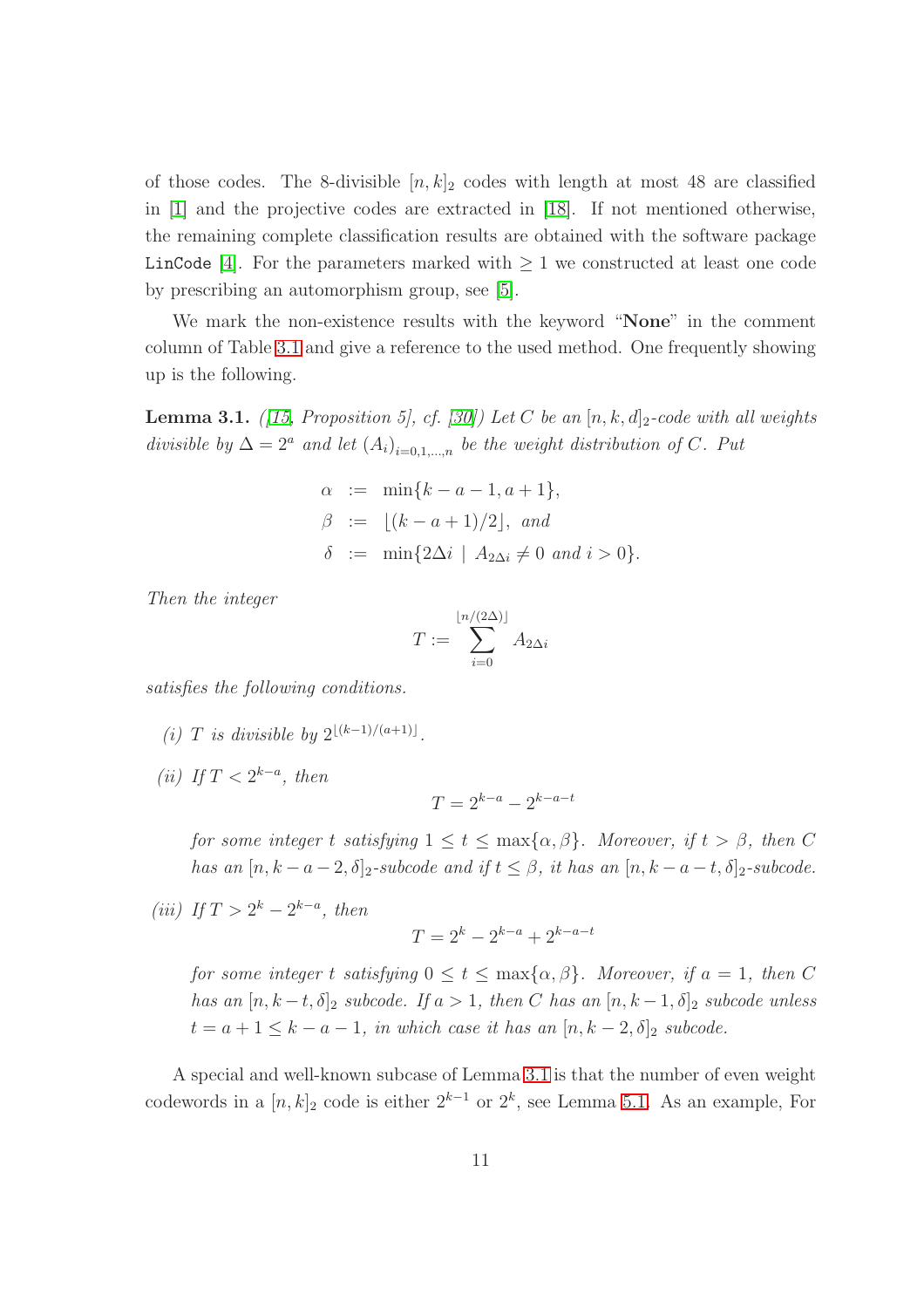of those codes. The 8-divisible $[n,k]_2$ codes with length at most 48 are classified in [1] and the projective codes are extracted in [18]. If not mentioned otherwise, the remaining complete classification results are obtained with the software package `LinCode` [4]. For the parameters marked with $\ge 1$ we constructed at least one code by prescribing an automorphism group, see [5].

We mark the non-existence results with the keyword "**None**" in the comment column of Table 3.1 and give a reference to the used method. One frequently showing up is the following.

**Lemma 3.1.** *([15, Proposition 5], cf. [30]) Let $C$ be an $[n,k,d]_2$-code with all weights divisible by $\Delta = 2^a$ and let $(A_i)_{i=0,1,\dots,n}$ be the weight distribution of $C$. Put*

$$\begin{aligned} \alpha &:= \min\{k-a-1, a+1\}, \\ \beta &:= \lfloor (k-a+1)/2 \rfloor, \text{ and} \\ \delta &:= \min\{2\Delta i \mid A_{2\Delta i} \neq 0 \text{ and } i > 0\}. \end{aligned}$$

*Then the integer*

$$T := \sum_{i=0}^{\lfloor n/(2\Delta) \rfloor} A_{2\Delta i}$$

*satisfies the following conditions.*

*(i) $T$ is divisible by $2^{\lfloor (k-1)/(a+1) \rfloor}$.*

*(ii) If $T < 2^{k-a}$, then*

$$T = 2^{k-a} - 2^{k-a-t}$$

*for some integer $t$ satisfying $1 \le t \le \max\{\alpha, \beta\}$. Moreover, if $t > \beta$, then $C$ has an $[n, k-a-2, \delta]_2$-subcode and if $t \le \beta$, it has an $[n, k-a-t, \delta]_2$-subcode.*

*(iii) If $T > 2^k - 2^{k-a}$, then*

$$T = 2^k - 2^{k-a} + 2^{k-a-t}$$

*for some integer $t$ satisfying $0 \le t \le \max\{\alpha, \beta\}$. Moreover, if $a = 1$, then $C$ has an $[n, k-t, \delta]_2$ subcode. If $a > 1$, then $C$ has an $[n, k-1, \delta]_2$ subcode unless $t = a+1 \le k-a-1$, in which case it has an $[n, k-2, \delta]_2$ subcode.*

A special and well-known subcase of Lemma 3.1 is that the number of even weight codewords in a $[n,k]_2$ code is either $2^{k-1}$ or $2^k$, see Lemma 5.1. As an example, For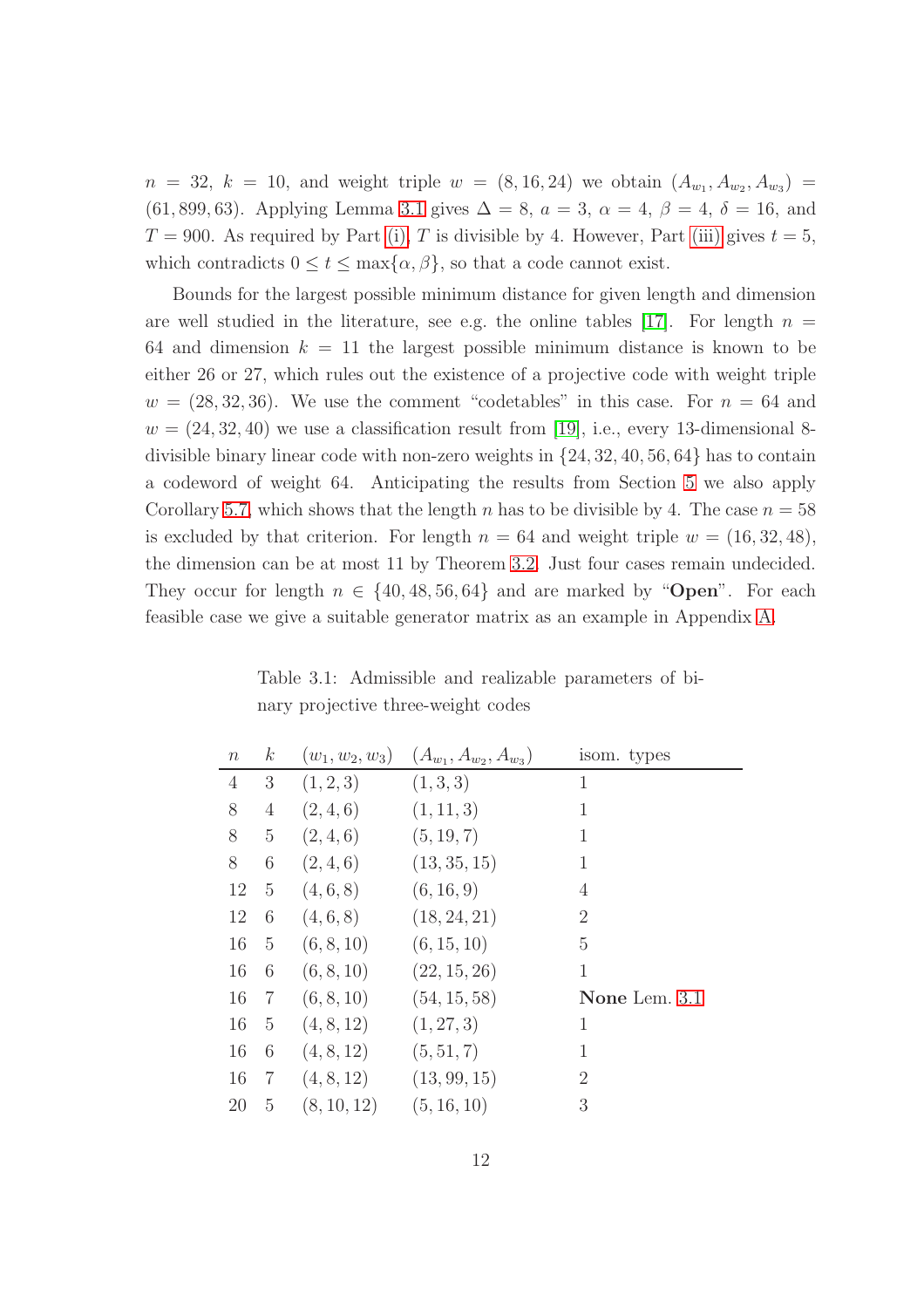$n = 32$, $k = 10$, and weight triple $w = (8, 16, 24)$ we obtain $(A_{w_1}, A_{w_2}, A_{w_3}) = (61, 899, 63)$. Applying Lemma 3.1 gives $\Delta = 8$, $a = 3$, $\alpha = 4$, $\beta = 4$, $\delta = 16$, and $T = 900$. As required by Part (i), $T$ is divisible by 4. However, Part (iii) gives $t = 5$, which contradicts $0 \le t \le \max\{\alpha, \beta\}$, so that a code cannot exist.

Bounds for the largest possible minimum distance for given length and dimension are well studied in the literature, see e.g. the online tables [17]. For length $n = 64$ and dimension $k = 11$ the largest possible minimum distance is known to be either 26 or 27, which rules out the existence of a projective code with weight triple $w = (28, 32, 36)$. We use the comment "codetables" in this case. For $n = 64$ and $w = (24, 32, 40)$ we use a classification result from [19], i.e., every 13-dimensional 8-divisible binary linear code with non-zero weights in $\{24, 32, 40, 56, 64\}$ has to contain a codeword of weight 64. Anticipating the results from Section 5 we also apply Corollary 5.7, which shows that the length $n$ has to be divisible by 4. The case $n = 58$ is excluded by that criterion. For length $n = 64$ and weight triple $w = (16, 32, 48)$, the dimension can be at most 11 by Theorem 3.2. Just four cases remain undecided. They occur for length $n \in \{40, 48, 56, 64\}$ and are marked by "**Open**". For each feasible case we give a suitable generator matrix as an example in Appendix A.

Table 3.1: Admissible and realizable parameters of binary projective three-weight codes

| $n$ | $k$ | $(w_1, w_2, w_3)$ | $(A_{w_1}, A_{w_2}, A_{w_3})$ | isom. types |
|---|---|---|---|---|
| 4 | 3 | $(1, 2, 3)$ | $(1, 3, 3)$ | 1 |
| 8 | 4 | $(2, 4, 6)$ | $(1, 11, 3)$ | 1 |
| 8 | 5 | $(2, 4, 6)$ | $(5, 19, 7)$ | 1 |
| 8 | 6 | $(2, 4, 6)$ | $(13, 35, 15)$ | 1 |
| 12 | 5 | $(4, 6, 8)$ | $(6, 16, 9)$ | 4 |
| 12 | 6 | $(4, 6, 8)$ | $(18, 24, 21)$ | 2 |
| 16 | 5 | $(6, 8, 10)$ | $(6, 15, 10)$ | 5 |
| 16 | 6 | $(6, 8, 10)$ | $(22, 15, 26)$ | 1 |
| 16 | 7 | $(6, 8, 10)$ | $(54, 15, 58)$ | **None** Lem. 3.1 |
| 16 | 5 | $(4, 8, 12)$ | $(1, 27, 3)$ | 1 |
| 16 | 6 | $(4, 8, 12)$ | $(5, 51, 7)$ | 1 |
| 16 | 7 | $(4, 8, 12)$ | $(13, 99, 15)$ | 2 |
| 20 | 5 | $(8, 10, 12)$ | $(5, 16, 10)$ | 3 |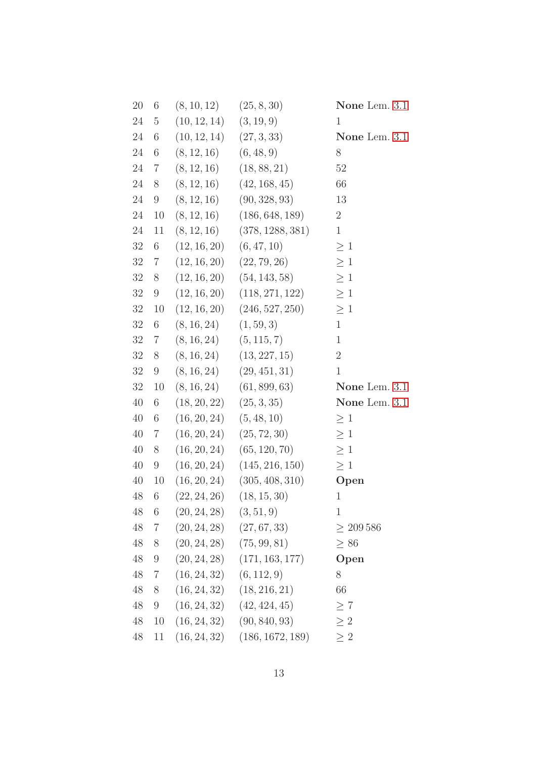| | | | | |
|---|---|---|---|---|
| 20 | 6 | $(8, 10, 12)$ | $(25, 8, 30)$ | **None** Lem. 3.1 |
| 24 | 5 | $(10, 12, 14)$ | $(3, 19, 9)$ | 1 |
| 24 | 6 | $(10, 12, 14)$ | $(27, 3, 33)$ | **None** Lem. 3.1 |
| 24 | 6 | $(8, 12, 16)$ | $(6, 48, 9)$ | 8 |
| 24 | 7 | $(8, 12, 16)$ | $(18, 88, 21)$ | 52 |
| 24 | 8 | $(8, 12, 16)$ | $(42, 168, 45)$ | 66 |
| 24 | 9 | $(8, 12, 16)$ | $(90, 328, 93)$ | 13 |
| 24 | 10 | $(8, 12, 16)$ | $(186, 648, 189)$ | 2 |
| 24 | 11 | $(8, 12, 16)$ | $(378, 1288, 381)$ | 1 |
| 32 | 6 | $(12, 16, 20)$ | $(6, 47, 10)$ | $\geq 1$ |
| 32 | 7 | $(12, 16, 20)$ | $(22, 79, 26)$ | $\geq 1$ |
| 32 | 8 | $(12, 16, 20)$ | $(54, 143, 58)$ | $\geq 1$ |
| 32 | 9 | $(12, 16, 20)$ | $(118, 271, 122)$ | $\geq 1$ |
| 32 | 10 | $(12, 16, 20)$ | $(246, 527, 250)$ | $\geq 1$ |
| 32 | 6 | $(8, 16, 24)$ | $(1, 59, 3)$ | 1 |
| 32 | 7 | $(8, 16, 24)$ | $(5, 115, 7)$ | 1 |
| 32 | 8 | $(8, 16, 24)$ | $(13, 227, 15)$ | 2 |
| 32 | 9 | $(8, 16, 24)$ | $(29, 451, 31)$ | 1 |
| 32 | 10 | $(8, 16, 24)$ | $(61, 899, 63)$ | **None** Lem. 3.1 |
| 40 | 6 | $(18, 20, 22)$ | $(25, 3, 35)$ | **None** Lem. 3.1 |
| 40 | 6 | $(16, 20, 24)$ | $(5, 48, 10)$ | $\geq 1$ |
| 40 | 7 | $(16, 20, 24)$ | $(25, 72, 30)$ | $\geq 1$ |
| 40 | 8 | $(16, 20, 24)$ | $(65, 120, 70)$ | $\geq 1$ |
| 40 | 9 | $(16, 20, 24)$ | $(145, 216, 150)$ | $\geq 1$ |
| 40 | 10 | $(16, 20, 24)$ | $(305, 408, 310)$ | **Open** |
| 48 | 6 | $(22, 24, 26)$ | $(18, 15, 30)$ | 1 |
| 48 | 6 | $(20, 24, 28)$ | $(3, 51, 9)$ | 1 |
| 48 | 7 | $(20, 24, 28)$ | $(27, 67, 33)$ | $\geq 209\,586$ |
| 48 | 8 | $(20, 24, 28)$ | $(75, 99, 81)$ | $\geq 86$ |
| 48 | 9 | $(20, 24, 28)$ | $(171, 163, 177)$ | **Open** |
| 48 | 7 | $(16, 24, 32)$ | $(6, 112, 9)$ | 8 |
| 48 | 8 | $(16, 24, 32)$ | $(18, 216, 21)$ | 66 |
| 48 | 9 | $(16, 24, 32)$ | $(42, 424, 45)$ | $\geq 7$ |
| 48 | 10 | $(16, 24, 32)$ | $(90, 840, 93)$ | $\geq 2$ |
| 48 | 11 | $(16, 24, 32)$ | $(186, 1672, 189)$ | $\geq 2$ |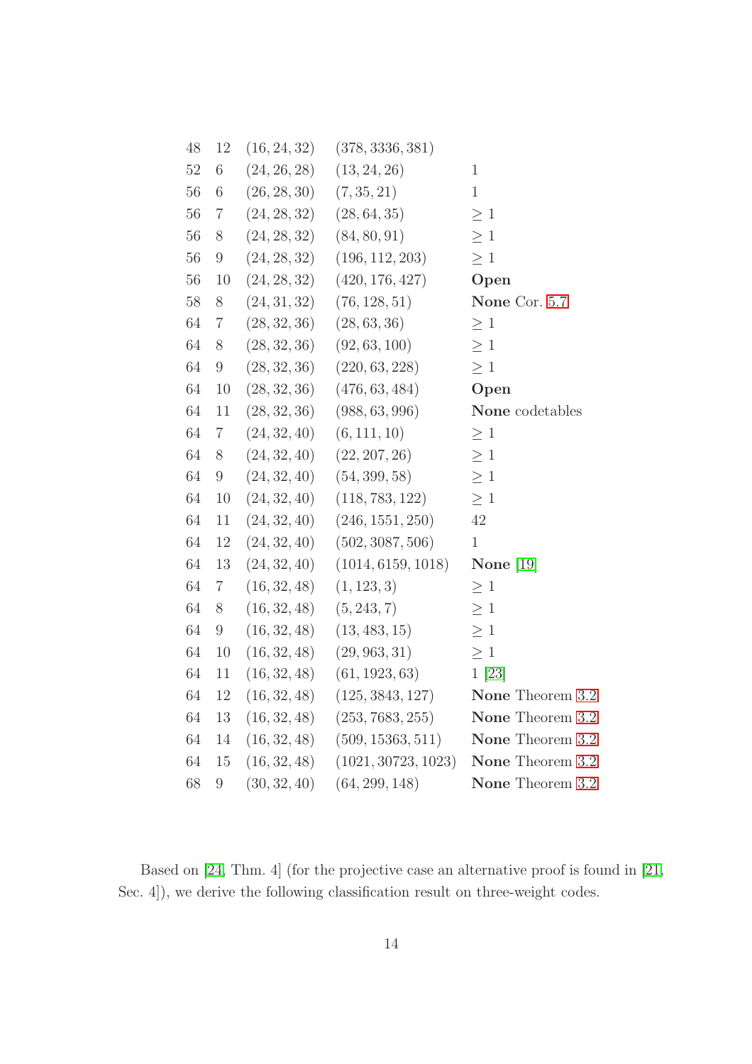| | | | | |
|---|---|---|---|---|
| 48 | 12 | $(16, 24, 32)$ | $(378, 3336, 381)$ | |
| 52 | 6 | $(24, 26, 28)$ | $(13, 24, 26)$ | 1 |
| 56 | 6 | $(26, 28, 30)$ | $(7, 35, 21)$ | 1 |
| 56 | 7 | $(24, 28, 32)$ | $(28, 64, 35)$ | $\geq 1$ |
| 56 | 8 | $(24, 28, 32)$ | $(84, 80, 91)$ | $\geq 1$ |
| 56 | 9 | $(24, 28, 32)$ | $(196, 112, 203)$ | $\geq 1$ |
| 56 | 10 | $(24, 28, 32)$ | $(420, 176, 427)$ | **Open** |
| 58 | 8 | $(24, 31, 32)$ | $(76, 128, 51)$ | **None** Cor. 5.7 |
| 64 | 7 | $(28, 32, 36)$ | $(28, 63, 36)$ | $\geq 1$ |
| 64 | 8 | $(28, 32, 36)$ | $(92, 63, 100)$ | $\geq 1$ |
| 64 | 9 | $(28, 32, 36)$ | $(220, 63, 228)$ | $\geq 1$ |
| 64 | 10 | $(28, 32, 36)$ | $(476, 63, 484)$ | **Open** |
| 64 | 11 | $(28, 32, 36)$ | $(988, 63, 996)$ | **None** codetables |
| 64 | 7 | $(24, 32, 40)$ | $(6, 111, 10)$ | $\geq 1$ |
| 64 | 8 | $(24, 32, 40)$ | $(22, 207, 26)$ | $\geq 1$ |
| 64 | 9 | $(24, 32, 40)$ | $(54, 399, 58)$ | $\geq 1$ |
| 64 | 10 | $(24, 32, 40)$ | $(118, 783, 122)$ | $\geq 1$ |
| 64 | 11 | $(24, 32, 40)$ | $(246, 1551, 250)$ | 42 |
| 64 | 12 | $(24, 32, 40)$ | $(502, 3087, 506)$ | 1 |
| 64 | 13 | $(24, 32, 40)$ | $(1014, 6159, 1018)$ | **None** [19] |
| 64 | 7 | $(16, 32, 48)$ | $(1, 123, 3)$ | $\geq 1$ |
| 64 | 8 | $(16, 32, 48)$ | $(5, 243, 7)$ | $\geq 1$ |
| 64 | 9 | $(16, 32, 48)$ | $(13, 483, 15)$ | $\geq 1$ |
| 64 | 10 | $(16, 32, 48)$ | $(29, 963, 31)$ | $\geq 1$ |
| 64 | 11 | $(16, 32, 48)$ | $(61, 1923, 63)$ | 1 [23] |
| 64 | 12 | $(16, 32, 48)$ | $(125, 3843, 127)$ | **None** Theorem 3.2 |
| 64 | 13 | $(16, 32, 48)$ | $(253, 7683, 255)$ | **None** Theorem 3.2 |
| 64 | 14 | $(16, 32, 48)$ | $(509, 15363, 511)$ | **None** Theorem 3.2 |
| 64 | 15 | $(16, 32, 48)$ | $(1021, 30723, 1023)$ | **None** Theorem 3.2 |
| 68 | 9 | $(30, 32, 40)$ | $(64, 299, 148)$ | **None** Theorem 3.2 |

Based on [24, Thm. 4] (for the projective case an alternative proof is found in [21, Sec. 4]), we derive the following classification result on three-weight codes.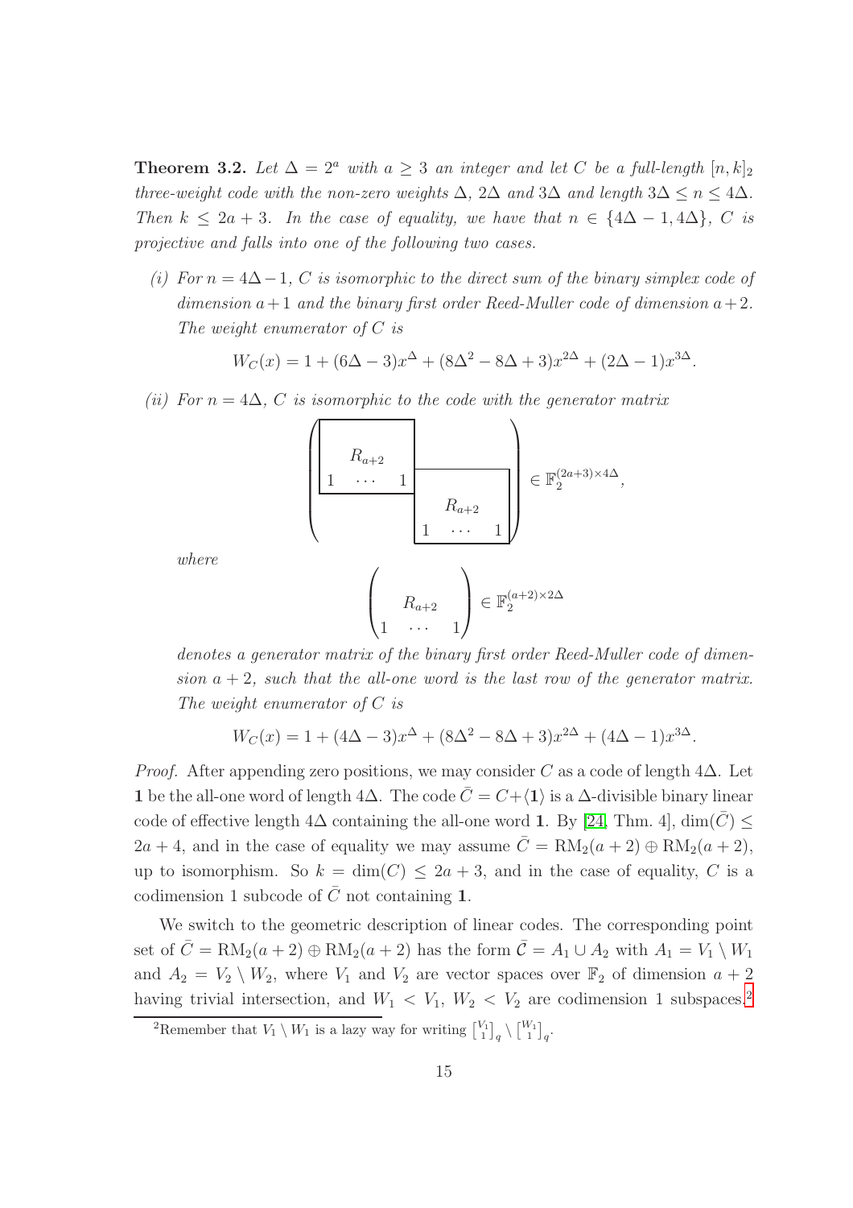**Theorem 3.2.** *Let $\Delta = 2^a$ with $a \geq 3$ an integer and let $C$ be a full-length $[n, k]_2$ three-weight code with the non-zero weights $\Delta$, $2\Delta$ and $3\Delta$ and length $3\Delta \leq n \leq 4\Delta$. Then $k \leq 2a + 3$. In the case of equality, we have that $n \in \{4\Delta - 1, 4\Delta\}$, $C$ is projective and falls into one of the following two cases.*

*(i) For $n = 4\Delta - 1$, $C$ is isomorphic to the direct sum of the binary simplex code of dimension $a+1$ and the binary first order Reed-Muller code of dimension $a+2$. The weight enumerator of $C$ is*

$$W_C(x) = 1 + (6\Delta - 3)x^{\Delta} + (8\Delta^2 - 8\Delta + 3)x^{2\Delta} + (2\Delta - 1)x^{3\Delta}.$$

*(ii) For $n = 4\Delta$, $C$ is isomorphic to the code with the generator matrix*

$$\begin{pmatrix} \boxed{\begin{matrix} R_{a+2} \\ 1 \quad \cdots \quad 1 \end{matrix}} & \\ & \boxed{\begin{matrix} R_{a+2} \\ 1 \quad \cdots \quad 1 \end{matrix}} \end{pmatrix} \in \mathbb{F}_2^{(2a+3)\times 4\Delta},$$

*where*

$$\begin{pmatrix} R_{a+2} \\ 1 \quad \cdots \quad 1 \end{pmatrix} \in \mathbb{F}_2^{(a+2)\times 2\Delta}$$

*denotes a generator matrix of the binary first order Reed-Muller code of dimension $a+2$, such that the all-one word is the last row of the generator matrix. The weight enumerator of $C$ is*

$$W_C(x) = 1 + (4\Delta - 3)x^{\Delta} + (8\Delta^2 - 8\Delta + 3)x^{2\Delta} + (4\Delta - 1)x^{3\Delta}.$$

*Proof.* After appending zero positions, we may consider $C$ as a code of length $4\Delta$. Let $\mathbf{1}$ be the all-one word of length $4\Delta$. The code $\bar{C} = C + \langle \mathbf{1} \rangle$ is a $\Delta$-divisible binary linear code of effective length $4\Delta$ containing the all-one word $\mathbf{1}$. By [24, Thm. 4], $\dim(\bar{C}) \leq 2a + 4$, and in the case of equality we may assume $\bar{C} = \mathrm{RM}_2(a + 2) \oplus \mathrm{RM}_2(a + 2)$, up to isomorphism. So $k = \dim(C) \leq 2a + 3$, and in the case of equality, $C$ is a codimension 1 subcode of $\bar{C}$ not containing $\mathbf{1}$.

We switch to the geometric description of linear codes. The corresponding point set of $\bar{C} = \mathrm{RM}_2(a + 2) \oplus \mathrm{RM}_2(a + 2)$ has the form $\bar{\mathcal{C}} = A_1 \cup A_2$ with $A_1 = V_1 \setminus W_1$ and $A_2 = V_2 \setminus W_2$, where $V_1$ and $V_2$ are vector spaces over $\mathbb{F}_2$ of dimension $a + 2$ having trivial intersection, and $W_1 < V_1$, $W_2 < V_2$ are codimension 1 subspaces.[2]

[2] Remember that $V_1 \setminus W_1$ is a lazy way for writing $\begin{bmatrix} V_1 \\ 1 \end{bmatrix}_q \setminus \begin{bmatrix} W_1 \\ 1 \end{bmatrix}_q$.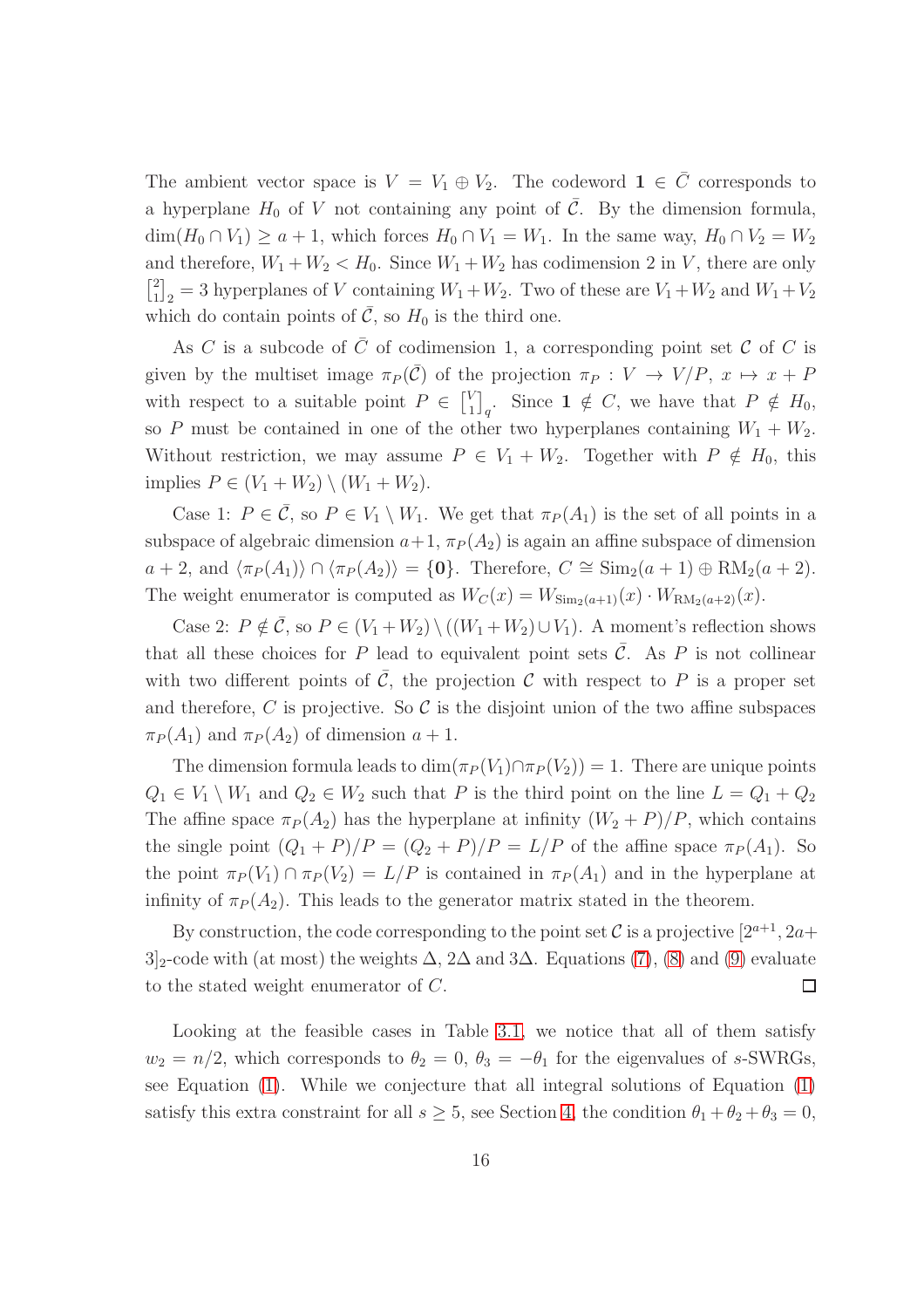The ambient vector space is $V = V_1 \oplus V_2$. The codeword $\mathbf{1} \in \bar{C}$ corresponds to a hyperplane $H_0$ of $V$ not containing any point of $\bar{\mathcal{C}}$. By the dimension formula, $\dim(H_0 \cap V_1) \geq a+1$, which forces $H_0 \cap V_1 = W_1$. In the same way, $H_0 \cap V_2 = W_2$ and therefore, $W_1 + W_2 < H_0$. Since $W_1 + W_2$ has codimension 2 in $V$, there are only $\begin{bmatrix}2\\1\end{bmatrix}_2 = 3$ hyperplanes of $V$ containing $W_1 + W_2$. Two of these are $V_1 + W_2$ and $W_1 + V_2$ which do contain points of $\bar{\mathcal{C}}$, so $H_0$ is the third one.

As $C$ is a subcode of $\bar{C}$ of codimension 1, a corresponding point set $\mathcal{C}$ of $C$ is given by the multiset image $\pi_P(\bar{\mathcal{C}})$ of the projection $\pi_P : V \to V/P$, $x \mapsto x + P$ with respect to a suitable point $P \in \begin{bmatrix}V\\1\end{bmatrix}_q$. Since $\mathbf{1} \notin C$, we have that $P \notin H_0$, so $P$ must be contained in one of the other two hyperplanes containing $W_1 + W_2$. Without restriction, we may assume $P \in V_1 + W_2$. Together with $P \notin H_0$, this implies $P \in (V_1 + W_2) \setminus (W_1 + W_2)$.

Case 1: $P \in \bar{\mathcal{C}}$, so $P \in V_1 \setminus W_1$. We get that $\pi_P(A_1)$ is the set of all points in a subspace of algebraic dimension $a+1$, $\pi_P(A_2)$ is again an affine subspace of dimension $a+2$, and $\langle \pi_P(A_1)\rangle \cap \langle \pi_P(A_2)\rangle = \{\mathbf{0}\}$. Therefore, $C \cong \mathrm{Sim}_2(a+1) \oplus \mathrm{RM}_2(a+2)$. The weight enumerator is computed as $W_C(x) = W_{\mathrm{Sim}_2(a+1)}(x) \cdot W_{\mathrm{RM}_2(a+2)}(x)$.

Case 2: $P \notin \bar{\mathcal{C}}$, so $P \in (V_1 + W_2) \setminus ((W_1 + W_2) \cup V_1)$. A moment's reflection shows that all these choices for $P$ lead to equivalent point sets $\bar{\mathcal{C}}$. As $P$ is not collinear with two different points of $\bar{\mathcal{C}}$, the projection $\mathcal{C}$ with respect to $P$ is a proper set and therefore, $C$ is projective. So $\mathcal{C}$ is the disjoint union of the two affine subspaces $\pi_P(A_1)$ and $\pi_P(A_2)$ of dimension $a+1$.

The dimension formula leads to $\dim(\pi_P(V_1) \cap \pi_P(V_2)) = 1$. There are unique points $Q_1 \in V_1 \setminus W_1$ and $Q_2 \in W_2$ such that $P$ is the third point on the line $L = Q_1 + Q_2$ The affine space $\pi_P(A_2)$ has the hyperplane at infinity $(W_2 + P)/P$, which contains the single point $(Q_1 + P)/P = (Q_2 + P)/P = L/P$ of the affine space $\pi_P(A_1)$. So the point $\pi_P(V_1) \cap \pi_P(V_2) = L/P$ is contained in $\pi_P(A_1)$ and in the hyperplane at infinity of $\pi_P(A_2)$. This leads to the generator matrix stated in the theorem.

By construction, the code corresponding to the point set $\mathcal{C}$ is a projective $[2^{a+1}, 2a+3]_2$-code with (at most) the weights $\Delta$, $2\Delta$ and $3\Delta$. Equations (7), (8) and (9) evaluate to the stated weight enumerator of $C$. □

Looking at the feasible cases in Table 3.1, we notice that all of them satisfy $w_2 = n/2$, which corresponds to $\theta_2 = 0$, $\theta_3 = -\theta_1$ for the eigenvalues of $s$-SWRGs, see Equation (1). While we conjecture that all integral solutions of Equation (1) satisfy this extra constraint for all $s \geq 5$, see Section 4, the condition $\theta_1 + \theta_2 + \theta_3 = 0$,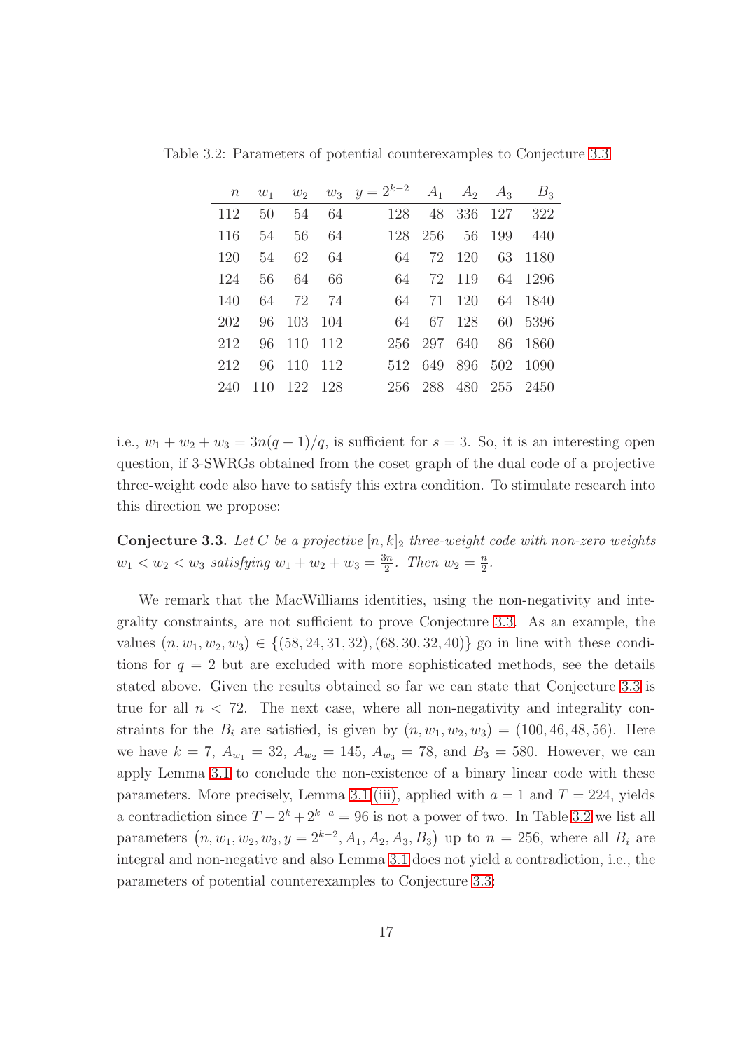Table 3.2: Parameters of potential counterexamples to Conjecture 3.3

| $n$ | $w_1$ | $w_2$ | $w_3$ | $y = 2^{k-2}$ | $A_1$ | $A_2$ | $A_3$ | $B_3$ |
|---|---|---|---|---|---|---|---|---|
| 112 | 50 | 54 | 64 | 128 | 48 | 336 | 127 | 322 |
| 116 | 54 | 56 | 64 | 128 | 256 | 56 | 199 | 440 |
| 120 | 54 | 62 | 64 | 64 | 72 | 120 | 63 | 1180 |
| 124 | 56 | 64 | 66 | 64 | 72 | 119 | 64 | 1296 |
| 140 | 64 | 72 | 74 | 64 | 71 | 120 | 64 | 1840 |
| 202 | 96 | 103 | 104 | 64 | 67 | 128 | 60 | 5396 |
| 212 | 96 | 110 | 112 | 256 | 297 | 640 | 86 | 1860 |
| 212 | 96 | 110 | 112 | 512 | 649 | 896 | 502 | 1090 |
| 240 | 110 | 122 | 128 | 256 | 288 | 480 | 255 | 2450 |

i.e., $w_1 + w_2 + w_3 = 3n(q-1)/q$, is sufficient for $s = 3$. So, it is an interesting open question, if 3-SWRGs obtained from the coset graph of the dual code of a projective three-weight code also have to satisfy this extra condition. To stimulate research into this direction we propose:

**Conjecture 3.3.** *Let $C$ be a projective $[n,k]_2$ three-weight code with non-zero weights $w_1 < w_2 < w_3$ satisfying $w_1 + w_2 + w_3 = \frac{3n}{2}$. Then $w_2 = \frac{n}{2}$.*

We remark that the MacWilliams identities, using the non-negativity and integrality constraints, are not sufficient to prove Conjecture 3.3. As an example, the values $(n, w_1, w_2, w_3) \in \{(58, 24, 31, 32), (68, 30, 32, 40)\}$ go in line with these conditions for $q = 2$ but are excluded with more sophisticated methods, see the details stated above. Given the results obtained so far we can state that Conjecture 3.3 is true for all $n < 72$. The next case, where all non-negativity and integrality constraints for the $B_i$ are satisfied, is given by $(n, w_1, w_2, w_3) = (100, 46, 48, 56)$. Here we have $k = 7$, $A_{w_1} = 32$, $A_{w_2} = 145$, $A_{w_3} = 78$, and $B_3 = 580$. However, we can apply Lemma 3.1 to conclude the non-existence of a binary linear code with these parameters. More precisely, Lemma 3.1 (iii), applied with $a = 1$ and $T = 224$, yields a contradiction since $T - 2^k + 2^{k-a} = 96$ is not a power of two. In Table 3.2 we list all parameters $(n, w_1, w_2, w_3, y = 2^{k-2}, A_1, A_2, A_3, B_3)$ up to $n = 256$, where all $B_i$ are integral and non-negative and also Lemma 3.1 does not yield a contradiction, i.e., the parameters of potential counterexamples to Conjecture 3.3: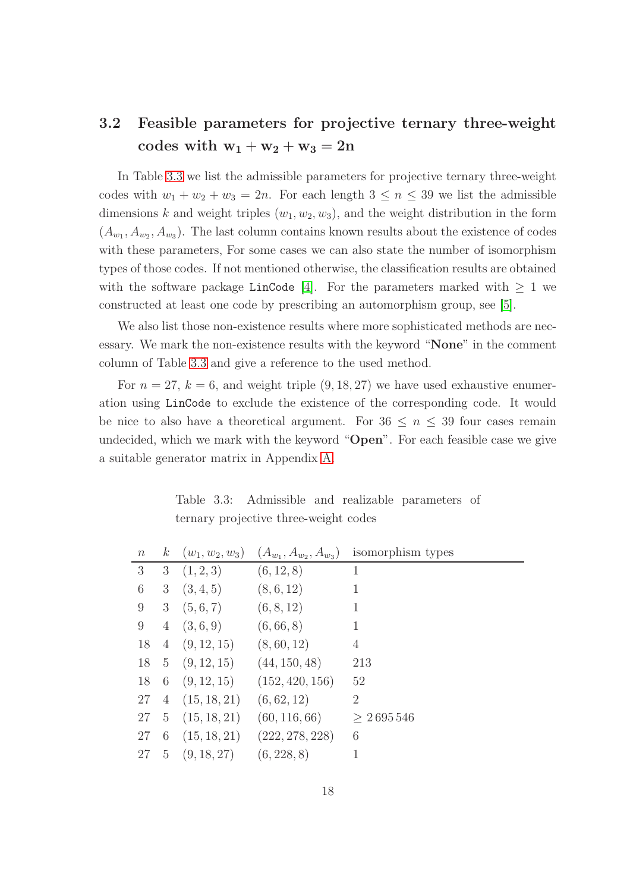## 3.2 Feasible parameters for projective ternary three-weight codes with $\mathbf{w_1 + w_2 + w_3 = 2n}$

In Table 3.3 we list the admissible parameters for projective ternary three-weight codes with $w_1 + w_2 + w_3 = 2n$. For each length $3 \le n \le 39$ we list the admissible dimensions $k$ and weight triples $(w_1, w_2, w_3)$, and the weight distribution in the form $(A_{w_1}, A_{w_2}, A_{w_3})$. The last column contains known results about the existence of codes with these parameters, For some cases we can also state the number of isomorphism types of those codes. If not mentioned otherwise, the classification results are obtained with the software package `LinCode` [4]. For the parameters marked with $\ge 1$ we constructed at least one code by prescribing an automorphism group, see [5].

We also list those non-existence results where more sophisticated methods are necessary. We mark the non-existence results with the keyword "**None**" in the comment column of Table 3.3 and give a reference to the used method.

For $n = 27$, $k = 6$, and weight triple $(9, 18, 27)$ we have used exhaustive enumeration using `LinCode` to exclude the existence of the corresponding code. It would be nice to also have a theoretical argument. For $36 \le n \le 39$ four cases remain undecided, which we mark with the keyword "**Open**". For each feasible case we give a suitable generator matrix in Appendix A.

Table 3.3: Admissible and realizable parameters of ternary projective three-weight codes

| $n$ | $k$ | $(w_1, w_2, w_3)$ | $(A_{w_1}, A_{w_2}, A_{w_3})$ | isomorphism types |
|---|---|---|---|---|
| 3 | 3 | $(1, 2, 3)$ | $(6, 12, 8)$ | 1 |
| 6 | 3 | $(3, 4, 5)$ | $(8, 6, 12)$ | 1 |
| 9 | 3 | $(5, 6, 7)$ | $(6, 8, 12)$ | 1 |
| 9 | 4 | $(3, 6, 9)$ | $(6, 66, 8)$ | 1 |
| 18 | 4 | $(9, 12, 15)$ | $(8, 60, 12)$ | 4 |
| 18 | 5 | $(9, 12, 15)$ | $(44, 150, 48)$ | 213 |
| 18 | 6 | $(9, 12, 15)$ | $(152, 420, 156)$ | 52 |
| 27 | 4 | $(15, 18, 21)$ | $(6, 62, 12)$ | 2 |
| 27 | 5 | $(15, 18, 21)$ | $(60, 116, 66)$ | $\ge 2\,695\,546$ |
| 27 | 6 | $(15, 18, 21)$ | $(222, 278, 228)$ | 6 |
| 27 | 5 | $(9, 18, 27)$ | $(6, 228, 8)$ | 1 |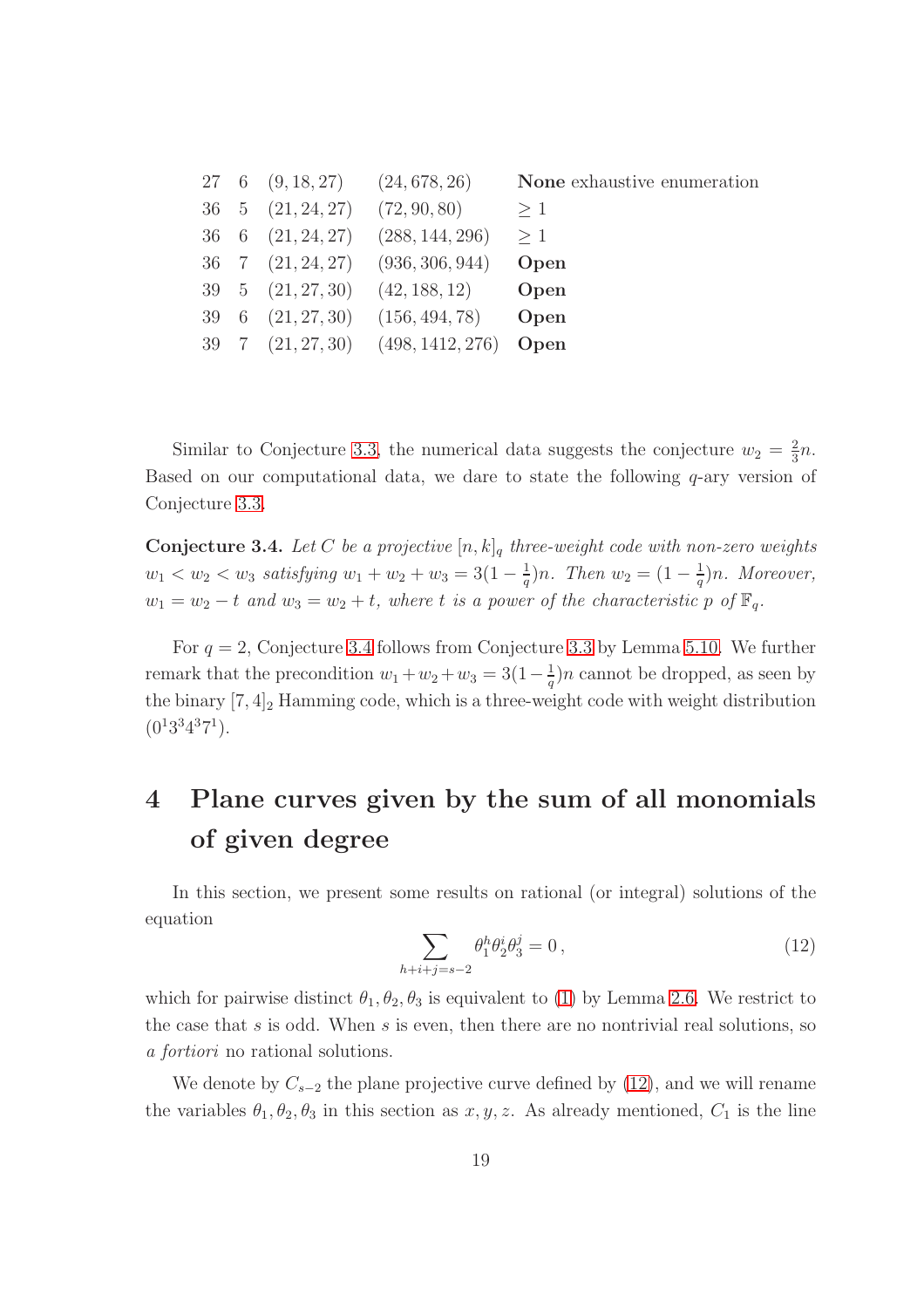| | | | | |
|---|---|---|---|---|
| 27 | 6 | $(9, 18, 27)$ | $(24, 678, 26)$ | **None** exhaustive enumeration |
| 36 | 5 | $(21, 24, 27)$ | $(72, 90, 80)$ | $\geq 1$ |
| 36 | 6 | $(21, 24, 27)$ | $(288, 144, 296)$ | $\geq 1$ |
| 36 | 7 | $(21, 24, 27)$ | $(936, 306, 944)$ | **Open** |
| 39 | 5 | $(21, 27, 30)$ | $(42, 188, 12)$ | **Open** |
| 39 | 6 | $(21, 27, 30)$ | $(156, 494, 78)$ | **Open** |
| 39 | 7 | $(21, 27, 30)$ | $(498, 1412, 276)$ | **Open** |

Similar to Conjecture 3.3, the numerical data suggests the conjecture $w_2 = \frac{2}{3}n$. Based on our computational data, we dare to state the following $q$-ary version of Conjecture 3.3.

**Conjecture 3.4.** *Let $C$ be a projective $[n, k]_q$ three-weight code with non-zero weights $w_1 < w_2 < w_3$ satisfying $w_1 + w_2 + w_3 = 3(1 - \frac{1}{q})n$. Then $w_2 = (1 - \frac{1}{q})n$. Moreover, $w_1 = w_2 - t$ and $w_3 = w_2 + t$, where $t$ is a power of the characteristic $p$ of $\mathbb{F}_q$.*

For $q = 2$, Conjecture 3.4 follows from Conjecture 3.3 by Lemma 5.10. We further remark that the precondition $w_1 + w_2 + w_3 = 3(1 - \frac{1}{q})n$ cannot be dropped, as seen by the binary $[7, 4]_2$ Hamming code, which is a three-weight code with weight distribution $(0^1 3^3 4^3 7^1)$.

# 4 Plane curves given by the sum of all monomials of given degree

In this section, we present some results on rational (or integral) solutions of the equation

$$\sum_{h+i+j=s-2} \theta_1^h \theta_2^i \theta_3^j = 0\,, \tag{12}$$

which for pairwise distinct $\theta_1, \theta_2, \theta_3$ is equivalent to (1) by Lemma 2.6. We restrict to the case that $s$ is odd. When $s$ is even, then there are no nontrivial real solutions, so *a fortiori* no rational solutions.

We denote by $C_{s-2}$ the plane projective curve defined by (12), and we will rename the variables $\theta_1, \theta_2, \theta_3$ in this section as $x, y, z$. As already mentioned, $C_1$ is the line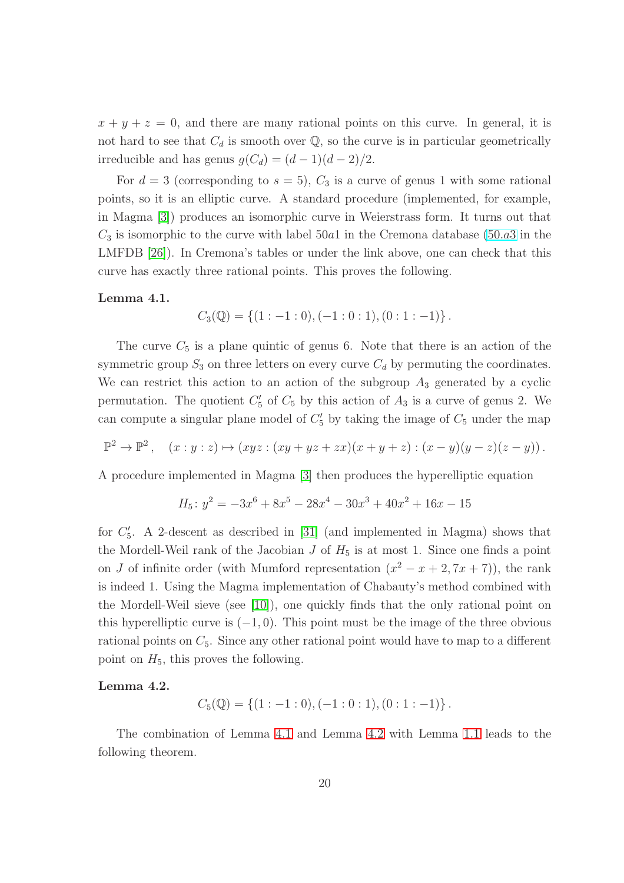$x + y + z = 0$, and there are many rational points on this curve. In general, it is not hard to see that $C_d$ is smooth over $\mathbb{Q}$, so the curve is in particular geometrically irreducible and has genus $g(C_d) = (d-1)(d-2)/2$.

For $d = 3$ (corresponding to $s = 5$), $C_3$ is a curve of genus 1 with some rational points, so it is an elliptic curve. A standard procedure (implemented, for example, in Magma [3]) produces an isomorphic curve in Weierstrass form. It turns out that $C_3$ is isomorphic to the curve with label $50a1$ in the Cremona database ($50.a3$ in the LMFDB [26]). In Cremona's tables or under the link above, one can check that this curve has exactly three rational points. This proves the following.

**Lemma 4.1.**

$$C_3(\mathbb{Q}) = \{(1 : -1 : 0), (-1 : 0 : 1), (0 : 1 : -1)\}.$$

The curve $C_5$ is a plane quintic of genus 6. Note that there is an action of the symmetric group $S_3$ on three letters on every curve $C_d$ by permuting the coordinates. We can restrict this action to an action of the subgroup $A_3$ generated by a cyclic permutation. The quotient $C'_5$ of $C_5$ by this action of $A_3$ is a curve of genus 2. We can compute a singular plane model of $C'_5$ by taking the image of $C_5$ under the map

$$\mathbb{P}^2 \to \mathbb{P}^2, \quad (x : y : z) \mapsto (xyz : (xy + yz + zx)(x + y + z) : (x - y)(y - z)(z - y)).$$

A procedure implemented in Magma [3] then produces the hyperelliptic equation

$$H_5 \colon y^2 = -3x^6 + 8x^5 - 28x^4 - 30x^3 + 40x^2 + 16x - 15$$

for $C'_5$. A 2-descent as described in [31] (and implemented in Magma) shows that the Mordell-Weil rank of the Jacobian $J$ of $H_5$ is at most 1. Since one finds a point on $J$ of infinite order (with Mumford representation $(x^2 - x + 2, 7x + 7)$), the rank is indeed 1. Using the Magma implementation of Chabauty's method combined with the Mordell-Weil sieve (see [10]), one quickly finds that the only rational point on this hyperelliptic curve is $(-1, 0)$. This point must be the image of the three obvious rational points on $C_5$. Since any other rational point would have to map to a different point on $H_5$, this proves the following.

**Lemma 4.2.**

$$C_5(\mathbb{Q}) = \{(1 : -1 : 0), (-1 : 0 : 1), (0 : 1 : -1)\}.$$

The combination of Lemma 4.1 and Lemma 4.2 with Lemma 1.1 leads to the following theorem.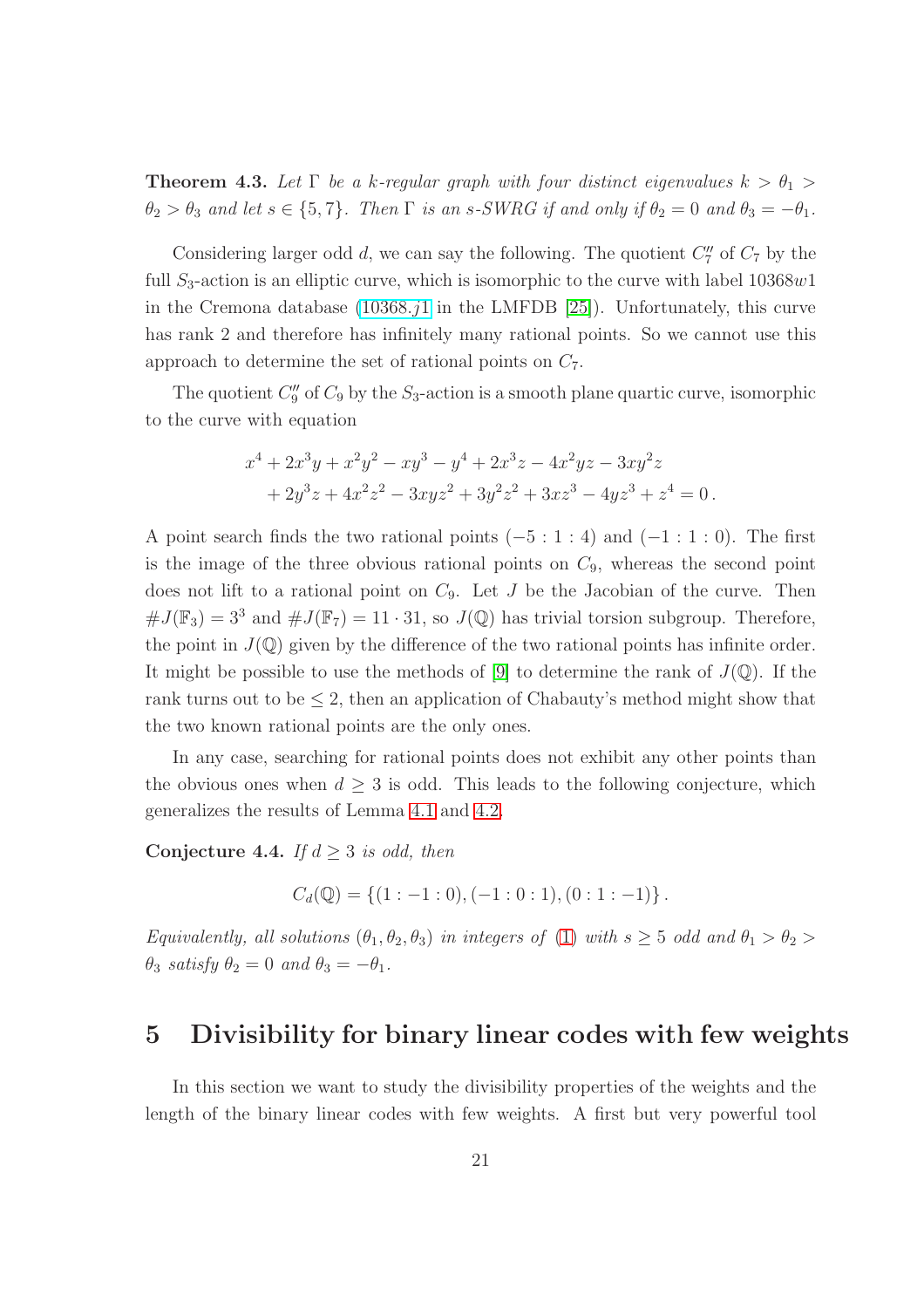**Theorem 4.3.** *Let $\Gamma$ be a $k$-regular graph with four distinct eigenvalues $k > \theta_1 > \theta_2 > \theta_3$ and let $s \in \{5, 7\}$. Then $\Gamma$ is an $s$-SWRG if and only if $\theta_2 = 0$ and $\theta_3 = -\theta_1$.*

Considering larger odd $d$, we can say the following. The quotient $C_7''$ of $C_7$ by the full $S_3$-action is an elliptic curve, which is isomorphic to the curve with label 10368$w$1 in the Cremona database (10368.$j$1 in the LMFDB [25]). Unfortunately, this curve has rank 2 and therefore has infinitely many rational points. So we cannot use this approach to determine the set of rational points on $C_7$.

The quotient $C_9''$ of $C_9$ by the $S_3$-action is a smooth plane quartic curve, isomorphic to the curve with equation

$$
\begin{aligned}
&x^4 + 2x^3y + x^2y^2 - xy^3 - y^4 + 2x^3z - 4x^2yz - 3xy^2z \\
&\quad + 2y^3z + 4x^2z^2 - 3xyz^2 + 3y^2z^2 + 3xz^3 - 4yz^3 + z^4 = 0 \,.
\end{aligned}
$$

A point search finds the two rational points $(-5 : 1 : 4)$ and $(-1 : 1 : 0)$. The first is the image of the three obvious rational points on $C_9$, whereas the second point does not lift to a rational point on $C_9$. Let $J$ be the Jacobian of the curve. Then $\#J(\mathbb{F}_3) = 3^3$ and $\#J(\mathbb{F}_7) = 11 \cdot 31$, so $J(\mathbb{Q})$ has trivial torsion subgroup. Therefore, the point in $J(\mathbb{Q})$ given by the difference of the two rational points has infinite order. It might be possible to use the methods of [9] to determine the rank of $J(\mathbb{Q})$. If the rank turns out to be $\leq 2$, then an application of Chabauty's method might show that the two known rational points are the only ones.

In any case, searching for rational points does not exhibit any other points than the obvious ones when $d \geq 3$ is odd. This leads to the following conjecture, which generalizes the results of Lemma 4.1 and 4.2.

**Conjecture 4.4.** *If $d \geq 3$ is odd, then*

$$
C_d(\mathbb{Q}) = \{(1 : -1 : 0), (-1 : 0 : 1), (0 : 1 : -1)\} \,.
$$

*Equivalently, all solutions $(\theta_1, \theta_2, \theta_3)$ in integers of (1) with $s \geq 5$ odd and $\theta_1 > \theta_2 > \theta_3$ satisfy $\theta_2 = 0$ and $\theta_3 = -\theta_1$.*

# 5 Divisibility for binary linear codes with few weights

In this section we want to study the divisibility properties of the weights and the length of the binary linear codes with few weights. A first but very powerful tool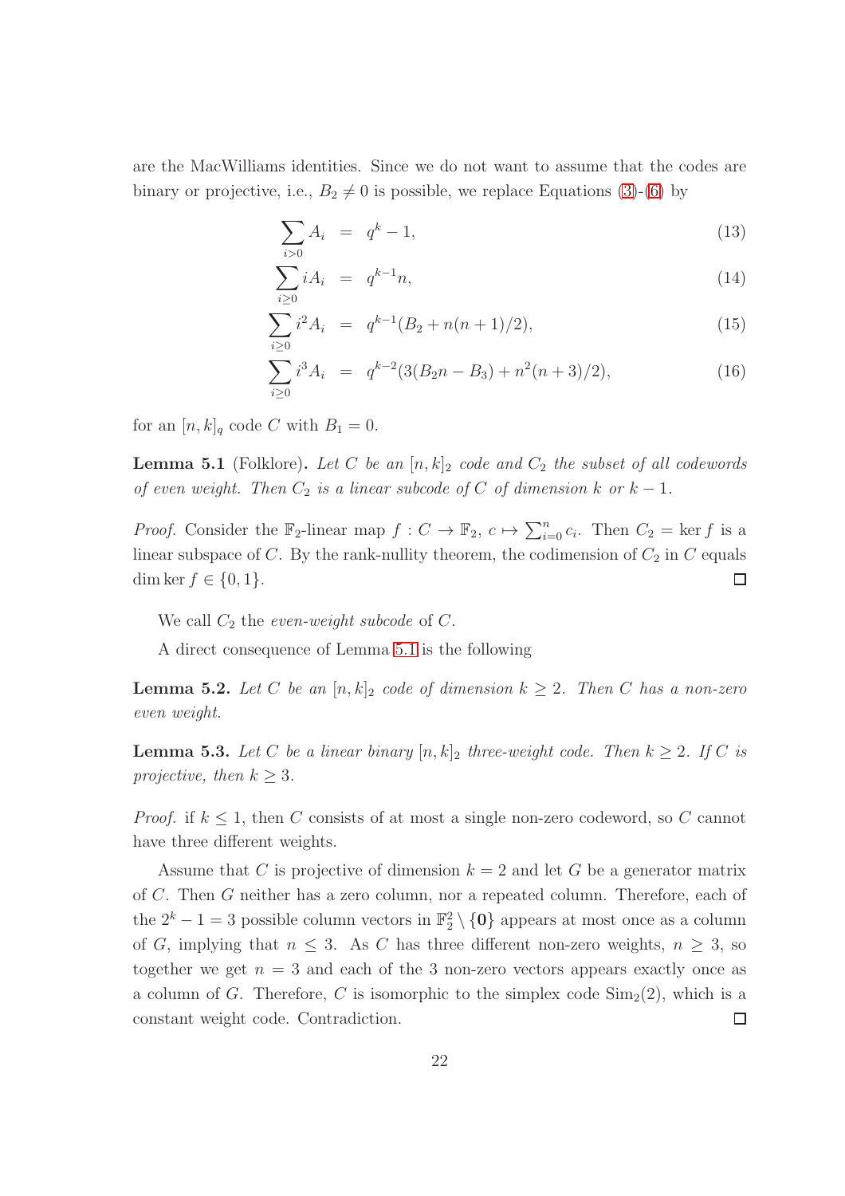are the MacWilliams identities. Since we do not want to assume that the codes are binary or projective, i.e., $B_2 \neq 0$ is possible, we replace Equations (3)-(6) by

$$\sum_{i>0} A_i = q^k - 1, \tag{13}$$

$$\sum_{i\geq 0} iA_i = q^{k-1}n, \tag{14}$$

$$\sum_{i\geq 0} i^2 A_i = q^{k-1}(B_2 + n(n+1)/2), \tag{15}$$

$$\sum_{i\geq 0} i^3 A_i = q^{k-2}(3(B_2 n - B_3) + n^2(n+3)/2), \tag{16}$$

for an $[n,k]_q$ code $C$ with $B_1 = 0$.

**Lemma 5.1** (Folklore)**.** *Let $C$ be an $[n,k]_2$ code and $C_2$ the subset of all codewords of even weight. Then $C_2$ is a linear subcode of $C$ of dimension $k$ or $k-1$.*

*Proof.* Consider the $\mathbb{F}_2$-linear map $f : C \to \mathbb{F}_2$, $c \mapsto \sum_{i=0}^{n} c_i$. Then $C_2 = \ker f$ is a linear subspace of $C$. By the rank-nullity theorem, the codimension of $C_2$ in $C$ equals $\dim \ker f \in \{0, 1\}$. □

We call $C_2$ the *even-weight subcode* of $C$.

A direct consequence of Lemma 5.1 is the following

**Lemma 5.2.** *Let $C$ be an $[n,k]_2$ code of dimension $k \geq 2$. Then $C$ has a non-zero even weight.*

**Lemma 5.3.** *Let $C$ be a linear binary $[n,k]_2$ three-weight code. Then $k \geq 2$. If $C$ is projective, then $k \geq 3$.*

*Proof.* if $k \leq 1$, then $C$ consists of at most a single non-zero codeword, so $C$ cannot have three different weights.

Assume that $C$ is projective of dimension $k = 2$ and let $G$ be a generator matrix of $C$. Then $G$ neither has a zero column, nor a repeated column. Therefore, each of the $2^k - 1 = 3$ possible column vectors in $\mathbb{F}_2^2 \setminus \{\mathbf{0}\}$ appears at most once as a column of $G$, implying that $n \leq 3$. As $C$ has three different non-zero weights, $n \geq 3$, so together we get $n = 3$ and each of the 3 non-zero vectors appears exactly once as a column of $G$. Therefore, $C$ is isomorphic to the simplex code $\mathrm{Sim}_2(2)$, which is a constant weight code. Contradiction. □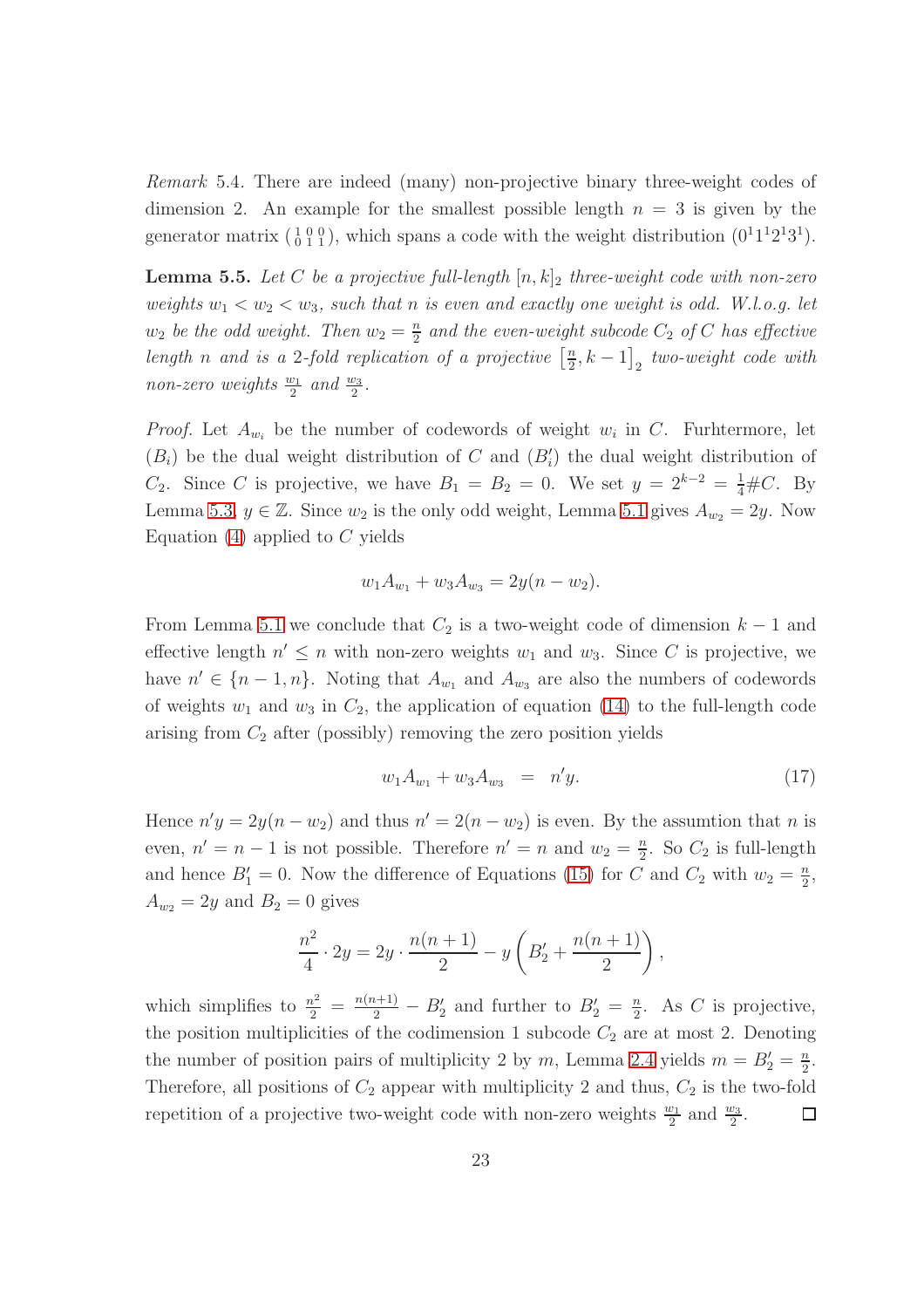*Remark* 5.4. There are indeed (many) non-projective binary three-weight codes of dimension 2. An example for the smallest possible length $n = 3$ is given by the generator matrix $\left(\begin{smallmatrix} 1 & 0 & 0 \\ 0 & 1 & 1 \end{smallmatrix}\right)$, which spans a code with the weight distribution $(0^1 1^1 2^1 3^1)$.

**Lemma 5.5.** *Let $C$ be a projective full-length $[n,k]_2$ three-weight code with non-zero weights $w_1 < w_2 < w_3$, such that $n$ is even and exactly one weight is odd. W.l.o.g. let $w_2$ be the odd weight. Then $w_2 = \frac{n}{2}$ and the even-weight subcode $C_2$ of $C$ has effective length $n$ and is a 2-fold replication of a projective $\left[\frac{n}{2}, k-1\right]_2$ two-weight code with non-zero weights $\frac{w_1}{2}$ and $\frac{w_3}{2}$.*

*Proof.* Let $A_{w_i}$ be the number of codewords of weight $w_i$ in $C$. Furhtermore, let $(B_i)$ be the dual weight distribution of $C$ and $(B'_i)$ the dual weight distribution of $C_2$. Since $C$ is projective, we have $B_1 = B_2 = 0$. We set $y = 2^{k-2} = \frac{1}{4}\#C$. By Lemma 5.3, $y \in \mathbb{Z}$. Since $w_2$ is the only odd weight, Lemma 5.1 gives $A_{w_2} = 2y$. Now Equation (4) applied to $C$ yields

$$w_1 A_{w_1} + w_3 A_{w_3} = 2y(n - w_2).$$

From Lemma 5.1 we conclude that $C_2$ is a two-weight code of dimension $k-1$ and effective length $n' \leq n$ with non-zero weights $w_1$ and $w_3$. Since $C$ is projective, we have $n' \in \{n-1, n\}$. Noting that $A_{w_1}$ and $A_{w_3}$ are also the numbers of codewords of weights $w_1$ and $w_3$ in $C_2$, the application of equation (14) to the full-length code arising from $C_2$ after (possibly) removing the zero position yields

$$w_1 A_{w_1} + w_3 A_{w_3} \;\; = \;\; n' y. \tag{17}$$

Hence $n'y = 2y(n - w_2)$ and thus $n' = 2(n - w_2)$ is even. By the assumtion that $n$ is even, $n' = n - 1$ is not possible. Therefore $n' = n$ and $w_2 = \frac{n}{2}$. So $C_2$ is full-length and hence $B'_1 = 0$. Now the difference of Equations (15) for $C$ and $C_2$ with $w_2 = \frac{n}{2}$, $A_{w_2} = 2y$ and $B_2 = 0$ gives

$$\frac{n^2}{4} \cdot 2y = 2y \cdot \frac{n(n+1)}{2} - y\left(B'_2 + \frac{n(n+1)}{2}\right),$$

which simplifies to $\frac{n^2}{2} = \frac{n(n+1)}{2} - B'_2$ and further to $B'_2 = \frac{n}{2}$. As $C$ is projective, the position multiplicities of the codimension 1 subcode $C_2$ are at most 2. Denoting the number of position pairs of multiplicity 2 by $m$, Lemma 2.4 yields $m = B'_2 = \frac{n}{2}$. Therefore, all positions of $C_2$ appear with multiplicity 2 and thus, $C_2$ is the two-fold repetition of a projective two-weight code with non-zero weights $\frac{w_1}{2}$ and $\frac{w_3}{2}$. $\square$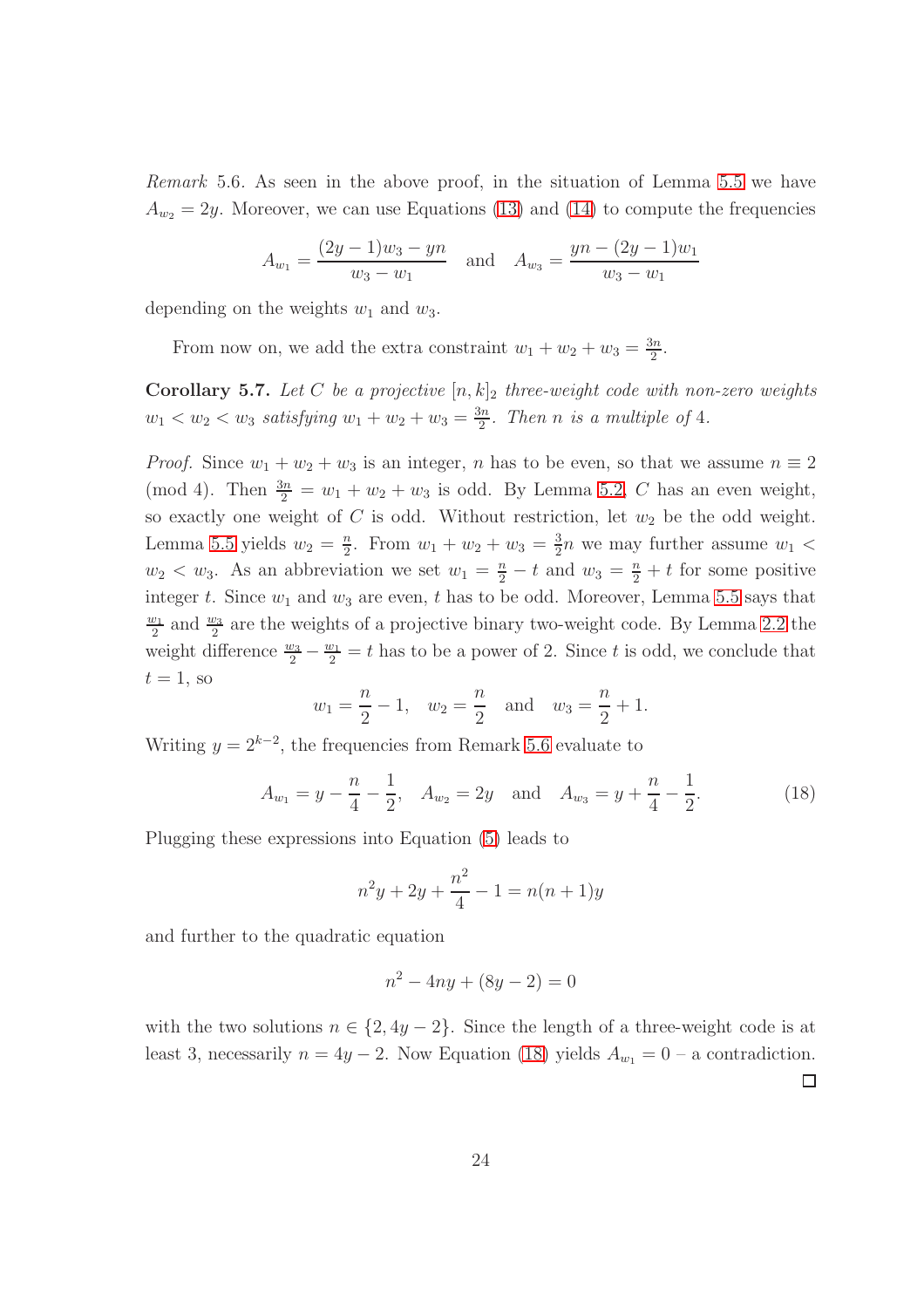*Remark* 5.6. As seen in the above proof, in the situation of Lemma 5.5 we have $A_{w_2} = 2y$. Moreover, we can use Equations (13) and (14) to compute the frequencies

$$A_{w_1} = \frac{(2y-1)w_3 - yn}{w_3 - w_1} \quad \text{and} \quad A_{w_3} = \frac{yn - (2y-1)w_1}{w_3 - w_1}$$

depending on the weights $w_1$ and $w_3$.

From now on, we add the extra constraint $w_1 + w_2 + w_3 = \frac{3n}{2}$.

**Corollary 5.7.** *Let $C$ be a projective $[n,k]_2$ three-weight code with non-zero weights $w_1 < w_2 < w_3$ satisfying $w_1 + w_2 + w_3 = \frac{3n}{2}$. Then $n$ is a multiple of 4.*

*Proof.* Since $w_1 + w_2 + w_3$ is an integer, $n$ has to be even, so that we assume $n \equiv 2 \pmod 4$. Then $\frac{3n}{2} = w_1 + w_2 + w_3$ is odd. By Lemma 5.2, $C$ has an even weight, so exactly one weight of $C$ is odd. Without restriction, let $w_2$ be the odd weight. Lemma 5.5 yields $w_2 = \frac{n}{2}$. From $w_1 + w_2 + w_3 = \frac{3}{2}n$ we may further assume $w_1 < w_2 < w_3$. As an abbreviation we set $w_1 = \frac{n}{2} - t$ and $w_3 = \frac{n}{2} + t$ for some positive integer $t$. Since $w_1$ and $w_3$ are even, $t$ has to be odd. Moreover, Lemma 5.5 says that $\frac{w_1}{2}$ and $\frac{w_3}{2}$ are the weights of a projective binary two-weight code. By Lemma 2.2 the weight difference $\frac{w_3}{2} - \frac{w_1}{2} = t$ has to be a power of 2. Since $t$ is odd, we conclude that $t = 1$, so

$$w_1 = \frac{n}{2} - 1, \quad w_2 = \frac{n}{2} \quad \text{and} \quad w_3 = \frac{n}{2} + 1.$$

Writing $y = 2^{k-2}$, the frequencies from Remark 5.6 evaluate to

$$A_{w_1} = y - \frac{n}{4} - \frac{1}{2}, \quad A_{w_2} = 2y \quad \text{and} \quad A_{w_3} = y + \frac{n}{4} - \frac{1}{2}. \tag{18}$$

Plugging these expressions into Equation (5) leads to

$$n^2 y + 2y + \frac{n^2}{4} - 1 = n(n+1)y$$

and further to the quadratic equation

$$n^2 - 4ny + (8y - 2) = 0$$

with the two solutions $n \in \{2, 4y-2\}$. Since the length of a three-weight code is at least 3, necessarily $n = 4y - 2$. Now Equation (18) yields $A_{w_1} = 0$ – a contradiction. $\square$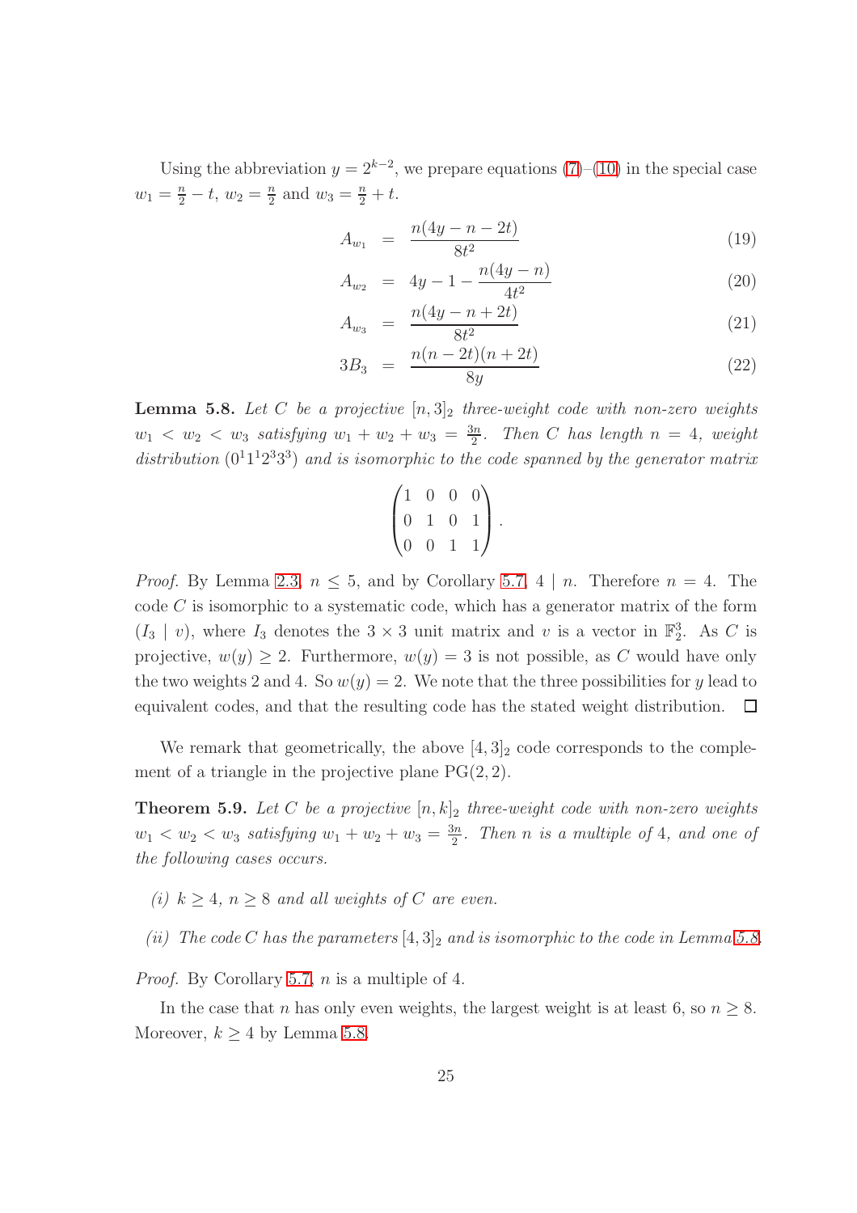Using the abbreviation $y = 2^{k-2}$, we prepare equations (7)–(10) in the special case $w_1 = \frac{n}{2} - t$, $w_2 = \frac{n}{2}$ and $w_3 = \frac{n}{2} + t$.

$$A_{w_1} = \frac{n(4y - n - 2t)}{8t^2} \tag{19}$$

$$A_{w_2} = 4y - 1 - \frac{n(4y - n)}{4t^2} \tag{20}$$

$$A_{w_3} = \frac{n(4y - n + 2t)}{8t^2} \tag{21}$$

$$3B_3 = \frac{n(n - 2t)(n + 2t)}{8y} \tag{22}$$

**Lemma 5.8.** *Let $C$ be a projective $[n, 3]_2$ three-weight code with non-zero weights $w_1 < w_2 < w_3$ satisfying $w_1 + w_2 + w_3 = \frac{3n}{2}$. Then $C$ has length $n = 4$, weight distribution $(0^1 1^1 2^3 3^3)$ and is isomorphic to the code spanned by the generator matrix*

$$\begin{pmatrix} 1 & 0 & 0 & 0 \\ 0 & 1 & 0 & 1 \\ 0 & 0 & 1 & 1 \end{pmatrix}.$$

*Proof.* By Lemma 2.3, $n \leq 5$, and by Corollary 5.7, $4 \mid n$. Therefore $n = 4$. The code $C$ is isomorphic to a systematic code, which has a generator matrix of the form $(I_3 \mid v)$, where $I_3$ denotes the $3 \times 3$ unit matrix and $v$ is a vector in $\mathbb{F}_2^3$. As $C$ is projective, $w(y) \geq 2$. Furthermore, $w(y) = 3$ is not possible, as $C$ would have only the two weights 2 and 4. So $w(y) = 2$. We note that the three possibilities for $y$ lead to equivalent codes, and that the resulting code has the stated weight distribution. $\square$

We remark that geometrically, the above $[4, 3]_2$ code corresponds to the complement of a triangle in the projective plane $\mathrm{PG}(2, 2)$.

**Theorem 5.9.** *Let $C$ be a projective $[n, k]_2$ three-weight code with non-zero weights $w_1 < w_2 < w_3$ satisfying $w_1 + w_2 + w_3 = \frac{3n}{2}$. Then $n$ is a multiple of 4, and one of the following cases occurs.*

- *(i) $k \geq 4$, $n \geq 8$ and all weights of $C$ are even.*
- *(ii) The code $C$ has the parameters $[4, 3]_2$ and is isomorphic to the code in Lemma 5.8.*

*Proof.* By Corollary 5.7, $n$ is a multiple of 4.

In the case that $n$ has only even weights, the largest weight is at least 6, so $n \geq 8$. Moreover, $k \geq 4$ by Lemma 5.8.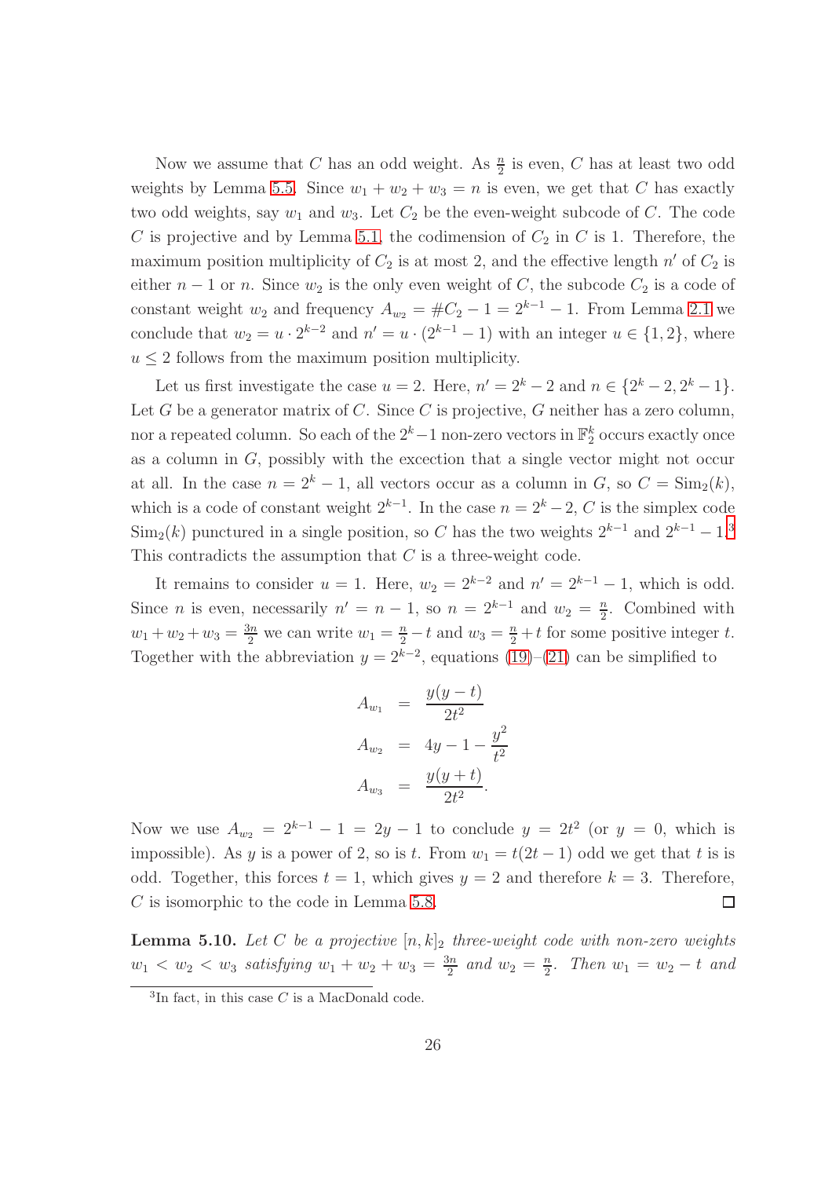Now we assume that $C$ has an odd weight. As $\frac{n}{2}$ is even, $C$ has at least two odd weights by Lemma 5.5. Since $w_1 + w_2 + w_3 = n$ is even, we get that $C$ has exactly two odd weights, say $w_1$ and $w_3$. Let $C_2$ be the even-weight subcode of $C$. The code $C$ is projective and by Lemma 5.1, the codimension of $C_2$ in $C$ is 1. Therefore, the maximum position multiplicity of $C_2$ is at most 2, and the effective length $n'$ of $C_2$ is either $n-1$ or $n$. Since $w_2$ is the only even weight of $C$, the subcode $C_2$ is a code of constant weight $w_2$ and frequency $A_{w_2} = \#C_2 - 1 = 2^{k-1} - 1$. From Lemma 2.1 we conclude that $w_2 = u \cdot 2^{k-2}$ and $n' = u \cdot (2^{k-1} - 1)$ with an integer $u \in \{1, 2\}$, where $u \le 2$ follows from the maximum position multiplicity.

Let us first investigate the case $u = 2$. Here, $n' = 2^k - 2$ and $n \in \{2^k - 2, 2^k - 1\}$. Let $G$ be a generator matrix of $C$. Since $C$ is projective, $G$ neither has a zero column, nor a repeated column. So each of the $2^k - 1$ non-zero vectors in $\mathbb{F}_2^k$ occurs exactly once as a column in $G$, possibly with the excection that a single vector might not occur at all. In the case $n = 2^k - 1$, all vectors occur as a column in $G$, so $C = \mathrm{Sim}_2(k)$, which is a code of constant weight $2^{k-1}$. In the case $n = 2^k - 2$, $C$ is the simplex code $\mathrm{Sim}_2(k)$ punctured in a single position, so $C$ has the two weights $2^{k-1}$ and $2^{k-1} - 1$.[3] This contradicts the assumption that $C$ is a three-weight code.

It remains to consider $u = 1$. Here, $w_2 = 2^{k-2}$ and $n' = 2^{k-1} - 1$, which is odd. Since $n$ is even, necessarily $n' = n - 1$, so $n = 2^{k-1}$ and $w_2 = \frac{n}{2}$. Combined with $w_1 + w_2 + w_3 = \frac{3n}{2}$ we can write $w_1 = \frac{n}{2} - t$ and $w_3 = \frac{n}{2} + t$ for some positive integer $t$. Together with the abbreviation $y = 2^{k-2}$, equations (19)–(21) can be simplified to

$$
\begin{aligned}
A_{w_1} &= \frac{y(y-t)}{2t^2} \\
A_{w_2} &= 4y - 1 - \frac{y^2}{t^2} \\
A_{w_3} &= \frac{y(y+t)}{2t^2}.
\end{aligned}
$$

Now we use $A_{w_2} = 2^{k-1} - 1 = 2y - 1$ to conclude $y = 2t^2$ (or $y = 0$, which is impossible). As $y$ is a power of 2, so is $t$. From $w_1 = t(2t-1)$ odd we get that $t$ is is odd. Together, this forces $t = 1$, which gives $y = 2$ and therefore $k = 3$. Therefore, $C$ is isomorphic to the code in Lemma 5.8. $\square$

**Lemma 5.10.** *Let $C$ be a projective $[n, k]_2$ three-weight code with non-zero weights $w_1 < w_2 < w_3$ satisfying $w_1 + w_2 + w_3 = \frac{3n}{2}$ and $w_2 = \frac{n}{2}$. Then $w_1 = w_2 - t$ and*

[3] In fact, in this case $C$ is a MacDonald code.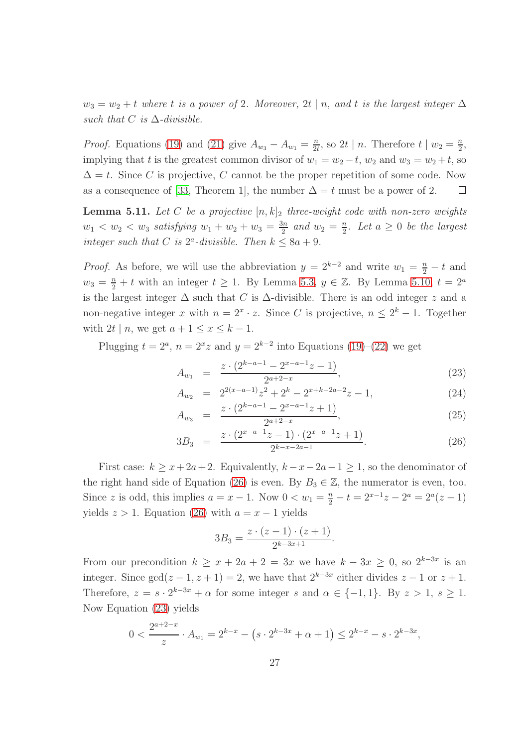$w_3 = w_2 + t$ *where* $t$ *is a power of* 2*. Moreover,* $2t \mid n$*, and* $t$ *is the largest integer* $\Delta$ *such that* $C$ *is* $\Delta$*-divisible.*

*Proof.* Equations (19) and (21) give $A_{w_3} - A_{w_1} = \frac{n}{2t}$, so $2t \mid n$. Therefore $t \mid w_2 = \frac{n}{2}$, implying that $t$ is the greatest common divisor of $w_1 = w_2 - t$, $w_2$ and $w_3 = w_2 + t$, so $\Delta = t$. Since $C$ is projective, $C$ cannot be the proper repetition of some code. Now as a consequence of [33, Theorem 1], the number $\Delta = t$ must be a power of 2. □

**Lemma 5.11.** *Let* $C$ *be a projective* $[n, k]_2$ *three-weight code with non-zero weights* $w_1 < w_2 < w_3$ *satisfying* $w_1 + w_2 + w_3 = \frac{3n}{2}$ *and* $w_2 = \frac{n}{2}$*. Let* $a \geq 0$ *be the largest integer such that* $C$ *is* $2^a$*-divisible. Then* $k \leq 8a + 9$*.*

*Proof.* As before, we will use the abbreviation $y = 2^{k-2}$ and write $w_1 = \frac{n}{2} - t$ and $w_3 = \frac{n}{2} + t$ with an integer $t \geq 1$. By Lemma 5.3, $y \in \mathbb{Z}$. By Lemma 5.10, $t = 2^a$ is the largest integer $\Delta$ such that $C$ is $\Delta$-divisible. There is an odd integer $z$ and a non-negative integer $x$ with $n = 2^x \cdot z$. Since $C$ is projective, $n \leq 2^k - 1$. Together with $2t \mid n$, we get $a + 1 \leq x \leq k - 1$.

Plugging $t = 2^a$, $n = 2^x z$ and $y = 2^{k-2}$ into Equations (19)–(22) we get

$$A_{w_1} = \frac{z \cdot (2^{k-a-1} - 2^{x-a-1}z - 1)}{2^{a+2-x}}, \tag{23}$$

$$A_{w_2} = 2^{2(x-a-1)}z^2 + 2^k - 2^{x+k-2a-2}z - 1, \tag{24}$$

$$A_{w_3} = \frac{z \cdot (2^{k-a-1} - 2^{x-a-1}z + 1)}{2^{a+2-x}}, \tag{25}$$

$$3B_3 = \frac{z \cdot (2^{x-a-1}z - 1) \cdot (2^{x-a-1}z + 1)}{2^{k-x-2a-1}}. \tag{26}$$

First case: $k \geq x + 2a + 2$. Equivalently, $k - x - 2a - 1 \geq 1$, so the denominator of the right hand side of Equation (26) is even. By $B_3 \in \mathbb{Z}$, the numerator is even, too. Since $z$ is odd, this implies $a = x - 1$. Now $0 < w_1 = \frac{n}{2} - t = 2^{x-1}z - 2^a = 2^a(z - 1)$ yields $z > 1$. Equation (26) with $a = x - 1$ yields

$$3B_3 = \frac{z \cdot (z - 1) \cdot (z + 1)}{2^{k-3x+1}}.$$

From our precondition $k \geq x + 2a + 2 = 3x$ we have $k - 3x \geq 0$, so $2^{k-3x}$ is an integer. Since $\gcd(z - 1, z + 1) = 2$, we have that $2^{k-3x}$ either divides $z - 1$ or $z + 1$. Therefore, $z = s \cdot 2^{k-3x} + \alpha$ for some integer $s$ and $\alpha \in \{-1, 1\}$. By $z > 1$, $s \geq 1$. Now Equation (23) yields

$$0 < \frac{2^{a+2-x}}{z} \cdot A_{w_1} = 2^{k-x} - \left(s \cdot 2^{k-3x} + \alpha + 1\right) \leq 2^{k-x} - s \cdot 2^{k-3x},$$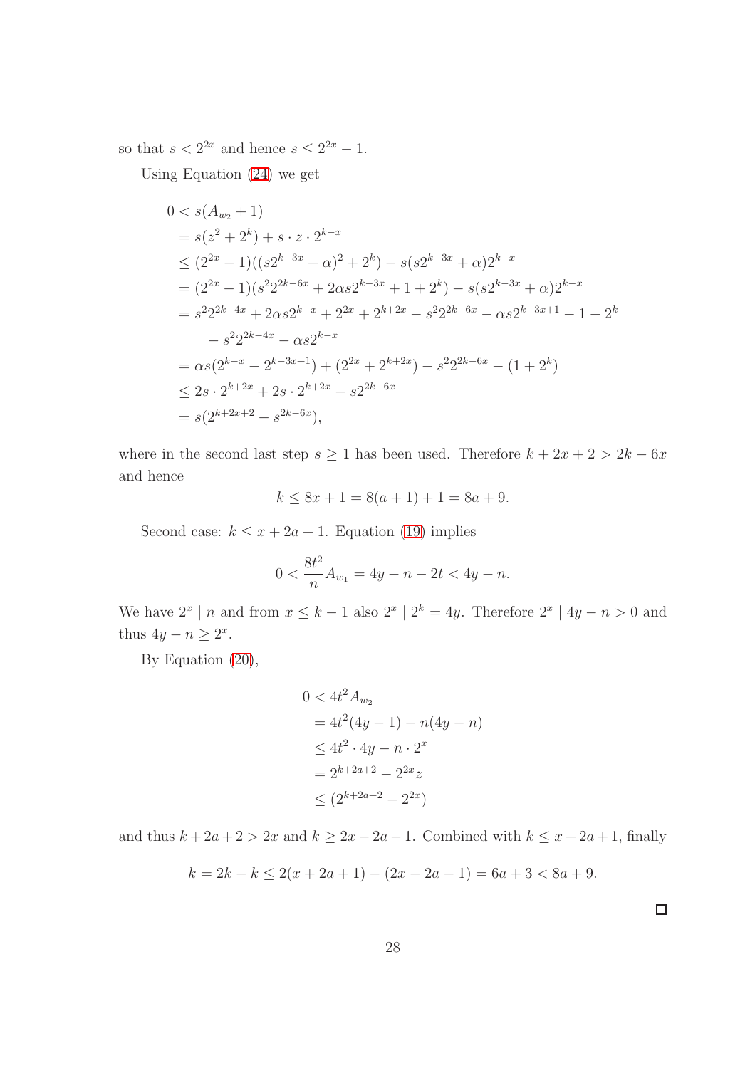so that $s < 2^{2x}$ and hence $s \leq 2^{2x} - 1$.

Using Equation (24) we get

$$
\begin{aligned}
0 &< s(A_{w_2} + 1) \\
&= s(z^2 + 2^k) + s \cdot z \cdot 2^{k-x} \\
&\leq (2^{2x} - 1)((s2^{k-3x} + \alpha)^2 + 2^k) - s(s2^{k-3x} + \alpha)2^{k-x} \\
&= (2^{2x} - 1)(s^2 2^{2k-6x} + 2\alpha s 2^{k-3x} + 1 + 2^k) - s(s2^{k-3x} + \alpha)2^{k-x} \\
&= s^2 2^{2k-4x} + 2\alpha s 2^{k-x} + 2^{2x} + 2^{k+2x} - s^2 2^{2k-6x} - \alpha s 2^{k-3x+1} - 1 - 2^k \\
&\quad - s^2 2^{2k-4x} - \alpha s 2^{k-x} \\
&= \alpha s(2^{k-x} - 2^{k-3x+1}) + (2^{2x} + 2^{k+2x}) - s^2 2^{2k-6x} - (1 + 2^k) \\
&\leq 2s \cdot 2^{k+2x} + 2s \cdot 2^{k+2x} - s 2^{2k-6x} \\
&= s(2^{k+2x+2} - s^{2k-6x}),
\end{aligned}
$$

where in the second last step $s \geq 1$ has been used. Therefore $k + 2x + 2 > 2k - 6x$ and hence

$$
k \leq 8x + 1 = 8(a + 1) + 1 = 8a + 9.
$$

Second case: $k \leq x + 2a + 1$. Equation (19) implies

$$
0 < \frac{8t^2}{n} A_{w_1} = 4y - n - 2t < 4y - n.
$$

We have $2^x \mid n$ and from $x \leq k - 1$ also $2^x \mid 2^k = 4y$. Therefore $2^x \mid 4y - n > 0$ and thus $4y - n \geq 2^x$.

By Equation (20),

$$
\begin{aligned}
0 &< 4t^2 A_{w_2} \\
&= 4t^2(4y - 1) - n(4y - n) \\
&\leq 4t^2 \cdot 4y - n \cdot 2^x \\
&= 2^{k+2a+2} - 2^{2x} z \\
&\leq (2^{k+2a+2} - 2^{2x})
\end{aligned}
$$

and thus $k + 2a + 2 > 2x$ and $k \geq 2x - 2a - 1$. Combined with $k \leq x + 2a + 1$, finally

$$
k = 2k - k \leq 2(x + 2a + 1) - (2x - 2a - 1) = 6a + 3 < 8a + 9.
$$

□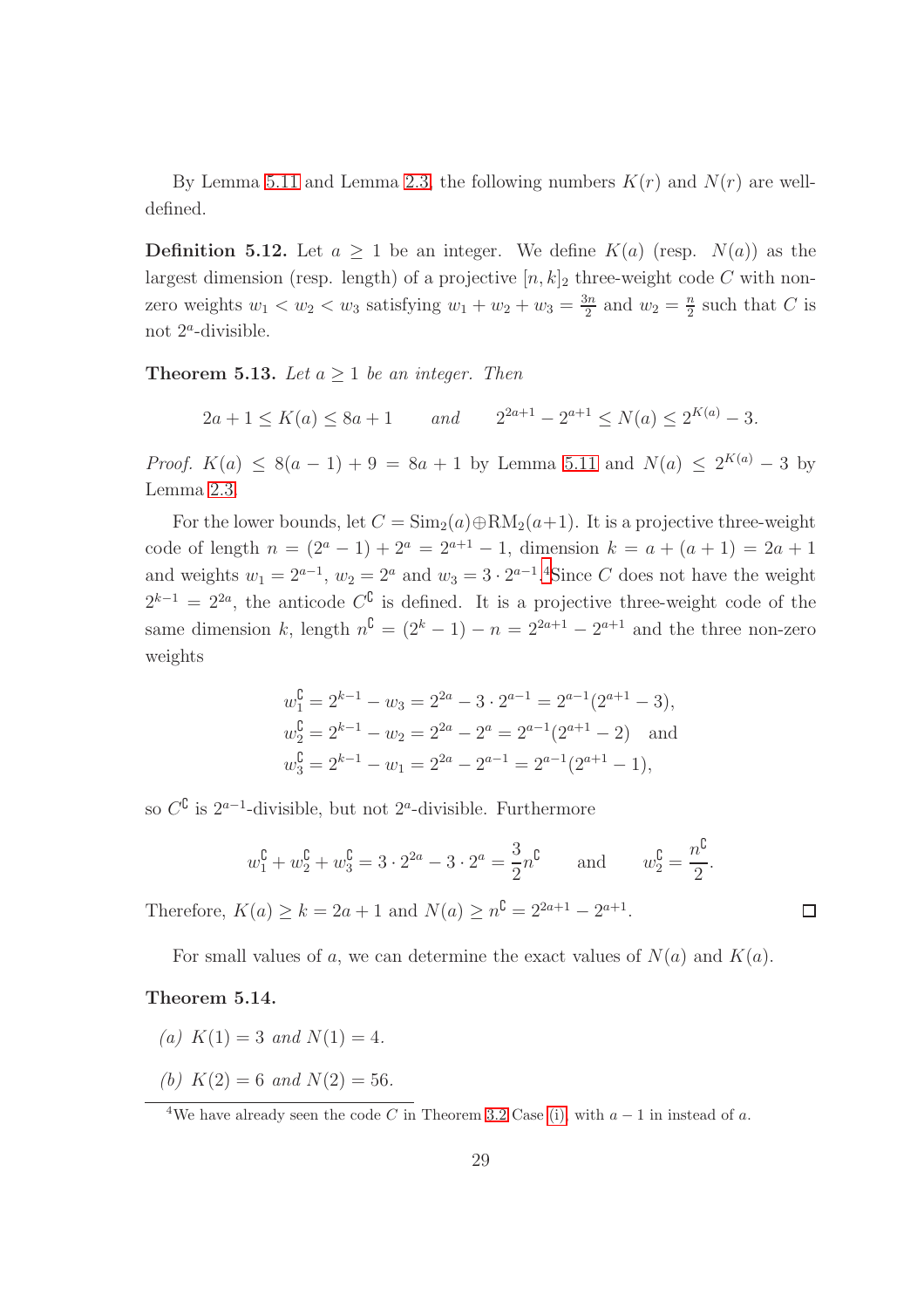By Lemma 5.11 and Lemma 2.3, the following numbers $K(r)$ and $N(r)$ are well-defined.

**Definition 5.12.** Let $a \geq 1$ be an integer. We define $K(a)$ (resp. $N(a)$) as the largest dimension (resp. length) of a projective $[n, k]_2$ three-weight code $C$ with non-zero weights $w_1 < w_2 < w_3$ satisfying $w_1 + w_2 + w_3 = \frac{3n}{2}$ and $w_2 = \frac{n}{2}$ such that $C$ is not $2^a$-divisible.

**Theorem 5.13.** *Let $a \geq 1$ be an integer. Then*

$$2a + 1 \leq K(a) \leq 8a + 1 \qquad \textit{and} \qquad 2^{2a+1} - 2^{a+1} \leq N(a) \leq 2^{K(a)} - 3.$$

*Proof.* $K(a) \leq 8(a-1) + 9 = 8a + 1$ by Lemma 5.11 and $N(a) \leq 2^{K(a)} - 3$ by Lemma 2.3.

For the lower bounds, let $C = \mathrm{Sim}_2(a) \oplus \mathrm{RM}_2(a+1)$. It is a projective three-weight code of length $n = (2^a - 1) + 2^a = 2^{a+1} - 1$, dimension $k = a + (a+1) = 2a + 1$ and weights $w_1 = 2^{a-1}$, $w_2 = 2^a$ and $w_3 = 3 \cdot 2^{a-1}$.[4] Since $C$ does not have the weight $2^{k-1} = 2^{2a}$, the anticode $C^{\complement}$ is defined. It is a projective three-weight code of the same dimension $k$, length $n^{\complement} = (2^k - 1) - n = 2^{2a+1} - 2^{a+1}$ and the three non-zero weights

$$\begin{aligned}
w_1^{\complement} &= 2^{k-1} - w_3 = 2^{2a} - 3 \cdot 2^{a-1} = 2^{a-1}(2^{a+1} - 3), \\
w_2^{\complement} &= 2^{k-1} - w_2 = 2^{2a} - 2^a = 2^{a-1}(2^{a+1} - 2) \quad \text{and} \\
w_3^{\complement} &= 2^{k-1} - w_1 = 2^{2a} - 2^{a-1} = 2^{a-1}(2^{a+1} - 1),
\end{aligned}$$

so $C^{\complement}$ is $2^{a-1}$-divisible, but not $2^a$-divisible. Furthermore

$$w_1^{\complement} + w_2^{\complement} + w_3^{\complement} = 3 \cdot 2^{2a} - 3 \cdot 2^a = \frac{3}{2} n^{\complement} \qquad \text{and} \qquad w_2^{\complement} = \frac{n^{\complement}}{2}.$$

Therefore, $K(a) \geq k = 2a + 1$ and $N(a) \geq n^{\complement} = 2^{2a+1} - 2^{a+1}$. $\square$

For small values of $a$, we can determine the exact values of $N(a)$ and $K(a)$.

**Theorem 5.14.**

*(a)* $K(1) = 3$ *and* $N(1) = 4$.

*(b)* $K(2) = 6$ *and* $N(2) = 56$.

---

[4] We have already seen the code $C$ in Theorem 3.2 Case (i), with $a - 1$ in instead of $a$.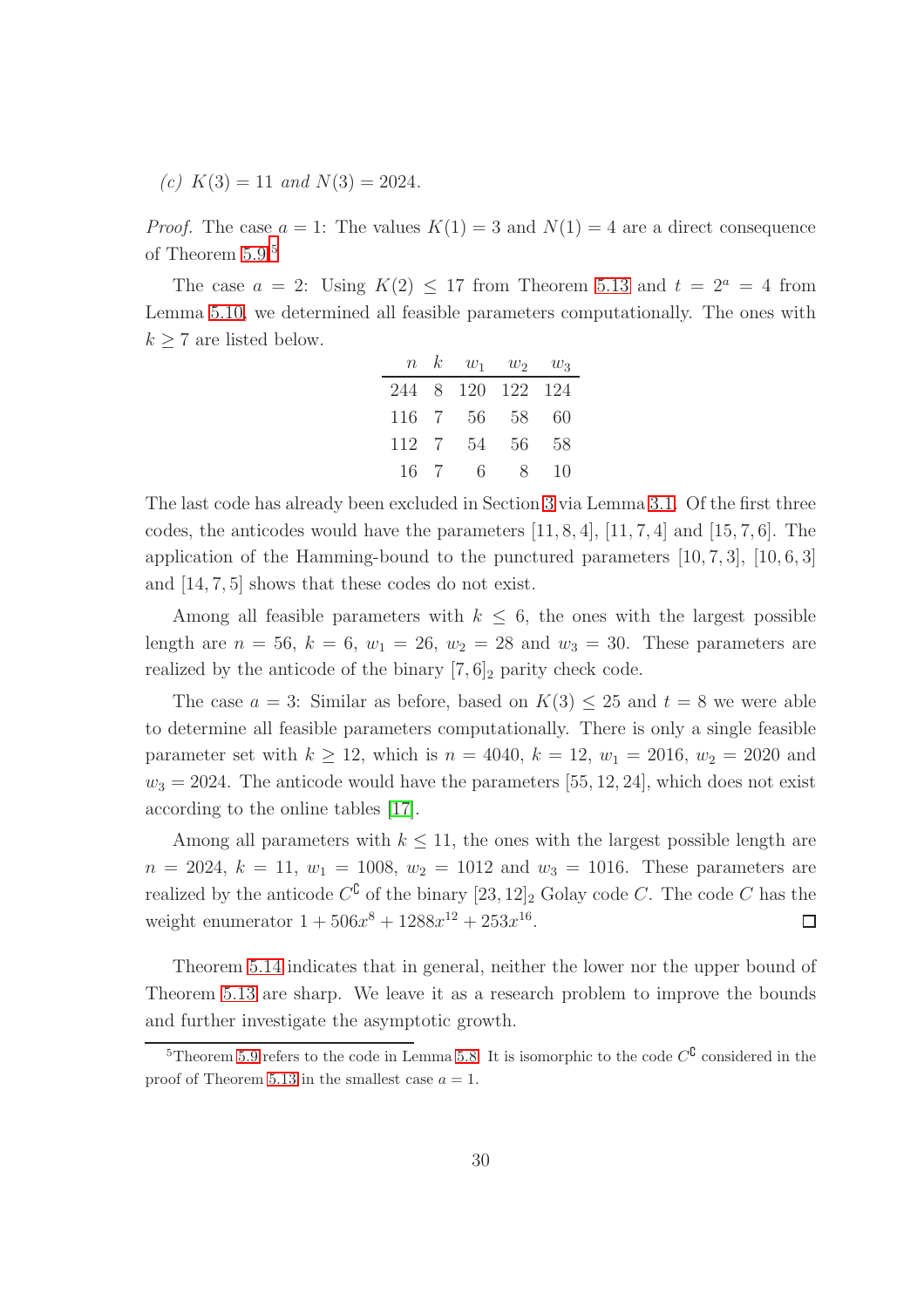(c) $K(3) = 11$ and $N(3) = 2024$.

*Proof.* The case $a = 1$: The values $K(1) = 3$ and $N(1) = 4$ are a direct consequence of Theorem 5.9.[5]

The case $a = 2$: Using $K(2) \leq 17$ from Theorem 5.13 and $t = 2^a = 4$ from Lemma 5.10, we determined all feasible parameters computationally. The ones with $k \geq 7$ are listed below.

| $n$ | $k$ | $w_1$ | $w_2$ | $w_3$ |
|---|---|---|---|---|
| 244 | 8 | 120 | 122 | 124 |
| 116 | 7 | 56 | 58 | 60 |
| 112 | 7 | 54 | 56 | 58 |
| 16 | 7 | 6 | 8 | 10 |

The last code has already been excluded in Section 3 via Lemma 3.1. Of the first three codes, the anticodes would have the parameters $[11, 8, 4]$, $[11, 7, 4]$ and $[15, 7, 6]$. The application of the Hamming-bound to the punctured parameters $[10, 7, 3]$, $[10, 6, 3]$ and $[14, 7, 5]$ shows that these codes do not exist.

Among all feasible parameters with $k \leq 6$, the ones with the largest possible length are $n = 56$, $k = 6$, $w_1 = 26$, $w_2 = 28$ and $w_3 = 30$. These parameters are realized by the anticode of the binary $[7, 6]_2$ parity check code.

The case $a = 3$: Similar as before, based on $K(3) \leq 25$ and $t = 8$ we were able to determine all feasible parameters computationally. There is only a single feasible parameter set with $k \geq 12$, which is $n = 4040$, $k = 12$, $w_1 = 2016$, $w_2 = 2020$ and $w_3 = 2024$. The anticode would have the parameters $[55, 12, 24]$, which does not exist according to the online tables [17].

Among all parameters with $k \leq 11$, the ones with the largest possible length are $n = 2024$, $k = 11$, $w_1 = 1008$, $w_2 = 1012$ and $w_3 = 1016$. These parameters are realized by the anticode $C^{\complement}$ of the binary $[23, 12]_2$ Golay code $C$. The code $C$ has the weight enumerator $1 + 506x^8 + 1288x^{12} + 253x^{16}$. ◻

Theorem 5.14 indicates that in general, neither the lower nor the upper bound of Theorem 5.13 are sharp. We leave it as a research problem to improve the bounds and further investigate the asymptotic growth.

[5] Theorem 5.9 refers to the code in Lemma 5.8. It is isomorphic to the code $C^{\complement}$ considered in the proof of Theorem 5.13 in the smallest case $a = 1$.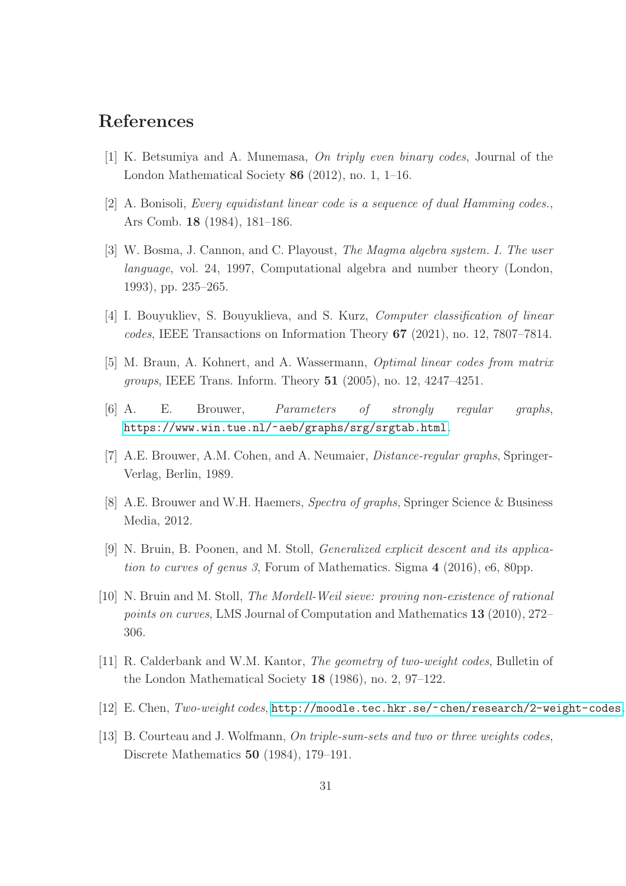# References

[1] K. Betsumiya and A. Munemasa, *On triply even binary codes*, Journal of the London Mathematical Society **86** (2012), no. 1, 1–16.

[2] A. Bonisoli, *Every equidistant linear code is a sequence of dual Hamming codes.*, Ars Comb. **18** (1984), 181–186.

[3] W. Bosma, J. Cannon, and C. Playoust, *The Magma algebra system. I. The user language*, vol. 24, 1997, Computational algebra and number theory (London, 1993), pp. 235–265.

[4] I. Bouyukliev, S. Bouyuklieva, and S. Kurz, *Computer classification of linear codes*, IEEE Transactions on Information Theory **67** (2021), no. 12, 7807–7814.

[5] M. Braun, A. Kohnert, and A. Wassermann, *Optimal linear codes from matrix groups*, IEEE Trans. Inform. Theory **51** (2005), no. 12, 4247–4251.

[6] A. E. Brouwer, *Parameters of strongly regular graphs*, https://www.win.tue.nl/~aeb/graphs/srg/srgtab.html.

[7] A.E. Brouwer, A.M. Cohen, and A. Neumaier, *Distance-regular graphs*, Springer-Verlag, Berlin, 1989.

[8] A.E. Brouwer and W.H. Haemers, *Spectra of graphs*, Springer Science & Business Media, 2012.

[9] N. Bruin, B. Poonen, and M. Stoll, *Generalized explicit descent and its application to curves of genus 3*, Forum of Mathematics. Sigma **4** (2016), e6, 80pp.

[10] N. Bruin and M. Stoll, *The Mordell-Weil sieve: proving non-existence of rational points on curves*, LMS Journal of Computation and Mathematics **13** (2010), 272–306.

[11] R. Calderbank and W.M. Kantor, *The geometry of two-weight codes*, Bulletin of the London Mathematical Society **18** (1986), no. 2, 97–122.

[12] E. Chen, *Two-weight codes*, http://moodle.tec.hkr.se/~chen/research/2-weight-codes.

[13] B. Courteau and J. Wolfmann, *On triple-sum-sets and two or three weights codes*, Discrete Mathematics **50** (1984), 179–191.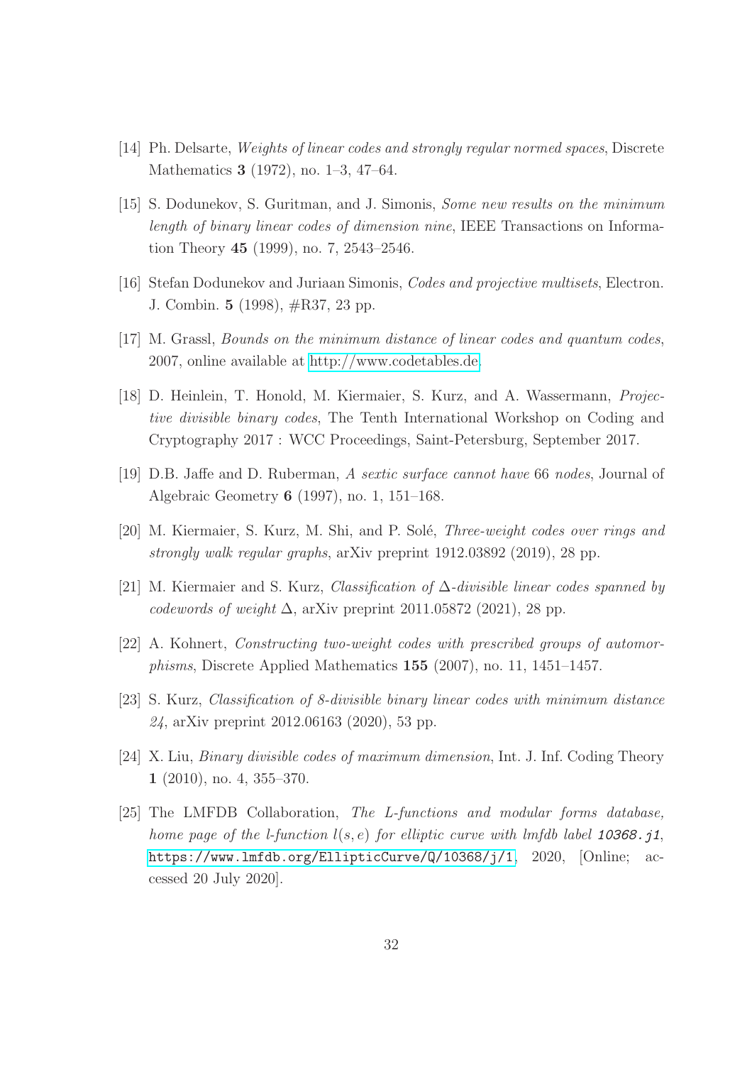[14] Ph. Delsarte, *Weights of linear codes and strongly regular normed spaces*, Discrete Mathematics **3** (1972), no. 1–3, 47–64.

[15] S. Dodunekov, S. Guritman, and J. Simonis, *Some new results on the minimum length of binary linear codes of dimension nine*, IEEE Transactions on Information Theory **45** (1999), no. 7, 2543–2546.

[16] Stefan Dodunekov and Juriaan Simonis, *Codes and projective multisets*, Electron. J. Combin. **5** (1998), #R37, 23 pp.

[17] M. Grassl, *Bounds on the minimum distance of linear codes and quantum codes*, 2007, online available at http://www.codetables.de.

[18] D. Heinlein, T. Honold, M. Kiermaier, S. Kurz, and A. Wassermann, *Projective divisible binary codes*, The Tenth International Workshop on Coding and Cryptography 2017 : WCC Proceedings, Saint-Petersburg, September 2017.

[19] D.B. Jaffe and D. Ruberman, *A sextic surface cannot have* 66 *nodes*, Journal of Algebraic Geometry **6** (1997), no. 1, 151–168.

[20] M. Kiermaier, S. Kurz, M. Shi, and P. Solé, *Three-weight codes over rings and strongly walk regular graphs*, arXiv preprint 1912.03892 (2019), 28 pp.

[21] M. Kiermaier and S. Kurz, *Classification of $\Delta$-divisible linear codes spanned by codewords of weight $\Delta$*, arXiv preprint 2011.05872 (2021), 28 pp.

[22] A. Kohnert, *Constructing two-weight codes with prescribed groups of automorphisms*, Discrete Applied Mathematics **155** (2007), no. 11, 1451–1457.

[23] S. Kurz, *Classification of 8-divisible binary linear codes with minimum distance 24*, arXiv preprint 2012.06163 (2020), 53 pp.

[24] X. Liu, *Binary divisible codes of maximum dimension*, Int. J. Inf. Coding Theory **1** (2010), no. 4, 355–370.

[25] The LMFDB Collaboration, *The L-functions and modular forms database, home page of the l-function $l(s, e)$ for elliptic curve with lmfdb label* ***10368.j1***, https://www.lmfdb.org/EllipticCurve/Q/10368/j/1, 2020, [Online; accessed 20 July 2020].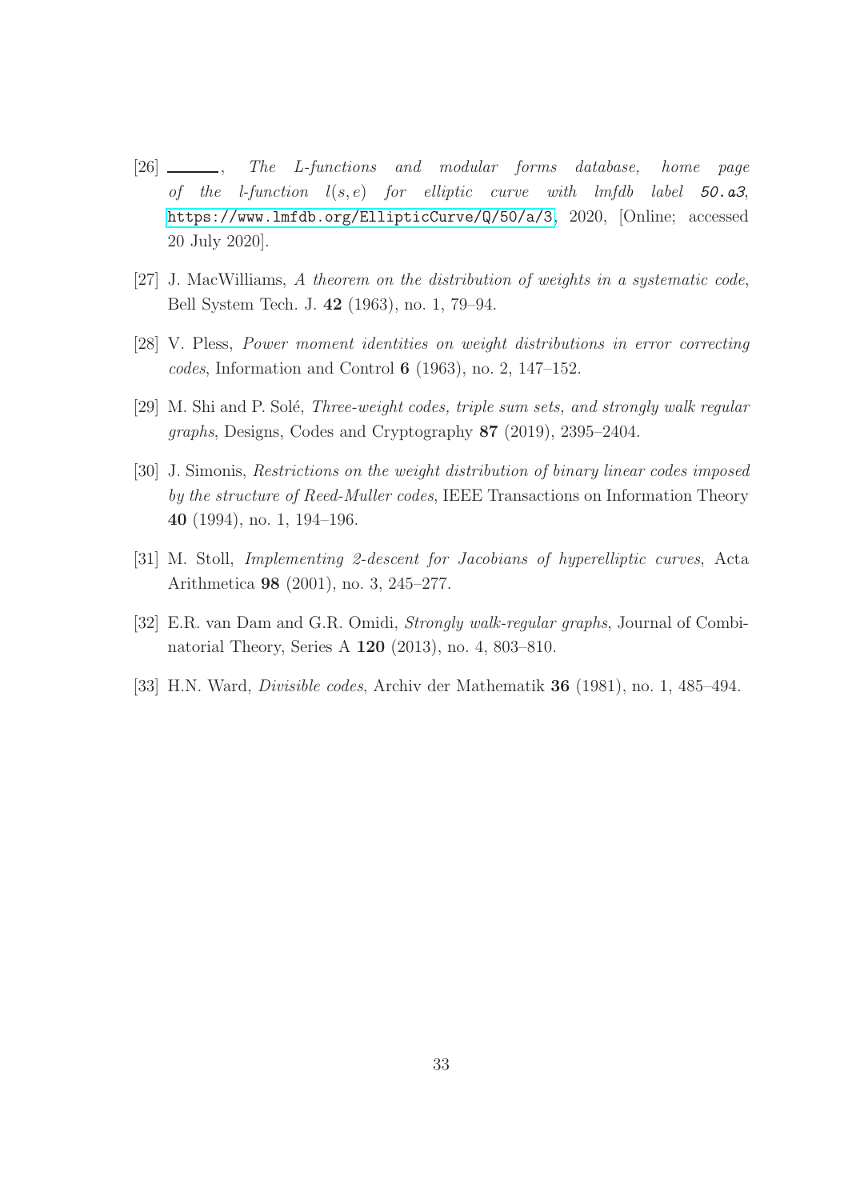[26] ———, *The L-functions and modular forms database, home page of the l-function $l(s, e)$ for elliptic curve with lmfdb label **50.a3***, https://www.lmfdb.org/EllipticCurve/Q/50/a/3, 2020, [Online; accessed 20 July 2020].

[27] J. MacWilliams, *A theorem on the distribution of weights in a systematic code*, Bell System Tech. J. **42** (1963), no. 1, 79–94.

[28] V. Pless, *Power moment identities on weight distributions in error correcting codes*, Information and Control **6** (1963), no. 2, 147–152.

[29] M. Shi and P. Solé, *Three-weight codes, triple sum sets, and strongly walk regular graphs*, Designs, Codes and Cryptography **87** (2019), 2395–2404.

[30] J. Simonis, *Restrictions on the weight distribution of binary linear codes imposed by the structure of Reed-Muller codes*, IEEE Transactions on Information Theory **40** (1994), no. 1, 194–196.

[31] M. Stoll, *Implementing 2-descent for Jacobians of hyperelliptic curves*, Acta Arithmetica **98** (2001), no. 3, 245–277.

[32] E.R. van Dam and G.R. Omidi, *Strongly walk-regular graphs*, Journal of Combinatorial Theory, Series A **120** (2013), no. 4, 803–810.

[33] H.N. Ward, *Divisible codes*, Archiv der Mathematik **36** (1981), no. 1, 485–494.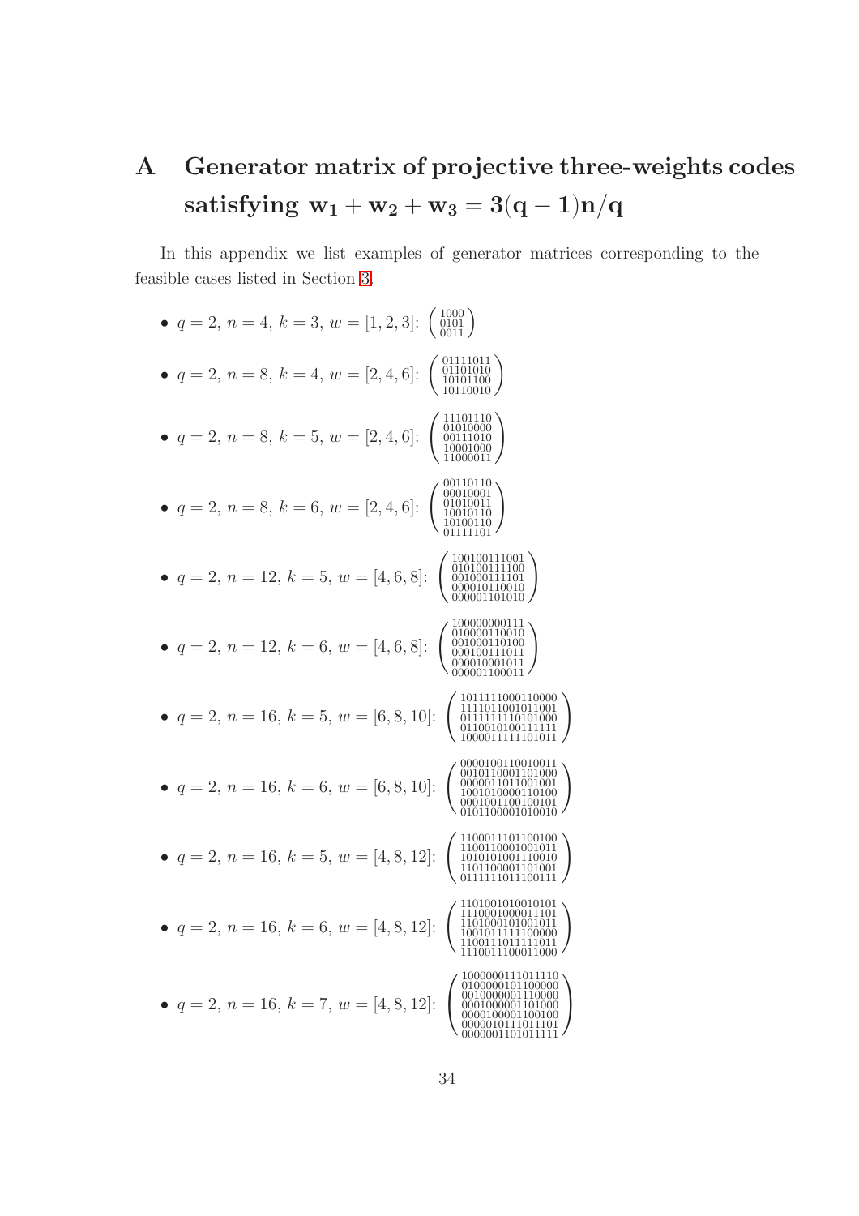# A Generator matrix of projective three-weights codes satisfying $\mathbf{w_1 + w_2 + w_3 = 3(q-1)n/q}$

In this appendix we list examples of generator matrices corresponding to the feasible cases listed in Section 3.

- $q = 2$, $n = 4$, $k = 3$, $w = [1, 2, 3]$: $\begin{pmatrix} 1000 \\ 0101 \\ 0011 \end{pmatrix}$

- $q = 2$, $n = 8$, $k = 4$, $w = [2, 4, 6]$: $\begin{pmatrix} 01111011 \\ 01101010 \\ 10101100 \\ 10110010 \end{pmatrix}$

- $q = 2$, $n = 8$, $k = 5$, $w = [2, 4, 6]$: $\begin{pmatrix} 11101110 \\ 01010000 \\ 00111010 \\ 10001000 \\ 11000011 \end{pmatrix}$

- $q = 2$, $n = 8$, $k = 6$, $w = [2, 4, 6]$: $\begin{pmatrix} 00110110 \\ 00010001 \\ 01010011 \\ 10010110 \\ 10100110 \\ 01111101 \end{pmatrix}$

- $q = 2$, $n = 12$, $k = 5$, $w = [4, 6, 8]$: $\begin{pmatrix} 100100111001 \\ 010100111100 \\ 001000111101 \\ 000010110010 \\ 000001101010 \end{pmatrix}$

- $q = 2$, $n = 12$, $k = 6$, $w = [4, 6, 8]$: $\begin{pmatrix} 100000000111 \\ 010000110010 \\ 001000110100 \\ 000100111011 \\ 000010001011 \\ 000001100011 \end{pmatrix}$

- $q = 2$, $n = 16$, $k = 5$, $w = [6, 8, 10]$: $\begin{pmatrix} 1011111000110000 \\ 1111011001011001 \\ 0111111110101000 \\ 0110010100111111 \\ 1000011111101011 \end{pmatrix}$

- $q = 2$, $n = 16$, $k = 6$, $w = [6, 8, 10]$: $\begin{pmatrix} 0000100110010011 \\ 0010110001101000 \\ 0000011011001001 \\ 1001010000110100 \\ 0001001100100101 \\ 0101100001010010 \end{pmatrix}$

- $q = 2$, $n = 16$, $k = 5$, $w = [4, 8, 12]$: $\begin{pmatrix} 1100011101100100 \\ 1100110001001011 \\ 1010101001110010 \\ 1101100001101001 \\ 0111111011100111 \end{pmatrix}$

- $q = 2$, $n = 16$, $k = 6$, $w = [4, 8, 12]$: $\begin{pmatrix} 1101001010010101 \\ 1110001000011101 \\ 1101000101001011 \\ 1001011111100000 \\ 1100111011111011 \\ 1110011100011000 \end{pmatrix}$

- $q = 2$, $n = 16$, $k = 7$, $w = [4, 8, 12]$: $\begin{pmatrix} 1000000111011110 \\ 0100000101100000 \\ 0010000001110000 \\ 0001000001101000 \\ 0000100001100100 \\ 0000010111011101 \\ 0000001101011111 \end{pmatrix}$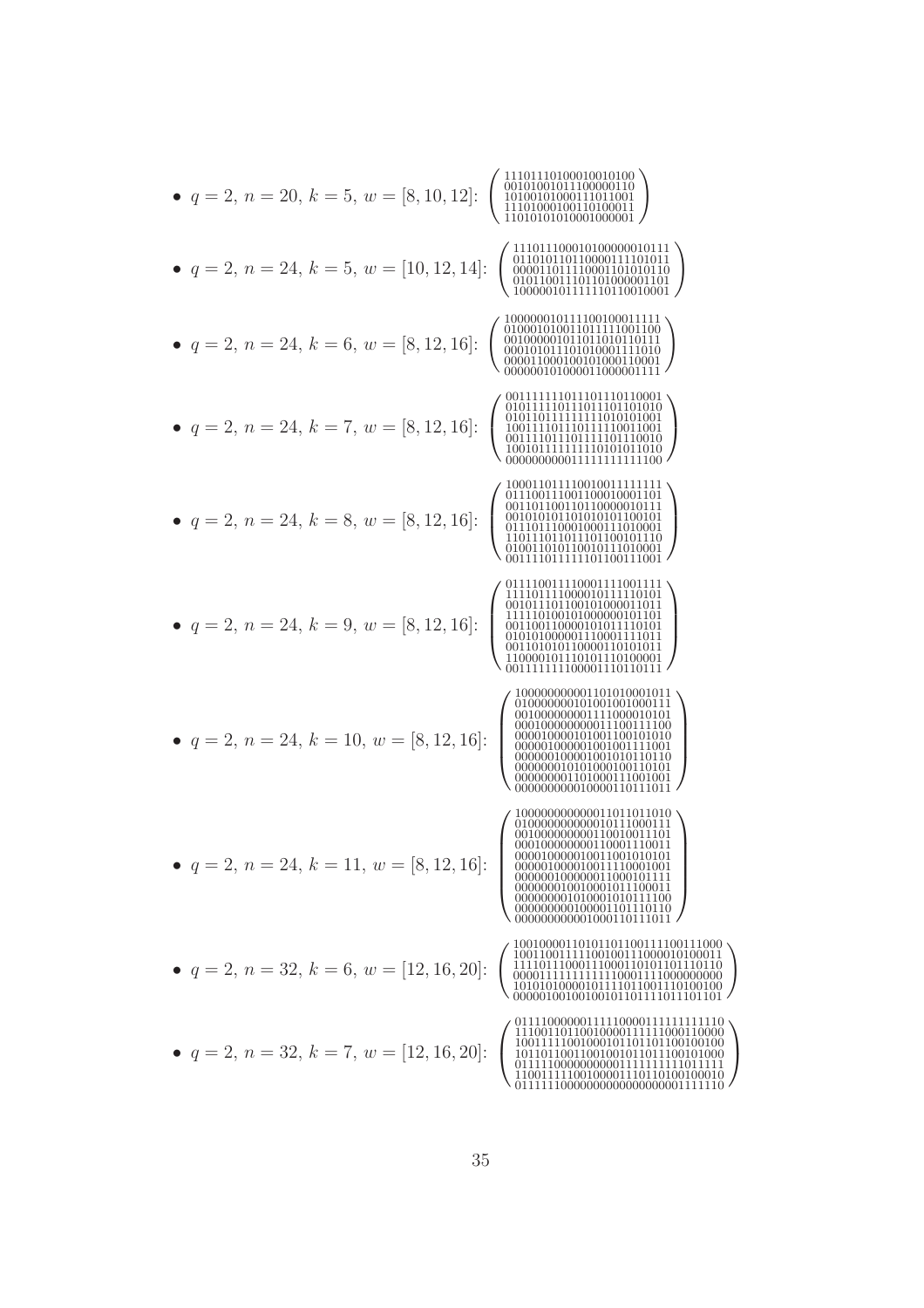- $q=2,\ n=20,\ k=5,\ w=[8,10,12]$: $\begin{pmatrix} 11101110100010010100 \\ 00101001011100000110 \\ 10100101000111011001 \\ 11101000100110100011 \\ 11010101010001000001 \end{pmatrix}$

- $q=2,\ n=24,\ k=5,\ w=[10,12,14]$: $\begin{pmatrix} 111011100010100000010111 \\ 011010110110000111101011 \\ 000011011110001101010110 \\ 010110011101101000001101 \\ 100000101111110110010001 \end{pmatrix}$

- $q=2,\ n=24,\ k=6,\ w=[8,12,16]$: $\begin{pmatrix} 100000010111100100011111 \\ 010001010011011111001100 \\ 001000001011011010110111 \\ 000101011101010001111010 \\ 000011000100101000110001 \\ 000000101000011000001111 \end{pmatrix}$

- $q=2,\ n=24,\ k=7,\ w=[8,12,16]$: $\begin{pmatrix} 001111111011101110110001 \\ 010111101101101101101010 \\ 010110111111111010101001 \\ 100111101110111110011001 \\ 001111011101111101110010 \\ 100101111111110101011010 \\ 000000000011111111111100 \end{pmatrix}$

- $q=2,\ n=24,\ k=8,\ w=[8,12,16]$: $\begin{pmatrix} 100011011110010011111111 \\ 011100111001100010001101 \\ 001101100110110000010111 \\ 001010101101010101100101 \\ 011101110001000111010001 \\ 110111011011101100101110 \\ 010011010110010111010001 \\ 001111011111101100111001 \end{pmatrix}$

- $q=2,\ n=24,\ k=9,\ w=[8,12,16]$: $\begin{pmatrix} 011110011110001111001111 \\ 111101111000010111110101 \\ 001011101100101000011011 \\ 111110100101000000101101 \\ 001100110000101011110101 \\ 010101000001110001111011 \\ 001101010110000110101011 \\ 110000101110101110100001 \\ 001111111100001110110111 \end{pmatrix}$

- $q=2,\ n=24,\ k=10,\ w=[8,12,16]$: $\begin{pmatrix} 100000000001101010001011 \\ 010000000101001001000111 \\ 001000000001111000010101 \\ 000100000000011100111100 \\ 000010000101001100101010 \\ 000001000001001001111001 \\ 000000100001001010110110 \\ 000000010101000100110101 \\ 000000001101000111001001 \\ 000000000010000110111011 \end{pmatrix}$

- $q=2,\ n=24,\ k=11,\ w=[8,12,16]$: $\begin{pmatrix} 100000000000011011011010 \\ 010000000000010111000111 \\ 001000000000110010011101 \\ 000100000000110001110011 \\ 000010000010011001010101 \\ 000001000010011110001001 \\ 000000100000001000101111 \\ 000000010010001011100011 \\ 000000001010001010111100 \\ 000000000100001101110110 \\ 000000000001000110111011 \end{pmatrix}$

- $q=2,\ n=32,\ k=6,\ w=[12,16,20]$: $\begin{pmatrix} 10010000110101101100111100111000 \\ 10011001111100100111000010100011 \\ 11110111100011100011010110110110 \\ 00001111111111110001111000000000 \\ 10101010000101111011001110100100 \\ 00000100100100101101111011101101 \end{pmatrix}$

- $q=2,\ n=32,\ k=7,\ w=[12,16,20]$: $\begin{pmatrix} 01111000000111110000111111111110 \\ 11100110110010000111111000110000 \\ 10011111001000101101101100100100 \\ 10110110011001001011011100101000 \\ 01111110000000000111111111011111 \\ 11001111100100001110110100100010 \\ 01111110000000000000000001111110 \end{pmatrix}$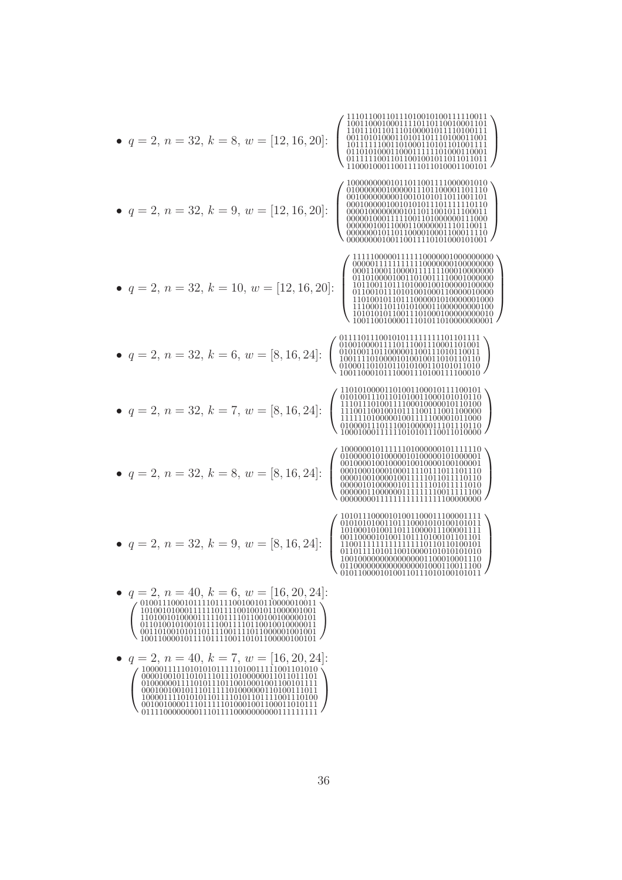- $q = 2,\ n = 32,\ k = 8,\ w = [12, 16, 20]$:
$$\begin{pmatrix}
11101100110111010010100111110011\\
10011000100011110110110010001101\\
11011101101110100001011110100111\\
00110101000110101101110100011001\\
10111111001101000110101101001111\\
01101010001100011111101000110001\\
01111110011011001001011011011011\\
11000100011001111011010001100101
\end{pmatrix}$$

- $q = 2,\ n = 32,\ k = 9,\ w = [12, 16, 20]$:
$$\begin{pmatrix}
10000000001011011001111000001010\\
01000000010000011101100001101110\\
00100000000100101010101011001101\\
00010000010010101011101111110110\\
00001000000001011011001011100011\\
00000100011111001101000000111000\\
00000010011000110000001110110011\\
00000001011011000010001100011110\\
00000000100110011110101000101001
\end{pmatrix}$$

- $q = 2,\ n = 32,\ k = 10,\ w = [12, 16, 20]$:
$$\begin{pmatrix}
11111000001111110000001000000000\\
00000111111111110000000100000000\\
00011000110000111111100010000000\\
01101000010011010011110001000000\\
10110011011101000100100000100000\\
01100101110101001000110000010000\\
11010010110111000001010000001000\\
11100011011010100011000000000100\\
10101010110011101000100000000010\\
10011001000011101011010000000001
\end{pmatrix}$$

- $q = 2,\ n = 32,\ k = 6,\ w = [8, 16, 24]$:
$$\begin{pmatrix}
01110111001010111111111101101111\\
01001000011110111001110001101001\\
01010011011000001100111010110011\\
10011110100001010010011010110110\\
01000110101011010100110101011010\\
10011000101110001110100111100010
\end{pmatrix}$$

- $q = 2,\ n = 32,\ k = 7,\ w = [8, 16, 24]$:
$$\begin{pmatrix}
11010100001101001100010111100101\\
01010011101101010011000101010110\\
11101110100111100010000010110100\\
11100110010010111100111001100000\\
11111010000010011111000010110000\\
01000011101110010000011101110110\\
10001000111111010101110011010000
\end{pmatrix}$$

- $q = 2,\ n = 32,\ k = 8,\ w = [8, 16, 24]$:
$$\begin{pmatrix}
10000001011111101000000101111110\\
01000001010000010100000101000001\\
00100001001000010010000100100001\\
00010001000100011110111011101110\\
00001001000010011111011011110110\\
00000101000001011111101011111010\\
00000011000000111111110011111100\\
00000000111111111111111100000000
\end{pmatrix}$$

- $q = 2,\ n = 32,\ k = 9,\ w = [8, 16, 24]$:
$$\begin{pmatrix}
10101110000101001100011100001111\\
01010101001101110001010100101011\\
10100010100110111000011100001111\\
00110000101001101110100101101101\\
11001111111111111101101101001101\\
01101111010110010000101010101010\\
10010000000000000011000100011110\\
01100000000000000001000110011100\\
01011000010100110111010100101011
\end{pmatrix}$$

- $q = 2,\ n = 40,\ k = 6,\ w = [16, 20, 24]$:
$$\begin{pmatrix}
0100111000101111011110010010110000010011\\
1010010100011111101111100100101100000101001\\
1101001010000111110111110110010010000101\\
0110100101001011110011110110010010000011\\
0011010010101101111001111011000001001001\\
1001100001011110111100110101100000100101
\end{pmatrix}$$

- $q = 2,\ n = 40,\ k = 7,\ w = [16, 20, 24]$:
$$\begin{pmatrix}
1000011111010101011111010011111001101010\\
0000100101101011101101000000110110111101\\
0100000011110101110110010001001100101111\\
0001001001011101111110100000110100111011\\
1000011110101011011110101101111001110100\\
0010010000111011111010001001100011010111\\
0111100000000111011110000000000111111111
\end{pmatrix}$$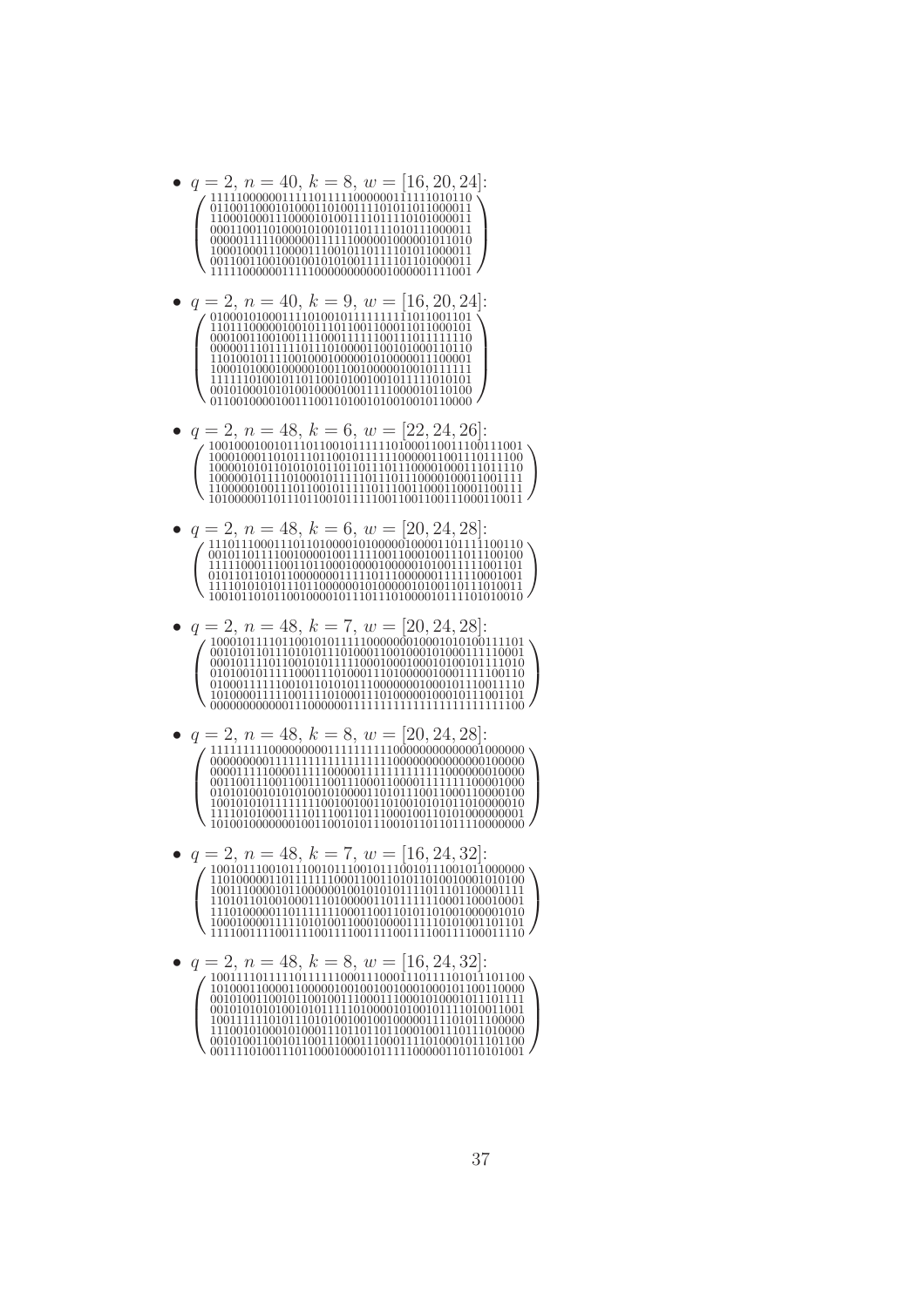- $q = 2$, $n = 40$, $k = 8$, $w = [16, 20, 24]$:

$$\begin{pmatrix}
1111100000011111011111000000111111010110 \\
0110011000101000110100111101011011000011 \\
1100010001110000101001111011110101000011 \\
0001100110100010100101101111010111000011 \\
0000011111000000111111000001000001011010 \\
1000100011100001110010110111101011000011 \\
0011001100100100101010011111101101000011 \\
1111100000011111000000000001000001111001
\end{pmatrix}$$

- $q = 2$, $n = 40$, $k = 9$, $w = [16, 20, 24]$:

$$\begin{pmatrix}
0100010100011110100101111111111011001101 \\
1101110000010010111011001100011011000101 \\
0001001100100111100011111100111011111110 \\
0000011101111101110100001100101000110110 \\
1101001011110010001000001010000011100001 \\
1000101000100000100110010000010010111111 \\
1111110100101101100101001001011111010101 \\
0010100010101001000010011111000010110100 \\
0110010000100111001101001010010010110000
\end{pmatrix}$$

- $q = 2$, $n = 48$, $k = 6$, $w = [22, 24, 26]$:

$$\begin{pmatrix}
100100010010111011001011111101000110011100111001 \\
100010001101011101100101111110000011001110111100 \\
100001010110101010110110111011100001000111011110 \\
100000101111010001011111011101110000100011001111 \\
110000010011101100101111101110011000110001100111 \\
101000001101110110010111110011001100111000110011
\end{pmatrix}$$

- $q = 2$, $n = 48$, $k = 6$, $w = [20, 24, 28]$:

$$\begin{pmatrix}
111011100011101101000010100000100001101111100110 \\
001011011110010000100111110011000100110111100100 \\
111110001110011011000100001000001010011111001101 \\
010110110101100000001111101110000001111110001001 \\
111101010101110110000001010000010100110111010011 \\
100101101011001000010111011101000010111101010010
\end{pmatrix}$$

- $q = 2$, $n = 48$, $k = 7$, $w = [20, 24, 28]$:

$$\begin{pmatrix}
100010111101100101011111000000001000101010011101 \\
001010110111010101110100011001000101000111110001 \\
000101111011001010111110001000100010100101111010 \\
010100101111000111010001110100000100011111100110 \\
010001111110010110101011100000000100010111001110 \\
101000011111001111010001110100000100010111001101 \\
000000000001110000001111111111111111111111111100
\end{pmatrix}$$

- $q = 2$, $n = 48$, $k = 8$, $w = [20, 24, 28]$:

$$\begin{pmatrix}
111111111000000000111111111000000000000001000000 \\
000000000111111111111111111000000000000000100000 \\
000011111000011111000001111111111110000000010000 \\
001100111001100111001110001100001111111100001000 \\
010101001010101001010000110101110011000110000100 \\
100101010111111110010010011010010101011010000010 \\
111101010001111011100110110110001001101010000001 \\
101001000000010011001010111001011011011110000000
\end{pmatrix}$$

- $q = 2$, $n = 48$, $k = 7$, $w = [16, 24, 32]$:

$$\begin{pmatrix}
100101110010111001011100101110010111001011000000 \\
110100000110111111100011001101011010010001010100 \\
100111000010110000001001010101111011101100001111 \\
110101101001000111010000011011111111000110001001 \\
111010000011011111110001100110101101001000001010 \\
100010000111110101001100010000111110101001101101 \\
111100111100111100111100111100111100111100011110
\end{pmatrix}$$

- $q = 2$, $n = 48$, $k = 8$, $w = [16, 24, 32]$:

$$\begin{pmatrix}
100111101111011111100011100011101111101011101100 \\
101000110000110000010010010001000101100110000000 \\
001010011001011001001110001110001010001011101111 \\
001010101010010101111101000010100101111010011001 \\
100111111010111010100100100100000111101011100000 \\
111001010001010001110110110110001001101110100000 \\
001010011001011001110001110001111010001011101100 \\
001111010011101100010000101111100000110110101001
\end{pmatrix}$$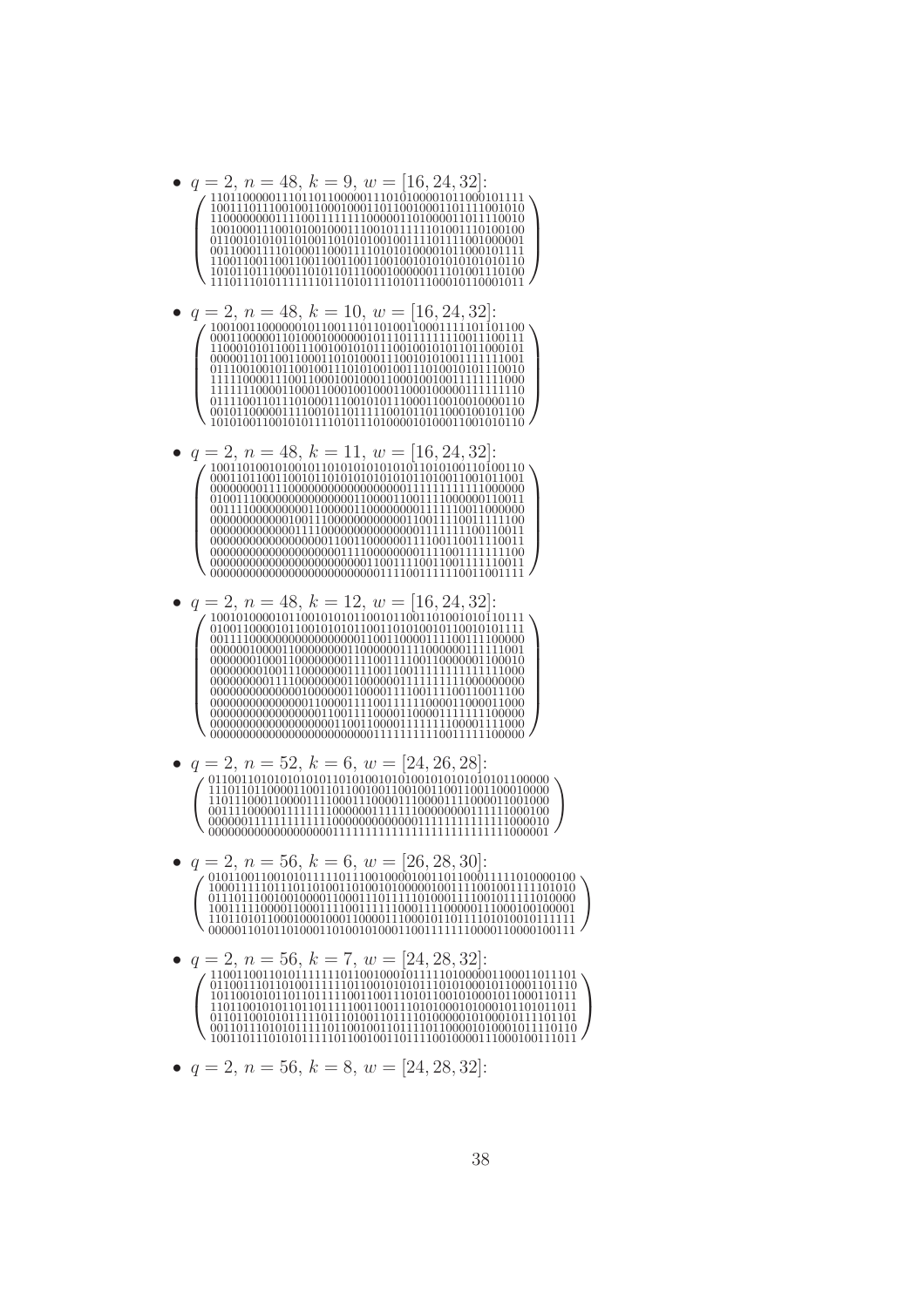- $q = 2$, $n = 48$, $k = 9$, $w = [16, 24, 32]$:

$$\begin{pmatrix}
110110000011101101100000111010100001011000101111 \\
100111011100100110001000110110010001101111001010 \\
110000000111100111111110000011010000110111110010 \\
100100011100101001000111001011111101001110100100 \\
011001010101101001101010100100111101111001000001 \\
001100011110100011000111101010100001011000101111 \\
110011001100110011001100110010010101010101010110 \\
101011011100011010110111000100000011101001110100 \\
111011101011111110111010111101011100010110001011
\end{pmatrix}$$

- $q = 2$, $n = 48$, $k = 10$, $w = [16, 24, 32]$:

$$\begin{pmatrix}
100100110000001011001110110100110001111101101100 \\
000110000011010001000000101110111111110011100111 \\
110001010110011100100101011100100101011011000101 \\
000001101100110001101010001110010101001111111001 \\
011100100101100100111010100100111010010101110010 \\
111110000111001100010010001100010010011111111000 \\
111111100001100011000100100011000100100000111110 \\
011110011011101000111001010111000110010010000110 \\
001011000001111001011011111001011011000100101100 \\
101010011001010111101011101000010100011001010110
\end{pmatrix}$$

- $q = 2$, $n = 48$, $k = 11$, $w = [16, 24, 32]$:

$$\begin{pmatrix}
100110100101001011010101010101011010100110100110 \\
000110110011001011010101010101011010011001011001 \\
000000001111000000000000000000001111111111000000 \\
010011100000000000000001100001100111100000110011 \\
001111000000001100000011000000001111110011000000 \\
000000000000100111000000000000110011110011111100 \\
000000000000111100000000000000001111111100110011 \\
000000000000000001100110000001111001100111110011 \\
000000000000000000001111000000001111001111111100 \\
000000000000000000000000011001111001100111110011 \\
000000000000000000000000001111001111110011001111
\end{pmatrix}$$

- $q = 2$, $n = 48$, $k = 12$, $w = [16, 24, 32]$:

$$\begin{pmatrix}
100101000010110010101011001011001101001010110111 \\
010011000010110010101010110011010100101100101011 \\
001111000000000000000001100110000111100111100000 \\
000000100001100000000011000000111100000001111001 \\
000000100011000000000111100111100110000001100010 \\
000000001001110000000011110011001111111111111000 \\
000000000111100000000011000000111111111000000000 \\
000000000000001000000011000011110011110011001100 \\
000000000000000110000111100111111000011000011000 \\
000000000000000001100111100001100001111111100000 \\
000000000000000000011001100001111111110000111000 \\
000000000000000000000000111111111001111111100000
\end{pmatrix}$$

- $q = 2$, $n = 52$, $k = 6$, $w = [24, 26, 28]$:

$$\begin{pmatrix}
0110011010101010101101010010101001010101010101100000 \\
1110110110000110011011001001100100110011001100010000 \\
1101110001100001111000111000011100001110000110010000 \\
0011110000011111111000000111111100000000011111000100 \\
0000001111111111111100000000000000111111111111000010 \\
0000000000000000000011111111111111111111111111000001
\end{pmatrix}$$

- $q = 2$, $n = 56$, $k = 6$, $w = [26, 28, 30]$:

$$\begin{pmatrix}
01011001100101011111011100100001001101100011111010000100 \\
10001111101110110100110100101000000100111100100111101010 \\
01110111001001000011000111011111101000111100101111010000 \\
10011111000011000111100111110001111000001110001001000001 \\
11011010110001000100011000011100010110111101010010111111 \\
00000110101101000110100101000110011111110000110000100111
\end{pmatrix}$$

- $q = 2$, $n = 56$, $k = 7$, $w = [24, 28, 32]$:

$$\begin{pmatrix}
11001100110101111111011001000101111101000001100011011101 \\
01100111011010011111011010010101011101010001011000110110 \\
10110010101101101111100110011101011001010000101100011011 \\
11011001010110110111110011001110101000101000101101011011 \\
01101100101011111011011010011011110100000101000101110110 \\
00110111010101111101100100110111101100001010001011110110 \\
10011011101010111111011001001101111100100001110001001110
\end{pmatrix}$$

- $q = 2$, $n = 56$, $k = 8$, $w = [24, 28, 32]$: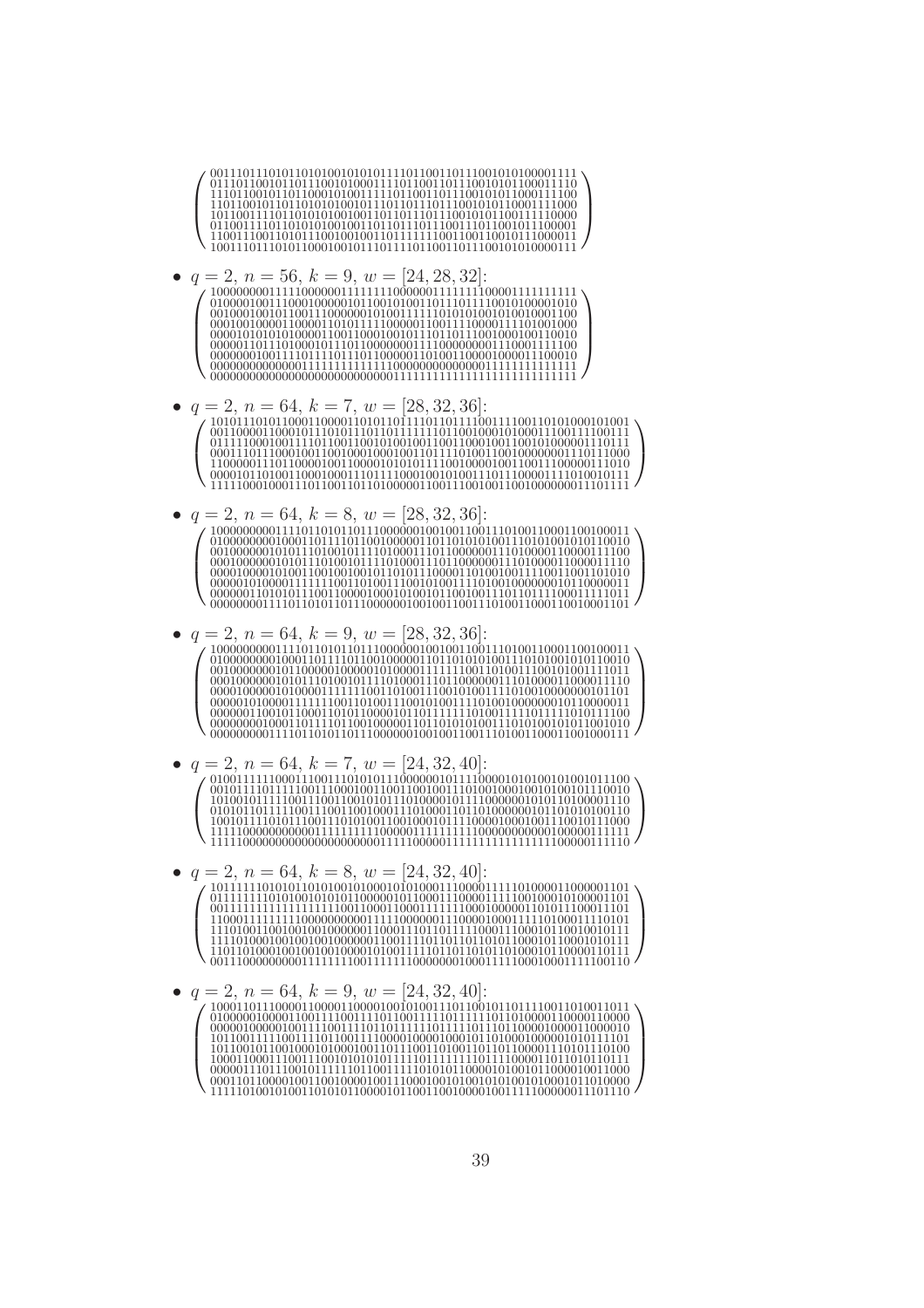$$
\begin{pmatrix}
0011101110101101010010101011110110011011100101010000111 \\
0111011001011011100101000111101100110111001010110001110 \\
1110110010110110001010011110110011011100101011000111100 \\
1101100101101101010100101110110111011100101011000111000 \\
1011001110110101010100100110110111011100101011001110000 \\
0110011110110101010100100110110111011100111011001011100001 \\
1100111001101011100100100110111111100110011001011000011 \\
1001110111010110001001011101111011001101110010101000111
\end{pmatrix}
$$

- $q = 2$, $n = 56$, $k = 9$, $w = [24, 28, 32]$:

$$
\begin{pmatrix}
10000000011111000000111111110000001111111100001111111111 \\
01000010011100010000010110010100100110111011100101000001010 \\
00100010010110011100000001010011111010101001010010001100 \\
00010010000110000110101111100000110011110000111101001000 \\
00001010101010000011001100010010111011011100100010010010 \\
00000110111010001011101100000001111000000001110001111100 \\
00000001001111011110110110000011010011000010000111000010 \\
00000000000001111111111111100000000000000001111111111111 \\
00000000000000000000000000000001111111111111111111111111
\end{pmatrix}
$$

- $q = 2$, $n = 64$, $k = 7$, $w = [28, 32, 36]$:

$$
\begin{pmatrix}
1010111010110001100001101011011110110111100111100110101000101001 \\
0011000011000101110101110110111111101100100010100011100111100111 \\
0111110001001111011001100101001001100110001001100101000001110111 \\
0001110111000100110010001000100110111101001100100000001110111000 \\
1100000111011000010011000010101011110010000100110011100000111010 \\
0000101101001100010001101011100010010100110111000011110100101111 \\
1111100010001110110011011010000011001110010011001000000011101111
\end{pmatrix}
$$

- $q = 2$, $n = 64$, $k = 8$, $w = [28, 32, 36]$:

$$
\begin{pmatrix}
1000000000111101101011011100000010010011001110100110001100100011 \\
0100000000100011011110110010000011011010101001110101001010110010 \\
0010000001010111010010111101000111011000000111010000110000111100 \\
0001000000101011101001011110100011101100000011101000011000011110 \\
0000100001010011001001001011101011100001101001001110011001101010 \\
0000010100001111111001101001110010100111101001000000001011000011 \\
0000001101010111001100001000101001011001001110110111100011111011 \\
0000000011110110101011011100000010010011001110100110001100101101
\end{pmatrix}
$$

- $q = 2$, $n = 64$, $k = 9$, $w = [28, 32, 36]$:

$$
\begin{pmatrix}
1000000000111101101011011100000010010011001110100110001100100011 \\
0100000000100011011110110010000011011010101001110101001010110010 \\
0010000000101100001000001010000111111100110100111001010011110111 \\
0001000000101011101001011110100011101100000011101000011000011110 \\
0000100000101000011111110011010011100101001110100100000000101101 \\
0000010100001111111001101001110010100111101001000000001011000011 \\
0000001100101100011010110000101101111110100111110111110100111100 \\
0000000001000110111101100100000011011010101001110101001010110010 \\
0000000000111101101011011100000010010011001110100110001100100111
\end{pmatrix}
$$

- $q = 2$, $n = 64$, $k = 7$, $w = [24, 32, 40]$:

$$
\begin{pmatrix}
0100111110001110011101010111000000101111000010101001010010110110 \\
0010111101111100111100001100110011001001110100100010010100101110010 \\
1010010111110011100110010101110100001011110000000101011010000110 \\
0101010111110011100110001110100011011010000000101101010101010010 \\
1001011110101110011101010011001000101111000010001001110010111000 \\
1111100000000001111111111110000011111111110000000000001000001111111 \\
1111100000000000000000000001111100000111111111111111100000111110
\end{pmatrix}
$$

- $q = 2$, $n = 64$, $k = 8$, $w = [24, 32, 40]$:

$$
\begin{pmatrix}
1011111101010110101001010100010101000111000011111010000110000001101 \\
0111111101010010101010110000001011000111000011111100100001010000101 \\
0011111111111111111110011000110001100011111100010000001101011100011101 \\
1100011111111100000000000111110000000111000010001111101000111101 \\
1110100100100100100000001000111101101111100011100010110010010111 \\
1111010001001001001000000110011110110110110101011000101100010101 \\
1101101000100100100100000100101111101101101011010001011000010111 \\
0011100000000001111111001111111000000001000111111000100011111100110
\end{pmatrix}
$$

- $q = 2$, $n = 64$, $k = 9$, $w = [24, 32, 40]$:

$$
\begin{pmatrix}
1000110111000011000011000010010100111011001011011110011010011011 \\
0100000100001100111100111101100111110111111101101000001100000110000 \\
0000010000010011110011101101111111011111101110000100001100000010 \\
1011001111100111101100111100001000010001011010001000001010111101 \\
1011001011001000101000100110111001101001101101100001110101110100 \\
1000110001100111001010101011110110111111011111000011011010110111 \\
0000011101110010111111101100111110101011000010100101100000100111000 \\
0001101100001001100100001001110001001010010101001010001011010000 \\
1111101001010011010101100001011001100100001001111100000011101110
\end{pmatrix}
$$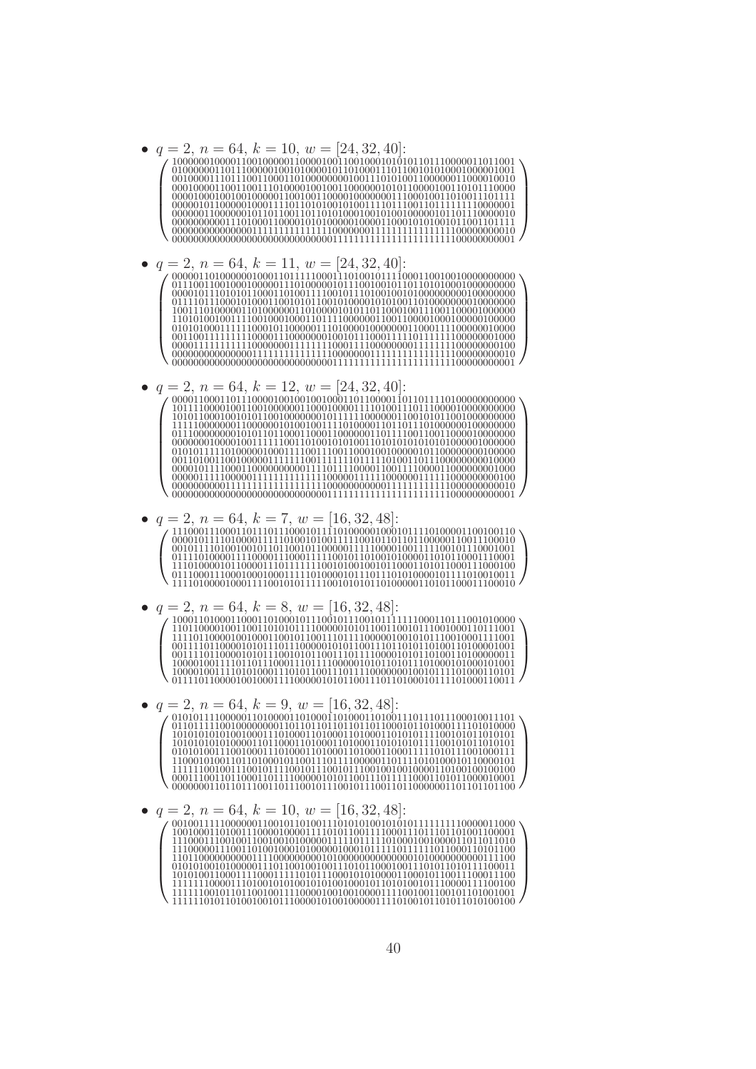- $q = 2$, $n = 64$, $k = 10$, $w = [24, 32, 40]$:

$$\begin{pmatrix}
1000000100001100100000110000100110010001010101101110000011011001 \\
0100000011011100000100101000010110100011101100101010001000001001 \\
0010000111011100110001101000000001001110101001100000011000010010 \\
0001000011001100111010000100100110000001010110000100110101110000 \\
0000100010010010000011001001100001000000001110001001101001101111 \\
0000010110000010001111011010100101001111011100110111111110000001 \\
0000001100000010110110011011010100010010100100000101101100000010 \\
0000000001110100011000010101000001000011000101010010110011011111 \\
0000000000000001111111111111110000000111111111111111100000000010 \\
0000000000000000000000000000000111111111111111111111100000000001
\end{pmatrix}$$

- $q = 2$, $n = 64$, $k = 11$, $w = [24, 32, 40]$:

$$\begin{pmatrix}
0000011010000000100011011111000111010010111100011001001000000000 \\
0111001100100010000011101000001011100100101101010100010000000000 \\
0000101110101011000110100111100101110100100101000000001000000000 \\
0111011100010100011001010110010100001010100110100000000100000000 \\
1001110100000110100000011010000101011011000100110011000010000000 \\
1101010010011100100010011011110000001100110000100010000001000000 \\
0101010001111110001011000011101000010000000110001111000000100000 \\
0011001111111110000111000000010010111000111110111111100000001000 \\
0000111111111110000000111111110001111000000000111111100000000100 \\
0000000000000001111111111111110000000111111111111111100000000010 \\
0000000000000000000000000000000111111111111111111111100000000001
\end{pmatrix}$$

- $q = 2$, $n = 64$, $k = 12$, $w = [24, 32, 40]$:

$$\begin{pmatrix}
0000110001101110000100100100100011011000011011011110100000000000 \\
1011110000100110010000001100010000111101001110111000010000000000 \\
1010110001001010110010000000101111111000000110010101100100000000 \\
1111100000011000000101001001111010000110110111011010000001000000 \\
0111000000001010110110001100011000000110111100110011000010000000 \\
0000000100001001111110011010010101001101010101010101000001000000 \\
0101011111010000001000111100111001100010010000010110000000100000 \\
0011010011001000001111110001111111011111101001101100000000010000 \\
0000101111000110000000000111110111100001100111100001100000001000 \\
0000011111100000111111111111111000001111110000001111100000000100 \\
0000000000111111111111111111111000000000001111111111100000000010 \\
0000000000000000000000000000000111111111111111111111100000000001
\end{pmatrix}$$

- $q = 2$, $n = 64$, $k = 7$, $w = [16, 32, 48]$:

$$\begin{pmatrix}
1110001110001101110111000101111010000010001011110100001100100110 \\
0000101111010000111110100101001111100101101011000001100111000010 \\
0010111101001001011011001011000001111110000100111110010111000101 \\
0111101000011110000111000111110010110100101000011010110001110001 \\
1110100001011000011101111111001010010010110001101011000111000100 \\
0111000111000100010001111101000010111011101010000101110100100111 \\
1111010000100011110010101111001010101101000001101011000111100010
\end{pmatrix}$$

- $q = 2$, $n = 64$, $k = 8$, $w = [16, 32, 48]$:

$$\begin{pmatrix}
1000110100011000110100010111001011100101111111000110111001010000 \\
1101100001001100110101010111100000101011001100101110010001101110 \\
1111011000010010001100101100111011111000001001010111001000111100 \\
0011110110000101011101110000010101100111011010110100110100001001 \\
0011110110000101011100101010011101111000010101101001101000000011 \\
1000010011110110111000110111110000010101101011101000101000101001 \\
1000010011110101000111010110011101111000000001001011110100010101 \\
0111101100001001000111100000101011001110110100010111101000110011
\end{pmatrix}$$

- $q = 2$, $n = 64$, $k = 9$, $w = [16, 32, 48]$:

$$\begin{pmatrix}
0101011110000011010000110100011010001101001110111011100010011101 \\
0110111110010000000011011011011011011000101101000111101010000000 \\
1010101010100100011101000110100011010001101010111100101011010101 \\
1010101010100001101100011010001101000110101010111100101011010101 \\
0101010011100100011101000110100011010001100011111010111001000111 \\
1100010100110110100010110011011101110000010111101010001011000010 \\
1111110010011100101110010111001011100100100100001101001001001000 \\
0001110011011000110111100000101011001110111111000110101000010001 \\
0000000110110110011011100101110010111001101100000011011011011000
\end{pmatrix}$$

- $q = 2$, $n = 64$, $k = 10$, $w = [16, 32, 48]$:

$$\begin{pmatrix}
0010011111000000110010101001110101010010101011111111110000011000 \\
1001000110100111000010000111101011001111000111101110110100100001 \\
1110001110010011001001010000011111011111101000100100001101101101 \\
1110000011100110100100010100000100010111111011111011000110101100 \\
1101100000000011110000000001010000000000000000101000000000011100 \\
0101010010100000111011001001001110101100010011010110101011100011 \\
1010100110001111000111110101110001010100001100010110011100011100 \\
1111110000111010010101001010100100010110101001011100000111100100 \\
1111100101101100100111100001001001000011110010011001011010010011 \\
1111101011010100100101110000101001000001111010010110101101010100
\end{pmatrix}$$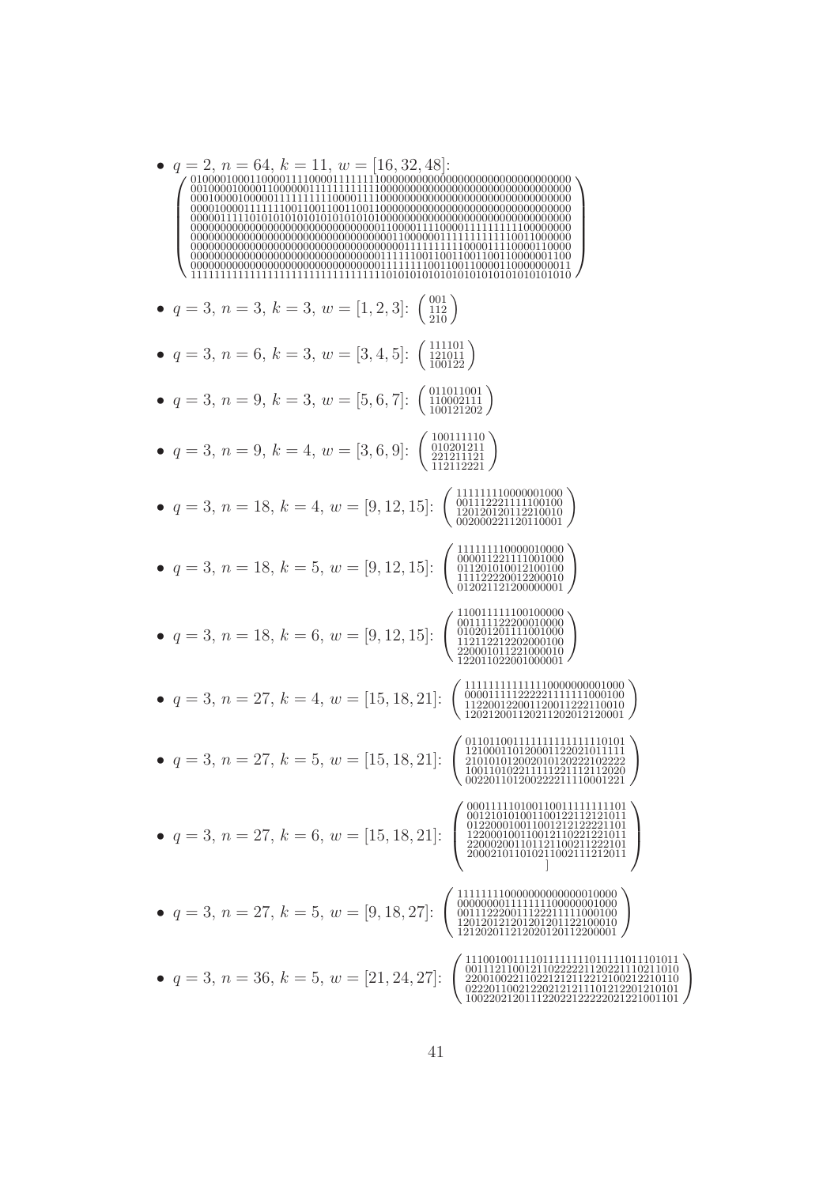- $q = 2$, $n = 64$, $k = 11$, $w = [16, 32, 48]$:
$$\begin{pmatrix}
0100001000110000111100001111111100000000000000000000000000000000\\
0010000100001100000011111111111100000000000000000000000000000000\\
0001000010000001111111111000011111000000000000000000000000000000\\
0000100001111111001100110011001100000000000000000000000000000000\\
0000011111010101010101010101010100000000000000000000000000000000\\
0000000000000000000000000000000001100001111000011111111100000000\\
0000000000000000000000000000000001100000111111111111001100000000\\
0000000000000000000000000000000001111111111000011110000110000000\\
0000000000000000000000000000000001111110011001100110011000000110\\
0000000000000000000000000000000001111111001100110011000011000000\\
1111111111111111111111111111111110101010101010101010101010101010
\end{pmatrix}$$

- $q = 3$, $n = 3$, $k = 3$, $w = [1, 2, 3]$: $\begin{pmatrix} 001 \\ 112 \\ 210 \end{pmatrix}$

- $q = 3$, $n = 6$, $k = 3$, $w = [3, 4, 5]$: $\begin{pmatrix} 111101 \\ 121011 \\ 100122 \end{pmatrix}$

- $q = 3$, $n = 9$, $k = 3$, $w = [5, 6, 7]$: $\begin{pmatrix} 011011001 \\ 110002111 \\ 100121202 \end{pmatrix}$

- $q = 3$, $n = 9$, $k = 4$, $w = [3, 6, 9]$: $\begin{pmatrix} 100111110 \\ 010201211 \\ 221211121 \\ 112112221 \end{pmatrix}$

- $q = 3$, $n = 18$, $k = 4$, $w = [9, 12, 15]$: $\begin{pmatrix} 111111110000001000 \\ 001112221111100100 \\ 120120120112210010 \\ 002000221120110001 \end{pmatrix}$

- $q = 3$, $n = 18$, $k = 5$, $w = [9, 12, 15]$: $\begin{pmatrix} 111111110000010000 \\ 000011221111001000 \\ 011201010012100100 \\ 111122220012200010 \\ 012021121200000001 \end{pmatrix}$

- $q = 3$, $n = 18$, $k = 6$, $w = [9, 12, 15]$: $\begin{pmatrix} 110011111100100000 \\ 001111122200010000 \\ 010201201111001000 \\ 112112212202000100 \\ 220001011221000010 \\ 122011022001000001 \end{pmatrix}$

- $q = 3$, $n = 27$, $k = 4$, $w = [15, 18, 21]$: $\begin{pmatrix} 111111111111110000000001000 \\ 000011111222221111111000100 \\ 112200122001120011222110010 \\ 120212001120211202012120001 \end{pmatrix}$

- $q = 3$, $n = 27$, $k = 5$, $w = [15, 18, 21]$: $\begin{pmatrix} 011011001111111111111110101 \\ 121000110120001122021011111 \\ 210101012002010120222102222 \\ 100110102211111221112112020 \\ 002201101200222211110001221 \end{pmatrix}$

- $q = 3$, $n = 27$, $k = 6$, $w = [15, 18, 21]$: $\begin{pmatrix} 000111110100110011111111101 \\ 001210101001100122112121011 \\ 012200010010012121222221101 \\ 122000100110012110221221011 \\ 220002001101121100211222101 \\ 200021011010211002111212011 \end{pmatrix}$
]

- $q = 3$, $n = 27$, $k = 5$, $w = [9, 18, 27]$: $\begin{pmatrix} 111111110000000000000010000 \\ 000000001111111100000001000 \\ 001112220011122211111000100 \\ 120120120120120120112210010 \\ 121202011212020120112200001 \end{pmatrix}$

- $q = 3$, $n = 36$, $k = 5$, $w = [21, 24, 27]$: $\begin{pmatrix} 111001001110111111110111110111101011 \\ 001112110012110222221120221110211010 \\ 220010022110221212112212100212210110 \\ 022201100212202121211101212201210101 \\ 100220212011122022122222021221001101 \end{pmatrix}$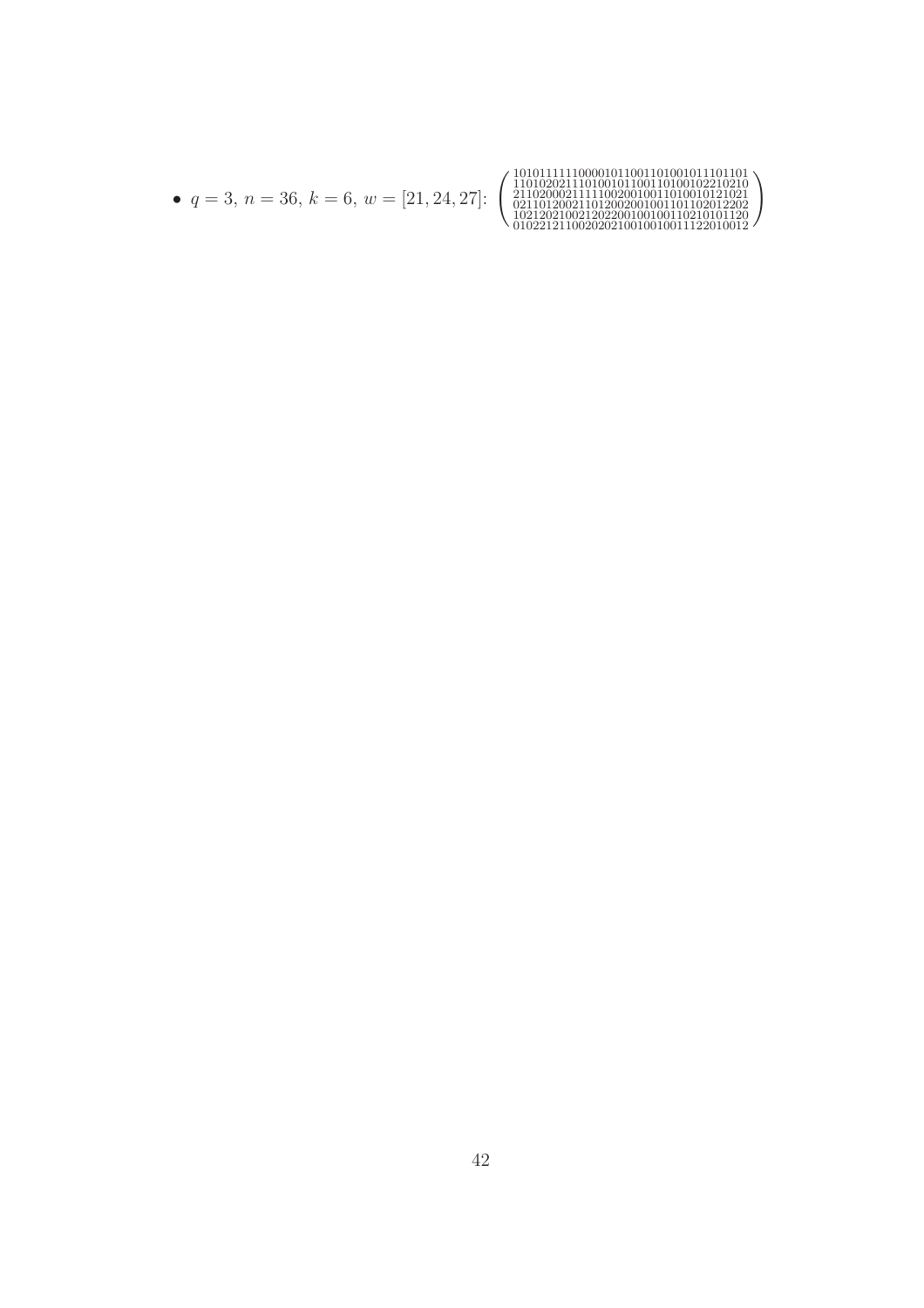- $q = 3$, $n = 36$, $k = 6$, $w = [21, 24, 27]$: $\begin{pmatrix} 101011111100001011001101001011101101 \\ 110102021110100101100110100102210210 \\ 211020002111110020010011010010121021 \\ 021101200211012002001001101102012202 \\ 102120210021202200100100110210101120 \\ 010221211002020210010010011122010012 \end{pmatrix}$